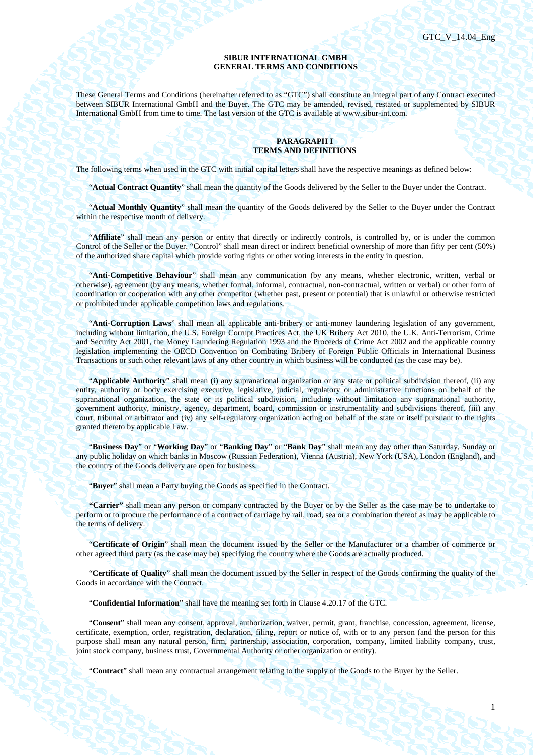**SIBUR INTERNATIONAL GMBH**
**GENERAL TERMS AND CONDITIONS**

These General Terms and Conditions (hereinafter referred to as "GTC") shall constitute an integral part of any Contract executed between SIBUR International GmbH and the Buyer. The GTC may be amended, revised, restated or supplemented by SIBUR International GmbH from time to time. The last version of the GTC is available at www.sibur-int.com.

# PARAGRAPH I
# TERMS AND DEFINITIONS

The following terms when used in the GTC with initial capital letters shall have the respective meanings as defined below:

"**Actual Contract Quantity**" shall mean the quantity of the Goods delivered by the Seller to the Buyer under the Contract.

"**Actual Monthly Quantity**" shall mean the quantity of the Goods delivered by the Seller to the Buyer under the Contract within the respective month of delivery.

"**Affiliate**" shall mean any person or entity that directly or indirectly controls, is controlled by, or is under the common Control of the Seller or the Buyer. "Control" shall mean direct or indirect beneficial ownership of more than fifty per cent (50%) of the authorized share capital which provide voting rights or other voting interests in the entity in question.

"**Anti-Competitive Behaviour**" shall mean any communication (by any means, whether electronic, written, verbal or otherwise), agreement (by any means, whether formal, informal, contractual, non-contractual, written or verbal) or other form of coordination or cooperation with any other competitor (whether past, present or potential) that is unlawful or otherwise restricted or prohibited under applicable competition laws and regulations.

"**Anti-Corruption Laws**" shall mean all applicable anti-bribery or anti-money laundering legislation of any government, including without limitation, the U.S. Foreign Corrupt Practices Act, the UK Bribery Act 2010, the U.K. Anti-Terrorism, Crime and Security Act 2001, the Money Laundering Regulation 1993 and the Proceeds of Crime Act 2002 and the applicable country legislation implementing the OECD Convention on Combating Bribery of Foreign Public Officials in International Business Transactions or such other relevant laws of any other country in which business will be conducted (as the case may be).

"**Applicable Authority**" shall mean (i) any supranational organization or any state or political subdivision thereof, (ii) any entity, authority or body exercising executive, legislative, judicial, regulatory or administrative functions on behalf of the supranational organization, the state or its political subdivision, including without limitation any supranational authority, government authority, ministry, agency, department, board, commission or instrumentality and subdivisions thereof, (iii) any court, tribunal or arbitrator and (iv) any self-regulatory organization acting on behalf of the state or itself pursuant to the rights granted thereto by applicable Law.

"**Business Day**" or "**Working Day**" or "**Banking Day**" or "**Bank Day**" shall mean any day other than Saturday, Sunday or any public holiday on which banks in Moscow (Russian Federation), Vienna (Austria), New York (USA), London (England), and the country of the Goods delivery are open for business.

"**Buyer**" shall mean a Party buying the Goods as specified in the Contract.

**"Carrier"** shall mean any person or company contracted by the Buyer or by the Seller as the case may be to undertake to perform or to procure the performance of a contract of carriage by rail, road, sea or a combination thereof as may be applicable to the terms of delivery.

"**Certificate of Origin**" shall mean the document issued by the Seller or the Manufacturer or a chamber of commerce or other agreed third party (as the case may be) specifying the country where the Goods are actually produced.

"**Certificate of Quality**" shall mean the document issued by the Seller in respect of the Goods confirming the quality of the Goods in accordance with the Contract.

"**Confidential Information**" shall have the meaning set forth in Clause 4.20.17 of the GTC.

"**Consent**" shall mean any consent, approval, authorization, waiver, permit, grant, franchise, concession, agreement, license, certificate, exemption, order, registration, declaration, filing, report or notice of, with or to any person (and the person for this purpose shall mean any natural person, firm, partnership, association, corporation, company, limited liability company, trust, joint stock company, business trust, Governmental Authority or other organization or entity).

"**Contract**" shall mean any contractual arrangement relating to the supply of the Goods to the Buyer by the Seller.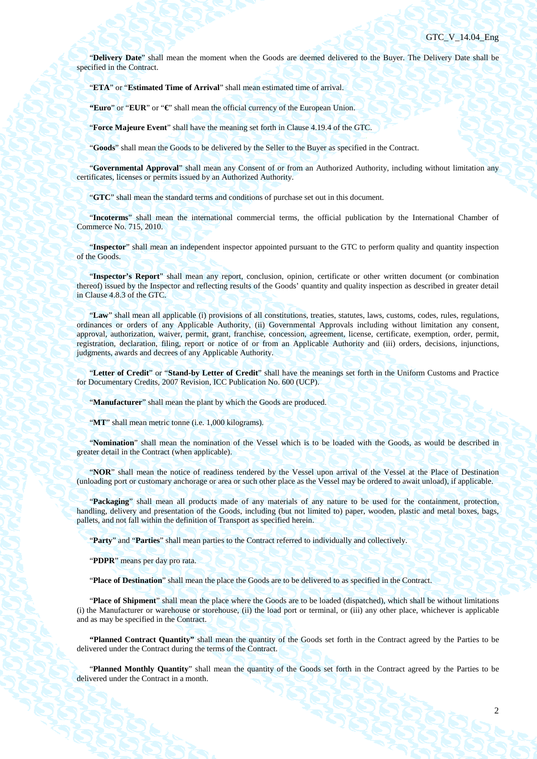"**Delivery Date**" shall mean the moment when the Goods are deemed delivered to the Buyer. The Delivery Date shall be specified in the Contract.

"**ETA**" or "**Estimated Time of Arrival**" shall mean estimated time of arrival.

**"Euro"** or "**EUR**" or "**€**" shall mean the official currency of the European Union.

"**Force Majeure Event**" shall have the meaning set forth in Clause 4.19.4 of the GTC.

"**Goods**" shall mean the Goods to be delivered by the Seller to the Buyer as specified in the Contract.

"**Governmental Approval**" shall mean any Consent of or from an Authorized Authority, including without limitation any certificates, licenses or permits issued by an Authorized Authority.

"**GTC**" shall mean the standard terms and conditions of purchase set out in this document.

"**Incoterms**" shall mean the international commercial terms, the official publication by the International Chamber of Commerce No. 715, 2010.

"**Inspector**" shall mean an independent inspector appointed pursuant to the GTC to perform quality and quantity inspection of the Goods.

"**Inspector's Report**" shall mean any report, conclusion, opinion, certificate or other written document (or combination thereof) issued by the Inspector and reflecting results of the Goods' quantity and quality inspection as described in greater detail in Clause 4.8.3 of the GTC.

"**Law**" shall mean all applicable (i) provisions of all constitutions, treaties, statutes, laws, customs, codes, rules, regulations, ordinances or orders of any Applicable Authority, (ii) Governmental Approvals including without limitation any consent, approval, authorization, waiver, permit, grant, franchise, concession, agreement, license, certificate, exemption, order, permit, registration, declaration, filing, report or notice of or from an Applicable Authority and (iii) orders, decisions, injunctions, judgments, awards and decrees of any Applicable Authority.

"**Letter of Credit**" or "**Stand-by Letter of Credit**" shall have the meanings set forth in the Uniform Customs and Practice for Documentary Credits, 2007 Revision, ICC Publication No. 600 (UCP).

"**Manufacturer**" shall mean the plant by which the Goods are produced.

"**MT**" shall mean metric tonne (i.e. 1,000 kilograms).

"**Nomination**" shall mean the nomination of the Vessel which is to be loaded with the Goods, as would be described in greater detail in the Contract (when applicable).

"**NOR**" shall mean the notice of readiness tendered by the Vessel upon arrival of the Vessel at the Place of Destination (unloading port or customary anchorage or area or such other place as the Vessel may be ordered to await unload), if applicable.

"**Packaging**" shall mean all products made of any materials of any nature to be used for the containment, protection, handling, delivery and presentation of the Goods, including (but not limited to) paper, wooden, plastic and metal boxes, bags, pallets, and not fall within the definition of Transport as specified herein.

"**Party**" and "**Parties**" shall mean parties to the Contract referred to individually and collectively.

"**PDPR**" means per day pro rata.

"**Place of Destination**" shall mean the place the Goods are to be delivered to as specified in the Contract.

"**Place of Shipment**" shall mean the place where the Goods are to be loaded (dispatched), which shall be without limitations (i) the Manufacturer or warehouse or storehouse, (ii) the load port or terminal, or (iii) any other place, whichever is applicable and as may be specified in the Contract.

**"Planned Contract Quantity"** shall mean the quantity of the Goods set forth in the Contract agreed by the Parties to be delivered under the Contract during the terms of the Contract.

"**Planned Monthly Quantity**" shall mean the quantity of the Goods set forth in the Contract agreed by the Parties to be delivered under the Contract in a month.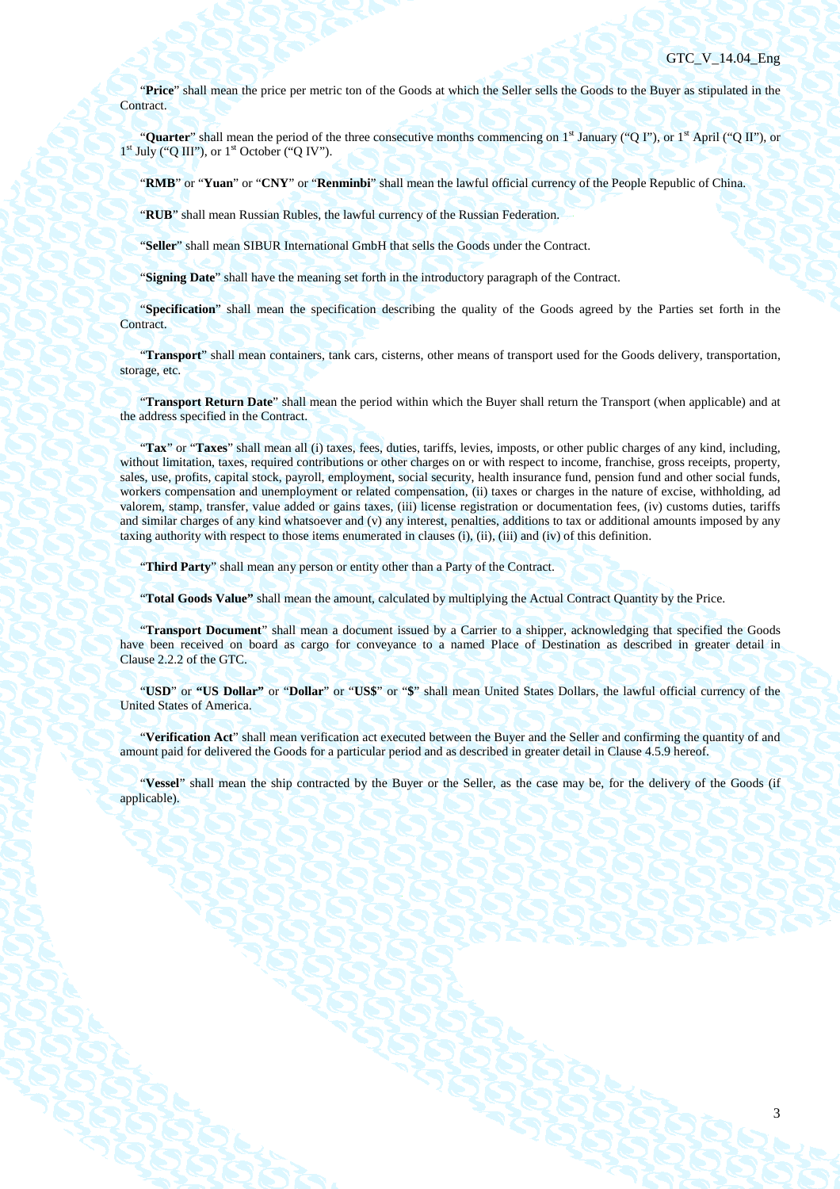"**Price**" shall mean the price per metric ton of the Goods at which the Seller sells the Goods to the Buyer as stipulated in the Contract.

"**Quarter**" shall mean the period of the three consecutive months commencing on 1st January ("Q I"), or 1st April ("Q II"), or 1st July ("Q III"), or 1st October ("Q IV").

"**RMB**" or "**Yuan**" or "**CNY**" or "**Renminbi**" shall mean the lawful official currency of the People Republic of China.

"**RUB**" shall mean Russian Rubles, the lawful currency of the Russian Federation.

"**Seller**" shall mean SIBUR International GmbH that sells the Goods under the Contract.

"**Signing Date**" shall have the meaning set forth in the introductory paragraph of the Contract.

"**Specification**" shall mean the specification describing the quality of the Goods agreed by the Parties set forth in the Contract.

"**Transport**" shall mean containers, tank cars, cisterns, other means of transport used for the Goods delivery, transportation, storage, etc.

"**Transport Return Date**" shall mean the period within which the Buyer shall return the Transport (when applicable) and at the address specified in the Contract.

"**Tax**" or "**Taxes**" shall mean all (i) taxes, fees, duties, tariffs, levies, imposts, or other public charges of any kind, including, without limitation, taxes, required contributions or other charges on or with respect to income, franchise, gross receipts, property, sales, use, profits, capital stock, payroll, employment, social security, health insurance fund, pension fund and other social funds, workers compensation and unemployment or related compensation, (ii) taxes or charges in the nature of excise, withholding, ad valorem, stamp, transfer, value added or gains taxes, (iii) license registration or documentation fees, (iv) customs duties, tariffs and similar charges of any kind whatsoever and (v) any interest, penalties, additions to tax or additional amounts imposed by any taxing authority with respect to those items enumerated in clauses (i), (ii), (iii) and (iv) of this definition.

"**Third Party**" shall mean any person or entity other than a Party of the Contract.

"**Total Goods Value"** shall mean the amount, calculated by multiplying the Actual Contract Quantity by the Price.

"**Transport Document**" shall mean a document issued by a Carrier to a shipper, acknowledging that specified the Goods have been received on board as cargo for conveyance to a named Place of Destination as described in greater detail in Clause 2.2.2 of the GTC.

"**USD**" or **"US Dollar"** or "**Dollar**" or "**US$**" or "**$**" shall mean United States Dollars, the lawful official currency of the United States of America.

"**Verification Act**" shall mean verification act executed between the Buyer and the Seller and confirming the quantity of and amount paid for delivered the Goods for a particular period and as described in greater detail in Clause 4.5.9 hereof.

"**Vessel**" shall mean the ship contracted by the Buyer or the Seller, as the case may be, for the delivery of the Goods (if applicable).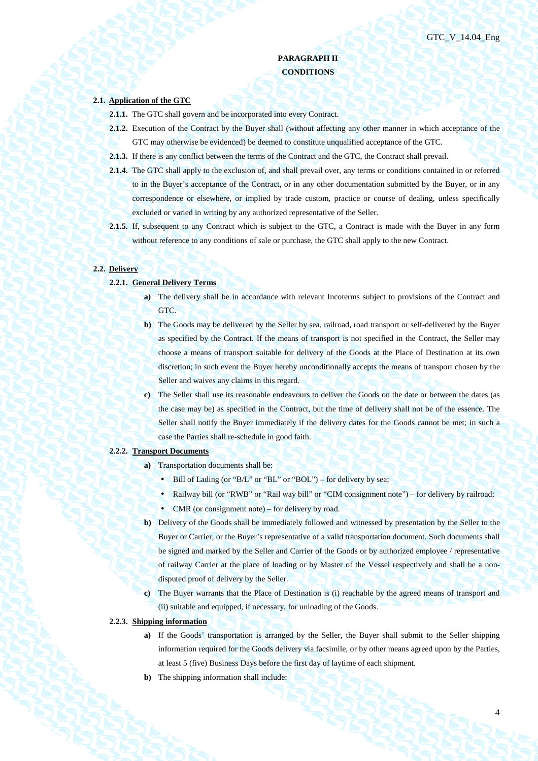# PARAGRAPH II
# CONDITIONS

**2.1. Application of the GTC**

**2.1.1.** The GTC shall govern and be incorporated into every Contract.

**2.1.2.** Execution of the Contract by the Buyer shall (without affecting any other manner in which acceptance of the GTC may otherwise be evidenced) be deemed to constitute unqualified acceptance of the GTC.

**2.1.3.** If there is any conflict between the terms of the Contract and the GTC, the Contract shall prevail.

**2.1.4.** The GTC shall apply to the exclusion of, and shall prevail over, any terms or conditions contained in or referred to in the Buyer's acceptance of the Contract, or in any other documentation submitted by the Buyer, or in any correspondence or elsewhere, or implied by trade custom, practice or course of dealing, unless specifically excluded or varied in writing by any authorized representative of the Seller.

**2.1.5.** If, subsequent to any Contract which is subject to the GTC, a Contract is made with the Buyer in any form without reference to any conditions of sale or purchase, the GTC shall apply to the new Contract.

**2.2. Delivery**

**2.2.1. General Delivery Terms**

**a)** The delivery shall be in accordance with relevant Incoterms subject to provisions of the Contract and GTC.

**b)** The Goods may be delivered by the Seller by sea, railroad, road transport or self-delivered by the Buyer as specified by the Contract. If the means of transport is not specified in the Contract, the Seller may choose a means of transport suitable for delivery of the Goods at the Place of Destination at its own discretion; in such event the Buyer hereby unconditionally accepts the means of transport chosen by the Seller and waives any claims in this regard.

**c)** The Seller shall use its reasonable endeavours to deliver the Goods on the date or between the dates (as the case may be) as specified in the Contract, but the time of delivery shall not be of the essence. The Seller shall notify the Buyer immediately if the delivery dates for the Goods cannot be met; in such a case the Parties shall re-schedule in good faith.

**2.2.2. Transport Documents**

**a)** Transportation documents shall be:

- Bill of Lading (or "B/L" or "BL" or "BOL") – for delivery by sea;
- Railway bill (or "RWB" or "Rail way bill" or "CIM consignment note") – for delivery by railroad;
- CMR (or consignment note) – for delivery by road.

**b)** Delivery of the Goods shall be immediately followed and witnessed by presentation by the Seller to the Buyer or Carrier, or the Buyer's representative of a valid transportation document. Such documents shall be signed and marked by the Seller and Carrier of the Goods or by authorized employee / representative of railway Carrier at the place of loading or by Master of the Vessel respectively and shall be a non-disputed proof of delivery by the Seller.

**c)** The Buyer warrants that the Place of Destination is (i) reachable by the agreed means of transport and (ii) suitable and equipped, if necessary, for unloading of the Goods.

**2.2.3. Shipping information**

**a)** If the Goods' transportation is arranged by the Seller, the Buyer shall submit to the Seller shipping information required for the Goods delivery via facsimile, or by other means agreed upon by the Parties, at least 5 (five) Business Days before the first day of laytime of each shipment.

**b)** The shipping information shall include: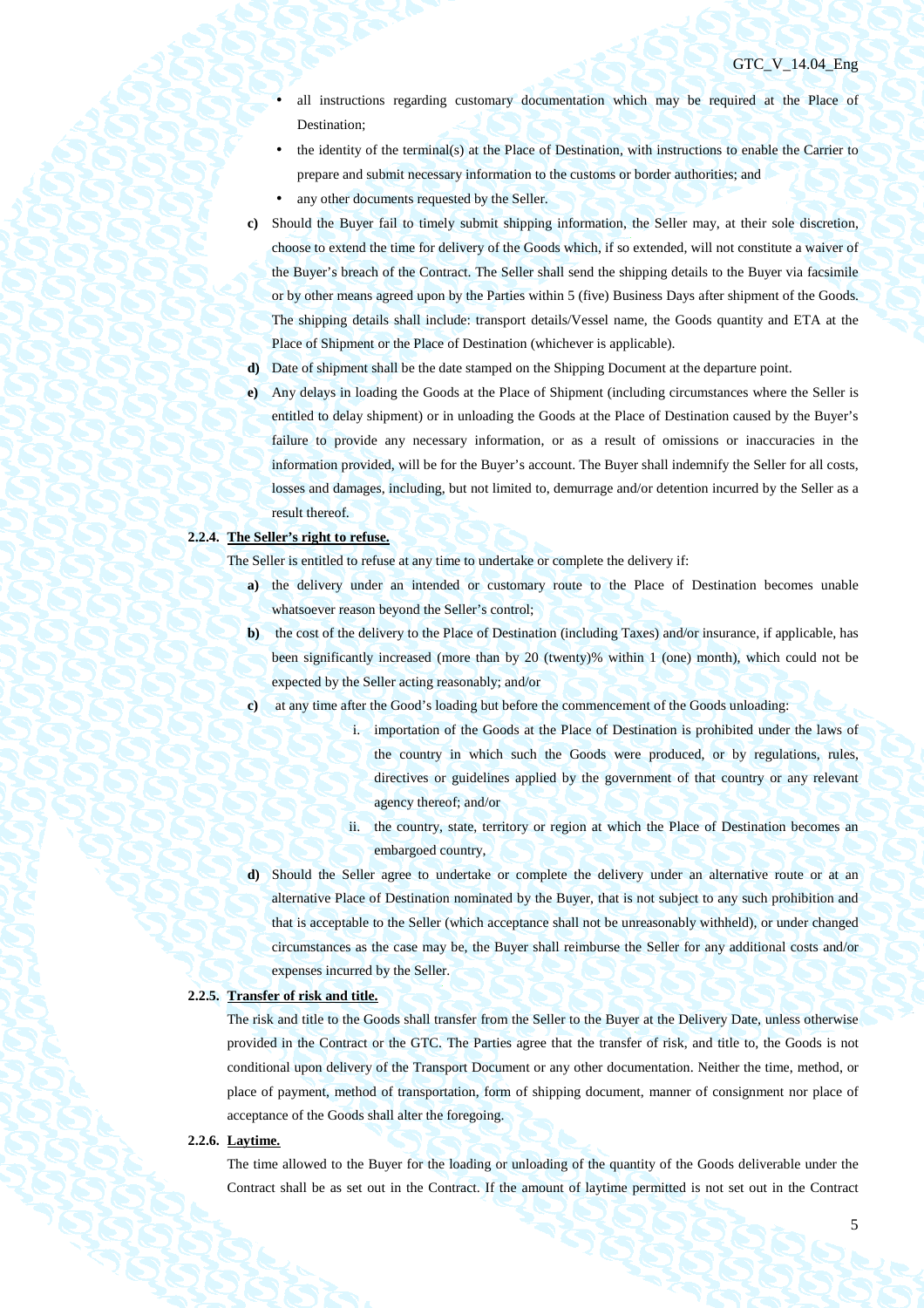- all instructions regarding customary documentation which may be required at the Place of Destination;
- the identity of the terminal(s) at the Place of Destination, with instructions to enable the Carrier to prepare and submit necessary information to the customs or border authorities; and
- any other documents requested by the Seller.

**c)** Should the Buyer fail to timely submit shipping information, the Seller may, at their sole discretion, choose to extend the time for delivery of the Goods which, if so extended, will not constitute a waiver of the Buyer's breach of the Contract. The Seller shall send the shipping details to the Buyer via facsimile or by other means agreed upon by the Parties within 5 (five) Business Days after shipment of the Goods. The shipping details shall include: transport details/Vessel name, the Goods quantity and ETA at the Place of Shipment or the Place of Destination (whichever is applicable).

**d)** Date of shipment shall be the date stamped on the Shipping Document at the departure point.

**e)** Any delays in loading the Goods at the Place of Shipment (including circumstances where the Seller is entitled to delay shipment) or in unloading the Goods at the Place of Destination caused by the Buyer's failure to provide any necessary information, or as a result of omissions or inaccuracies in the information provided, will be for the Buyer's account. The Buyer shall indemnify the Seller for all costs, losses and damages, including, but not limited to, demurrage and/or detention incurred by the Seller as a result thereof.

**2.2.4. <u>The Seller's right to refuse.</u>**

The Seller is entitled to refuse at any time to undertake or complete the delivery if:

**a)** the delivery under an intended or customary route to the Place of Destination becomes unable whatsoever reason beyond the Seller's control;

**b)** the cost of the delivery to the Place of Destination (including Taxes) and/or insurance, if applicable, has been significantly increased (more than by 20 (twenty)% within 1 (one) month), which could not be expected by the Seller acting reasonably; and/or

**c)** at any time after the Good's loading but before the commencement of the Goods unloading:

i. importation of the Goods at the Place of Destination is prohibited under the laws of the country in which such the Goods were produced, or by regulations, rules, directives or guidelines applied by the government of that country or any relevant agency thereof; and/or

ii. the country, state, territory or region at which the Place of Destination becomes an embargoed country,

**d)** Should the Seller agree to undertake or complete the delivery under an alternative route or at an alternative Place of Destination nominated by the Buyer, that is not subject to any such prohibition and that is acceptable to the Seller (which acceptance shall not be unreasonably withheld), or under changed circumstances as the case may be, the Buyer shall reimburse the Seller for any additional costs and/or expenses incurred by the Seller.

**2.2.5. <u>Transfer of risk and title.</u>**

The risk and title to the Goods shall transfer from the Seller to the Buyer at the Delivery Date, unless otherwise provided in the Contract or the GTC. The Parties agree that the transfer of risk, and title to, the Goods is not conditional upon delivery of the Transport Document or any other documentation. Neither the time, method, or place of payment, method of transportation, form of shipping document, manner of consignment nor place of acceptance of the Goods shall alter the foregoing.

**2.2.6. <u>Laytime.</u>**

The time allowed to the Buyer for the loading or unloading of the quantity of the Goods deliverable under the Contract shall be as set out in the Contract. If the amount of laytime permitted is not set out in the Contract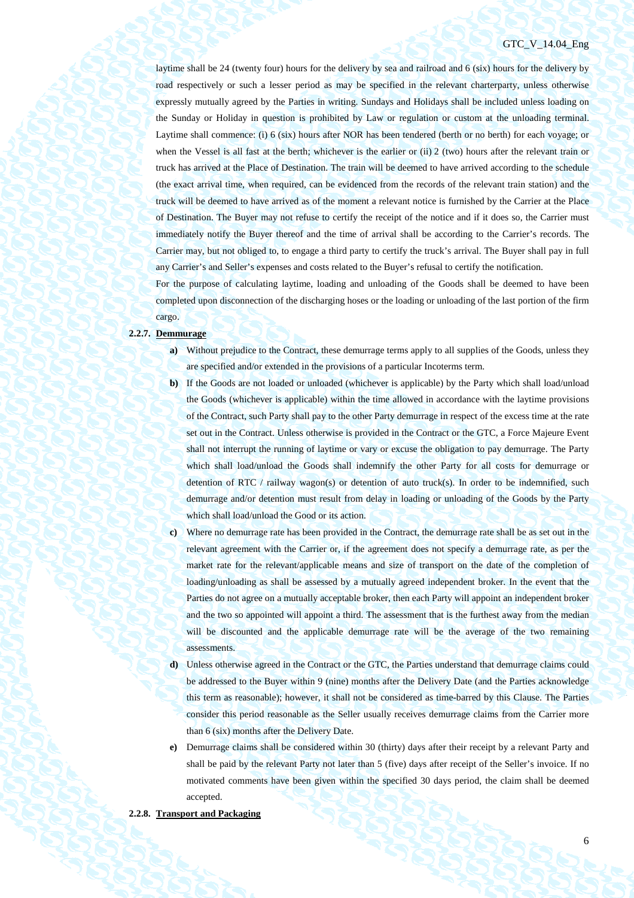laytime shall be 24 (twenty four) hours for the delivery by sea and railroad and 6 (six) hours for the delivery by road respectively or such a lesser period as may be specified in the relevant charterparty, unless otherwise expressly mutually agreed by the Parties in writing. Sundays and Holidays shall be included unless loading on the Sunday or Holiday in question is prohibited by Law or regulation or custom at the unloading terminal. Laytime shall commence: (i) 6 (six) hours after NOR has been tendered (berth or no berth) for each voyage; or when the Vessel is all fast at the berth; whichever is the earlier or (ii) 2 (two) hours after the relevant train or truck has arrived at the Place of Destination. The train will be deemed to have arrived according to the schedule (the exact arrival time, when required, can be evidenced from the records of the relevant train station) and the truck will be deemed to have arrived as of the moment a relevant notice is furnished by the Carrier at the Place of Destination. The Buyer may not refuse to certify the receipt of the notice and if it does so, the Carrier must immediately notify the Buyer thereof and the time of arrival shall be according to the Carrier's records. The Carrier may, but not obliged to, to engage a third party to certify the truck's arrival. The Buyer shall pay in full any Carrier's and Seller's expenses and costs related to the Buyer's refusal to certify the notification.

For the purpose of calculating laytime, loading and unloading of the Goods shall be deemed to have been completed upon disconnection of the discharging hoses or the loading or unloading of the last portion of the firm cargo.

**2.2.7. <u>Demmurage</u>**

**a)** Without prejudice to the Contract, these demurrage terms apply to all supplies of the Goods, unless they are specified and/or extended in the provisions of a particular Incoterms term.

**b)** If the Goods are not loaded or unloaded (whichever is applicable) by the Party which shall load/unload the Goods (whichever is applicable) within the time allowed in accordance with the laytime provisions of the Contract, such Party shall pay to the other Party demurrage in respect of the excess time at the rate set out in the Contract. Unless otherwise is provided in the Contract or the GTC, a Force Majeure Event shall not interrupt the running of laytime or vary or excuse the obligation to pay demurrage. The Party which shall load/unload the Goods shall indemnify the other Party for all costs for demurrage or detention of RTC / railway wagon(s) or detention of auto truck(s). In order to be indemnified, such demurrage and/or detention must result from delay in loading or unloading of the Goods by the Party which shall load/unload the Good or its action.

**c)** Where no demurrage rate has been provided in the Contract, the demurrage rate shall be as set out in the relevant agreement with the Carrier or, if the agreement does not specify a demurrage rate, as per the market rate for the relevant/applicable means and size of transport on the date of the completion of loading/unloading as shall be assessed by a mutually agreed independent broker. In the event that the Parties do not agree on a mutually acceptable broker, then each Party will appoint an independent broker and the two so appointed will appoint a third. The assessment that is the furthest away from the median will be discounted and the applicable demurrage rate will be the average of the two remaining assessments.

**d)** Unless otherwise agreed in the Contract or the GTC, the Parties understand that demurrage claims could be addressed to the Buyer within 9 (nine) months after the Delivery Date (and the Parties acknowledge this term as reasonable); however, it shall not be considered as time-barred by this Clause. The Parties consider this period reasonable as the Seller usually receives demurrage claims from the Carrier more than 6 (six) months after the Delivery Date.

**e)** Demurrage claims shall be considered within 30 (thirty) days after their receipt by a relevant Party and shall be paid by the relevant Party not later than 5 (five) days after receipt of the Seller's invoice. If no motivated comments have been given within the specified 30 days period, the claim shall be deemed accepted.

**2.2.8. <u>Transport and Packaging</u>**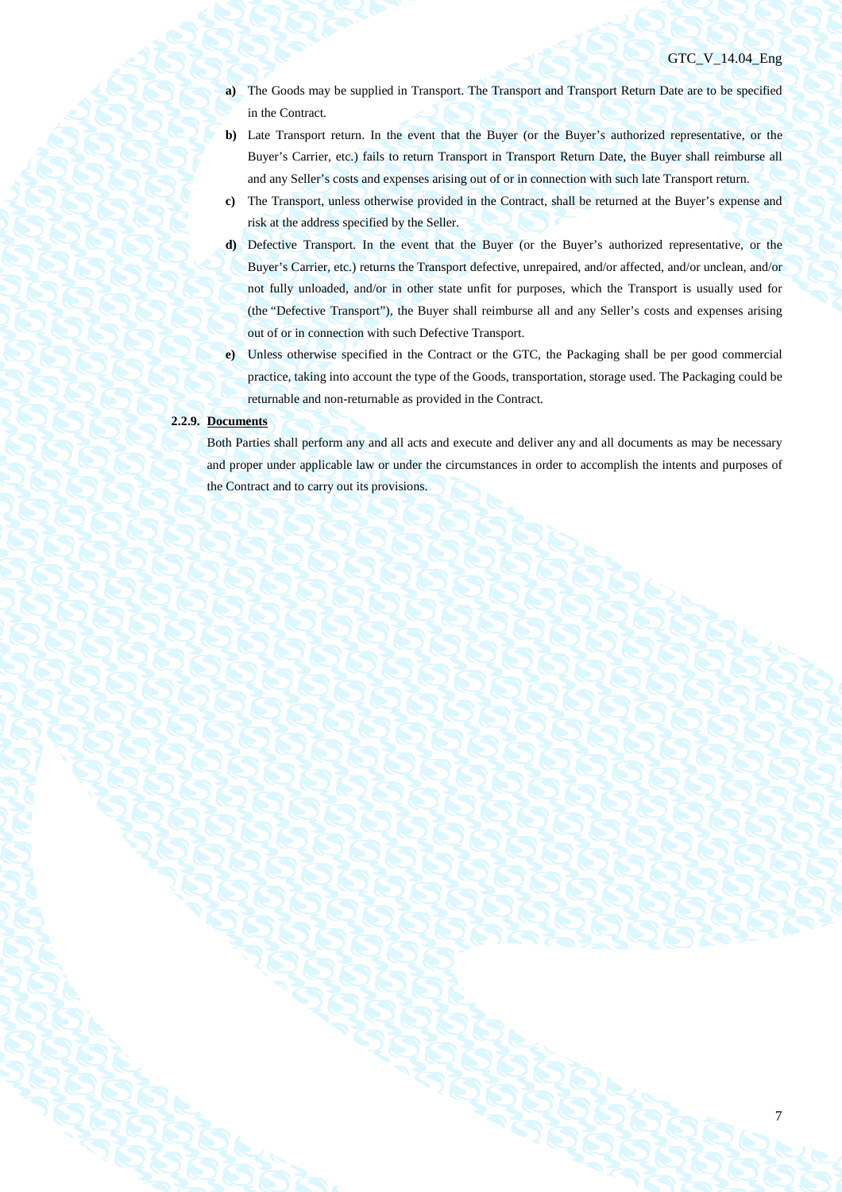- **a)** The Goods may be supplied in Transport. The Transport and Transport Return Date are to be specified in the Contract.
- **b)** Late Transport return. In the event that the Buyer (or the Buyer's authorized representative, or the Buyer's Carrier, etc.) fails to return Transport in Transport Return Date, the Buyer shall reimburse all and any Seller's costs and expenses arising out of or in connection with such late Transport return.
- **c)** The Transport, unless otherwise provided in the Contract, shall be returned at the Buyer's expense and risk at the address specified by the Seller.
- **d)** Defective Transport. In the event that the Buyer (or the Buyer's authorized representative, or the Buyer's Carrier, etc.) returns the Transport defective, unrepaired, and/or affected, and/or unclean, and/or not fully unloaded, and/or in other state unfit for purposes, which the Transport is usually used for (the "Defective Transport"), the Buyer shall reimburse all and any Seller's costs and expenses arising out of or in connection with such Defective Transport.
- **e)** Unless otherwise specified in the Contract or the GTC, the Packaging shall be per good commercial practice, taking into account the type of the Goods, transportation, storage used. The Packaging could be returnable and non-returnable as provided in the Contract.

**2.2.9. Documents**

Both Parties shall perform any and all acts and execute and deliver any and all documents as may be necessary and proper under applicable law or under the circumstances in order to accomplish the intents and purposes of the Contract and to carry out its provisions.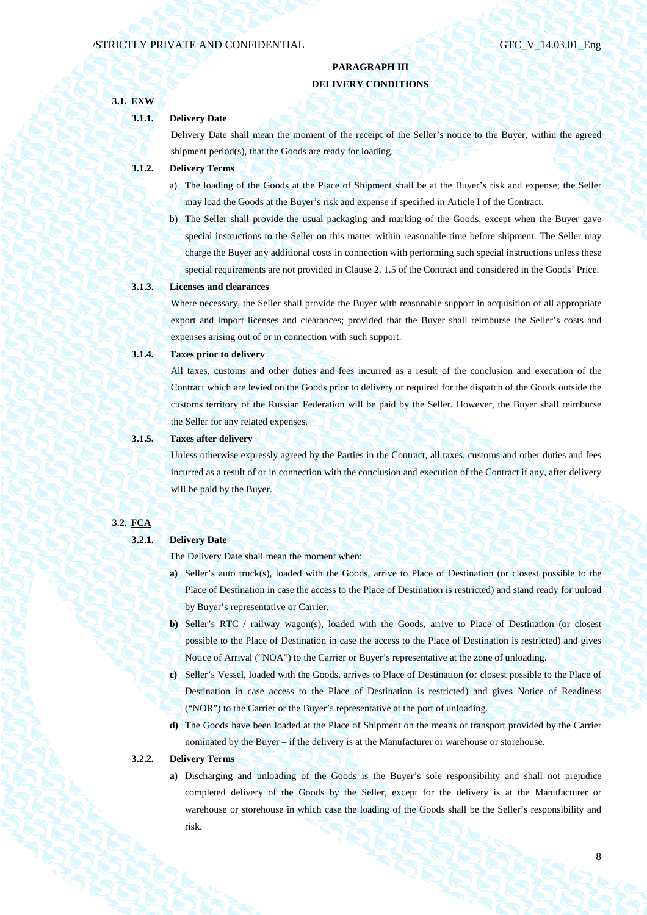## PARAGRAPH III
## DELIVERY CONDITIONS

**3.1. EXW**

**3.1.1. Delivery Date**

Delivery Date shall mean the moment of the receipt of the Seller's notice to the Buyer, within the agreed shipment period(s), that the Goods are ready for loading.

**3.1.2. Delivery Terms**

a) The loading of the Goods at the Place of Shipment shall be at the Buyer's risk and expense; the Seller may load the Goods at the Buyer's risk and expense if specified in Article I of the Contract.

b) The Seller shall provide the usual packaging and marking of the Goods, except when the Buyer gave special instructions to the Seller on this matter within reasonable time before shipment. The Seller may charge the Buyer any additional costs in connection with performing such special instructions unless these special requirements are not provided in Clause 2. 1.5 of the Contract and considered in the Goods' Price.

**3.1.3. Licenses and clearances**

Where necessary, the Seller shall provide the Buyer with reasonable support in acquisition of all appropriate export and import licenses and clearances; provided that the Buyer shall reimburse the Seller's costs and expenses arising out of or in connection with such support.

**3.1.4. Taxes prior to delivery**

All taxes, customs and other duties and fees incurred as a result of the conclusion and execution of the Contract which are levied on the Goods prior to delivery or required for the dispatch of the Goods outside the customs territory of the Russian Federation will be paid by the Seller. However, the Buyer shall reimburse the Seller for any related expenses.

**3.1.5. Taxes after delivery**

Unless otherwise expressly agreed by the Parties in the Contract, all taxes, customs and other duties and fees incurred as a result of or in connection with the conclusion and execution of the Contract if any, after delivery will be paid by the Buyer.

**3.2. FCA**

**3.2.1. Delivery Date**

The Delivery Date shall mean the moment when:

**a)** Seller's auto truck(s), loaded with the Goods, arrive to Place of Destination (or closest possible to the Place of Destination in case the access to the Place of Destination is restricted) and stand ready for unload by Buyer's representative or Carrier.

**b)** Seller's RTC / railway wagon(s), loaded with the Goods, arrive to Place of Destination (or closest possible to the Place of Destination in case the access to the Place of Destination is restricted) and gives Notice of Arrival ("NOA") to the Carrier or Buyer's representative at the zone of unloading.

**c)** Seller's Vessel, loaded with the Goods, arrives to Place of Destination (or closest possible to the Place of Destination in case access to the Place of Destination is restricted) and gives Notice of Readiness ("NOR") to the Carrier or the Buyer's representative at the port of unloading.

**d)** The Goods have been loaded at the Place of Shipment on the means of transport provided by the Carrier nominated by the Buyer – if the delivery is at the Manufacturer or warehouse or storehouse.

**3.2.2. Delivery Terms**

**a)** Discharging and unloading of the Goods is the Buyer's sole responsibility and shall not prejudice completed delivery of the Goods by the Seller, except for the delivery is at the Manufacturer or warehouse or storehouse in which case the loading of the Goods shall be the Seller's responsibility and risk.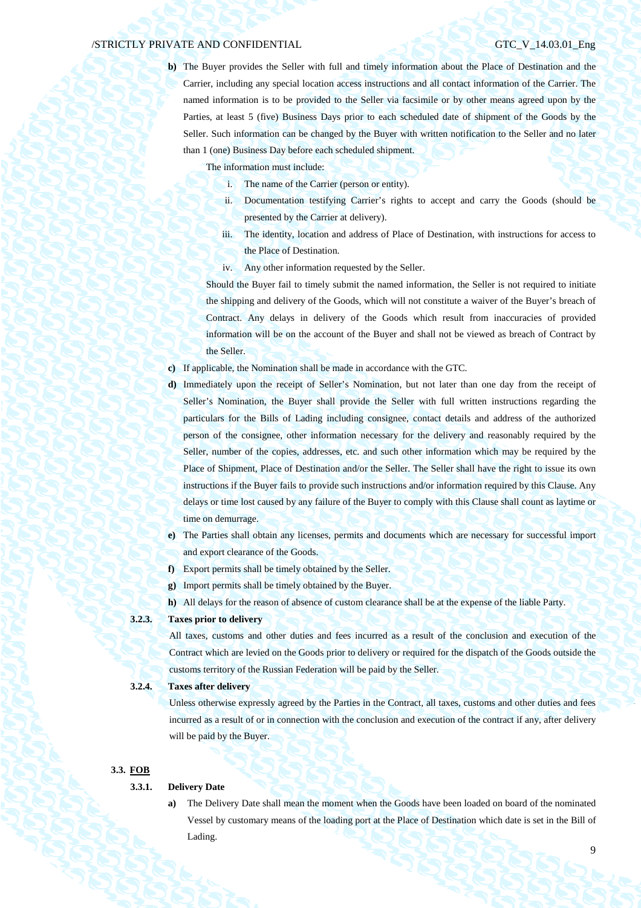**b)** The Buyer provides the Seller with full and timely information about the Place of Destination and the Carrier, including any special location access instructions and all contact information of the Carrier. The named information is to be provided to the Seller via facsimile or by other means agreed upon by the Parties, at least 5 (five) Business Days prior to each scheduled date of shipment of the Goods by the Seller. Such information can be changed by the Buyer with written notification to the Seller and no later than 1 (one) Business Day before each scheduled shipment.

The information must include:

1. The name of the Carrier (person or entity).
2. Documentation testifying Carrier's rights to accept and carry the Goods (should be presented by the Carrier at delivery).
3. The identity, location and address of Place of Destination, with instructions for access to the Place of Destination.
4. Any other information requested by the Seller.

Should the Buyer fail to timely submit the named information, the Seller is not required to initiate the shipping and delivery of the Goods, which will not constitute a waiver of the Buyer's breach of Contract. Any delays in delivery of the Goods which result from inaccuracies of provided information will be on the account of the Buyer and shall not be viewed as breach of Contract by the Seller.

**c)** If applicable, the Nomination shall be made in accordance with the GTC.

**d)** Immediately upon the receipt of Seller's Nomination, but not later than one day from the receipt of Seller's Nomination, the Buyer shall provide the Seller with full written instructions regarding the particulars for the Bills of Lading including consignee, contact details and address of the authorized person of the consignee, other information necessary for the delivery and reasonably required by the Seller, number of the copies, addresses, etc. and such other information which may be required by the Place of Shipment, Place of Destination and/or the Seller. The Seller shall have the right to issue its own instructions if the Buyer fails to provide such instructions and/or information required by this Clause. Any delays or time lost caused by any failure of the Buyer to comply with this Clause shall count as laytime or time on demurrage.

**e)** The Parties shall obtain any licenses, permits and documents which are necessary for successful import and export clearance of the Goods.

**f)** Export permits shall be timely obtained by the Seller.

**g)** Import permits shall be timely obtained by the Buyer.

**h)** All delays for the reason of absence of custom clearance shall be at the expense of the liable Party.

**3.2.3. Taxes prior to delivery**

All taxes, customs and other duties and fees incurred as a result of the conclusion and execution of the Contract which are levied on the Goods prior to delivery or required for the dispatch of the Goods outside the customs territory of the Russian Federation will be paid by the Seller.

**3.2.4. Taxes after delivery**

Unless otherwise expressly agreed by the Parties in the Contract, all taxes, customs and other duties and fees incurred as a result of or in connection with the conclusion and execution of the contract if any, after delivery will be paid by the Buyer.

## 3.3. FOB

**3.3.1. Delivery Date**

**a)** The Delivery Date shall mean the moment when the Goods have been loaded on board of the nominated Vessel by customary means of the loading port at the Place of Destination which date is set in the Bill of Lading.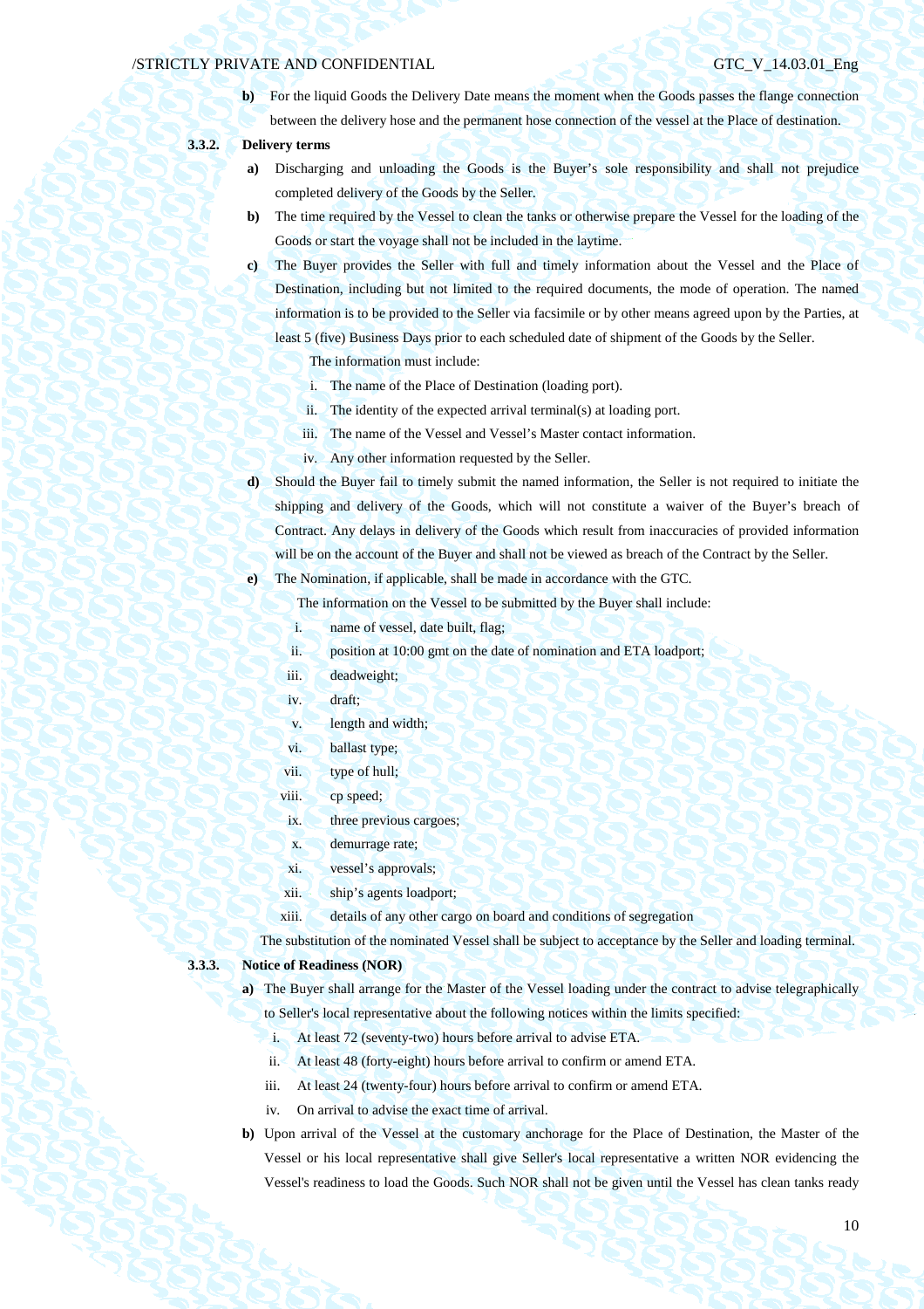**b)** For the liquid Goods the Delivery Date means the moment when the Goods passes the flange connection between the delivery hose and the permanent hose connection of the vessel at the Place of destination.

**3.3.2. Delivery terms**

**a)** Discharging and unloading the Goods is the Buyer's sole responsibility and shall not prejudice completed delivery of the Goods by the Seller.

**b)** The time required by the Vessel to clean the tanks or otherwise prepare the Vessel for the loading of the Goods or start the voyage shall not be included in the laytime.

**c)** The Buyer provides the Seller with full and timely information about the Vessel and the Place of Destination, including but not limited to the required documents, the mode of operation. The named information is to be provided to the Seller via facsimile or by other means agreed upon by the Parties, at least 5 (five) Business Days prior to each scheduled date of shipment of the Goods by the Seller.

The information must include:

i. The name of the Place of Destination (loading port).
ii. The identity of the expected arrival terminal(s) at loading port.
iii. The name of the Vessel and Vessel's Master contact information.
iv. Any other information requested by the Seller.

**d)** Should the Buyer fail to timely submit the named information, the Seller is not required to initiate the shipping and delivery of the Goods, which will not constitute a waiver of the Buyer's breach of Contract. Any delays in delivery of the Goods which result from inaccuracies of provided information will be on the account of the Buyer and shall not be viewed as breach of the Contract by the Seller.

**e)** The Nomination, if applicable, shall be made in accordance with the GTC.

The information on the Vessel to be submitted by the Buyer shall include:

i. name of vessel, date built, flag;
ii. position at 10:00 gmt on the date of nomination and ETA loadport;
iii. deadweight;
iv. draft;
v. length and width;
vi. ballast type;
vii. type of hull;
viii. cp speed;
ix. three previous cargoes;
x. demurrage rate;
xi. vessel's approvals;
xii. ship's agents loadport;
xiii. details of any other cargo on board and conditions of segregation

The substitution of the nominated Vessel shall be subject to acceptance by the Seller and loading terminal.

**3.3.3. Notice of Readiness (NOR)**

**a)** The Buyer shall arrange for the Master of the Vessel loading under the contract to advise telegraphically to Seller's local representative about the following notices within the limits specified:

i. At least 72 (seventy-two) hours before arrival to advise ETA.
ii. At least 48 (forty-eight) hours before arrival to confirm or amend ETA.
iii. At least 24 (twenty-four) hours before arrival to confirm or amend ETA.
iv. On arrival to advise the exact time of arrival.

**b)** Upon arrival of the Vessel at the customary anchorage for the Place of Destination, the Master of the Vessel or his local representative shall give Seller's local representative a written NOR evidencing the Vessel's readiness to load the Goods. Such NOR shall not be given until the Vessel has clean tanks ready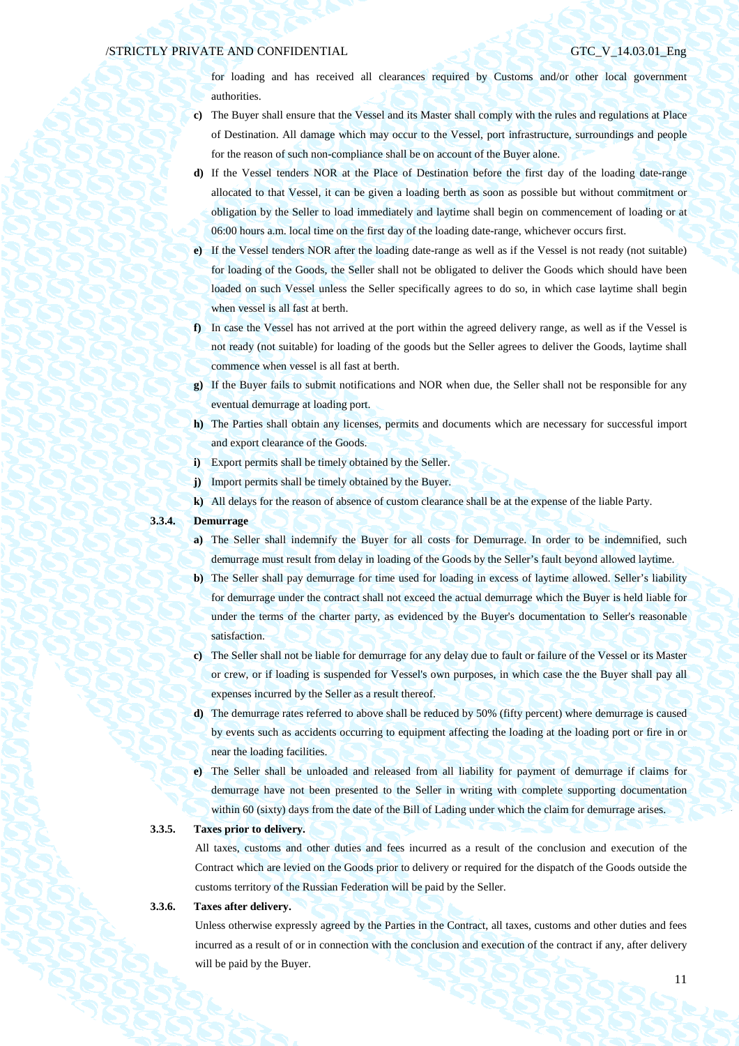for loading and has received all clearances required by Customs and/or other local government authorities.

**c)** The Buyer shall ensure that the Vessel and its Master shall comply with the rules and regulations at Place of Destination. All damage which may occur to the Vessel, port infrastructure, surroundings and people for the reason of such non-compliance shall be on account of the Buyer alone.

**d)** If the Vessel tenders NOR at the Place of Destination before the first day of the loading date-range allocated to that Vessel, it can be given a loading berth as soon as possible but without commitment or obligation by the Seller to load immediately and laytime shall begin on commencement of loading or at 06:00 hours a.m. local time on the first day of the loading date-range, whichever occurs first.

**e)** If the Vessel tenders NOR after the loading date-range as well as if the Vessel is not ready (not suitable) for loading of the Goods, the Seller shall not be obligated to deliver the Goods which should have been loaded on such Vessel unless the Seller specifically agrees to do so, in which case laytime shall begin when vessel is all fast at berth.

**f)** In case the Vessel has not arrived at the port within the agreed delivery range, as well as if the Vessel is not ready (not suitable) for loading of the goods but the Seller agrees to deliver the Goods, laytime shall commence when vessel is all fast at berth.

**g)** If the Buyer fails to submit notifications and NOR when due, the Seller shall not be responsible for any eventual demurrage at loading port.

**h)** The Parties shall obtain any licenses, permits and documents which are necessary for successful import and export clearance of the Goods.

**i)** Export permits shall be timely obtained by the Seller.

**j)** Import permits shall be timely obtained by the Buyer.

**k)** All delays for the reason of absence of custom clearance shall be at the expense of the liable Party.

**3.3.4. Demurrage**

**a)** The Seller shall indemnify the Buyer for all costs for Demurrage. In order to be indemnified, such demurrage must result from delay in loading of the Goods by the Seller's fault beyond allowed laytime.

**b)** The Seller shall pay demurrage for time used for loading in excess of laytime allowed. Seller's liability for demurrage under the contract shall not exceed the actual demurrage which the Buyer is held liable for under the terms of the charter party, as evidenced by the Buyer's documentation to Seller's reasonable satisfaction.

**c)** The Seller shall not be liable for demurrage for any delay due to fault or failure of the Vessel or its Master or crew, or if loading is suspended for Vessel's own purposes, in which case the the Buyer shall pay all expenses incurred by the Seller as a result thereof.

**d)** The demurrage rates referred to above shall be reduced by 50% (fifty percent) where demurrage is caused by events such as accidents occurring to equipment affecting the loading at the loading port or fire in or near the loading facilities.

**e)** The Seller shall be unloaded and released from all liability for payment of demurrage if claims for demurrage have not been presented to the Seller in writing with complete supporting documentation within 60 (sixty) days from the date of the Bill of Lading under which the claim for demurrage arises.

**3.3.5. Taxes prior to delivery.**

All taxes, customs and other duties and fees incurred as a result of the conclusion and execution of the Contract which are levied on the Goods prior to delivery or required for the dispatch of the Goods outside the customs territory of the Russian Federation will be paid by the Seller.

**3.3.6. Taxes after delivery.**

Unless otherwise expressly agreed by the Parties in the Contract, all taxes, customs and other duties and fees incurred as a result of or in connection with the conclusion and execution of the contract if any, after delivery will be paid by the Buyer.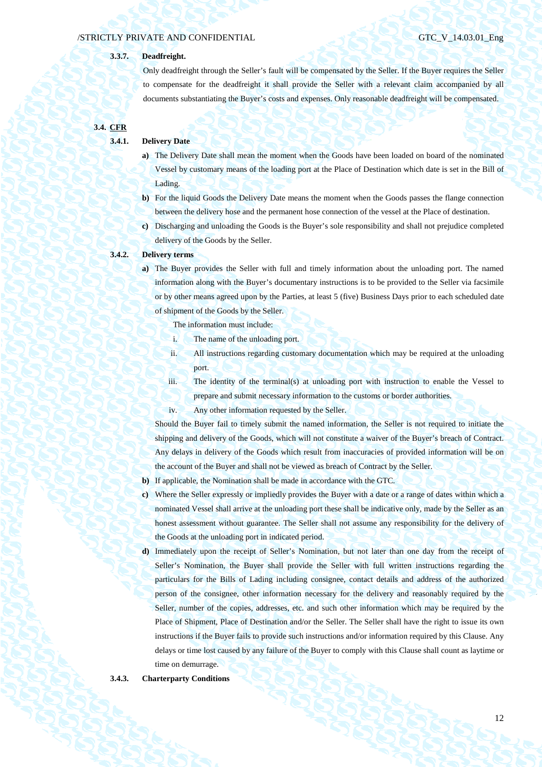**3.3.7. Deadfreight.**

Only deadfreight through the Seller's fault will be compensated by the Seller. If the Buyer requires the Seller to compensate for the deadfreight it shall provide the Seller with a relevant claim accompanied by all documents substantiating the Buyer's costs and expenses. Only reasonable deadfreight will be compensated.

**3.4. CFR**

**3.4.1. Delivery Date**

**a)** The Delivery Date shall mean the moment when the Goods have been loaded on board of the nominated Vessel by customary means of the loading port at the Place of Destination which date is set in the Bill of Lading.

**b)** For the liquid Goods the Delivery Date means the moment when the Goods passes the flange connection between the delivery hose and the permanent hose connection of the vessel at the Place of destination.

**c)** Discharging and unloading the Goods is the Buyer's sole responsibility and shall not prejudice completed delivery of the Goods by the Seller.

**3.4.2. Delivery terms**

**a)** The Buyer provides the Seller with full and timely information about the unloading port. The named information along with the Buyer's documentary instructions is to be provided to the Seller via facsimile or by other means agreed upon by the Parties, at least 5 (five) Business Days prior to each scheduled date of shipment of the Goods by the Seller.

The information must include:

i. The name of the unloading port.

ii. All instructions regarding customary documentation which may be required at the unloading port.

iii. The identity of the terminal(s) at unloading port with instruction to enable the Vessel to prepare and submit necessary information to the customs or border authorities.

iv. Any other information requested by the Seller.

Should the Buyer fail to timely submit the named information, the Seller is not required to initiate the shipping and delivery of the Goods, which will not constitute a waiver of the Buyer's breach of Contract. Any delays in delivery of the Goods which result from inaccuracies of provided information will be on the account of the Buyer and shall not be viewed as breach of Contract by the Seller.

**b)** If applicable, the Nomination shall be made in accordance with the GTC.

**c)** Where the Seller expressly or impliedly provides the Buyer with a date or a range of dates within which a nominated Vessel shall arrive at the unloading port these shall be indicative only, made by the Seller as an honest assessment without guarantee. The Seller shall not assume any responsibility for the delivery of the Goods at the unloading port in indicated period.

**d)** Immediately upon the receipt of Seller's Nomination, but not later than one day from the receipt of Seller's Nomination, the Buyer shall provide the Seller with full written instructions regarding the particulars for the Bills of Lading including consignee, contact details and address of the authorized person of the consignee, other information necessary for the delivery and reasonably required by the Seller, number of the copies, addresses, etc. and such other information which may be required by the Place of Shipment, Place of Destination and/or the Seller. The Seller shall have the right to issue its own instructions if the Buyer fails to provide such instructions and/or information required by this Clause. Any delays or time lost caused by any failure of the Buyer to comply with this Clause shall count as laytime or time on demurrage.

**3.4.3. Charterparty Conditions**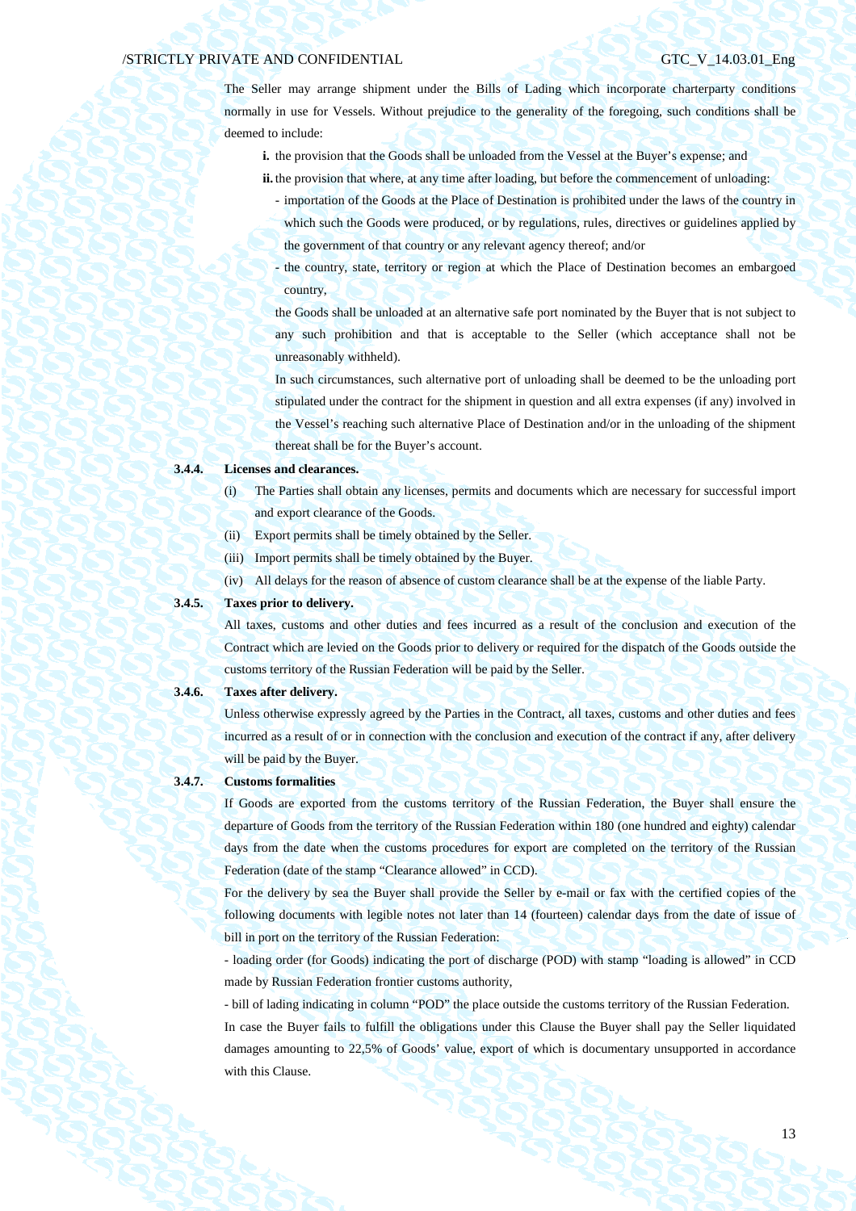The Seller may arrange shipment under the Bills of Lading which incorporate charterparty conditions normally in use for Vessels. Without prejudice to the generality of the foregoing, such conditions shall be deemed to include:

**i.** the provision that the Goods shall be unloaded from the Vessel at the Buyer's expense; and

**ii.** the provision that where, at any time after loading, but before the commencement of unloading:

- importation of the Goods at the Place of Destination is prohibited under the laws of the country in which such the Goods were produced, or by regulations, rules, directives or guidelines applied by the government of that country or any relevant agency thereof; and/or
- the country, state, territory or region at which the Place of Destination becomes an embargoed country,

the Goods shall be unloaded at an alternative safe port nominated by the Buyer that is not subject to any such prohibition and that is acceptable to the Seller (which acceptance shall not be unreasonably withheld).

In such circumstances, such alternative port of unloading shall be deemed to be the unloading port stipulated under the contract for the shipment in question and all extra expenses (if any) involved in the Vessel's reaching such alternative Place of Destination and/or in the unloading of the shipment thereat shall be for the Buyer's account.

**3.4.4. Licenses and clearances.**

(i) The Parties shall obtain any licenses, permits and documents which are necessary for successful import and export clearance of the Goods.

(ii) Export permits shall be timely obtained by the Seller.

(iii) Import permits shall be timely obtained by the Buyer.

(iv) All delays for the reason of absence of custom clearance shall be at the expense of the liable Party.

**3.4.5. Taxes prior to delivery.**

All taxes, customs and other duties and fees incurred as a result of the conclusion and execution of the Contract which are levied on the Goods prior to delivery or required for the dispatch of the Goods outside the customs territory of the Russian Federation will be paid by the Seller.

**3.4.6. Taxes after delivery.**

Unless otherwise expressly agreed by the Parties in the Contract, all taxes, customs and other duties and fees incurred as a result of or in connection with the conclusion and execution of the contract if any, after delivery will be paid by the Buyer.

**3.4.7. Customs formalities**

If Goods are exported from the customs territory of the Russian Federation, the Buyer shall ensure the departure of Goods from the territory of the Russian Federation within 180 (one hundred and eighty) calendar days from the date when the customs procedures for export are completed on the territory of the Russian Federation (date of the stamp "Clearance allowed" in CCD).

For the delivery by sea the Buyer shall provide the Seller by e-mail or fax with the certified copies of the following documents with legible notes not later than 14 (fourteen) calendar days from the date of issue of bill in port on the territory of the Russian Federation:

- loading order (for Goods) indicating the port of discharge (POD) with stamp "loading is allowed" in CCD made by Russian Federation frontier customs authority,

- bill of lading indicating in column "POD" the place outside the customs territory of the Russian Federation.

In case the Buyer fails to fulfill the obligations under this Clause the Buyer shall pay the Seller liquidated damages amounting to 22,5% of Goods' value, export of which is documentary unsupported in accordance with this Clause.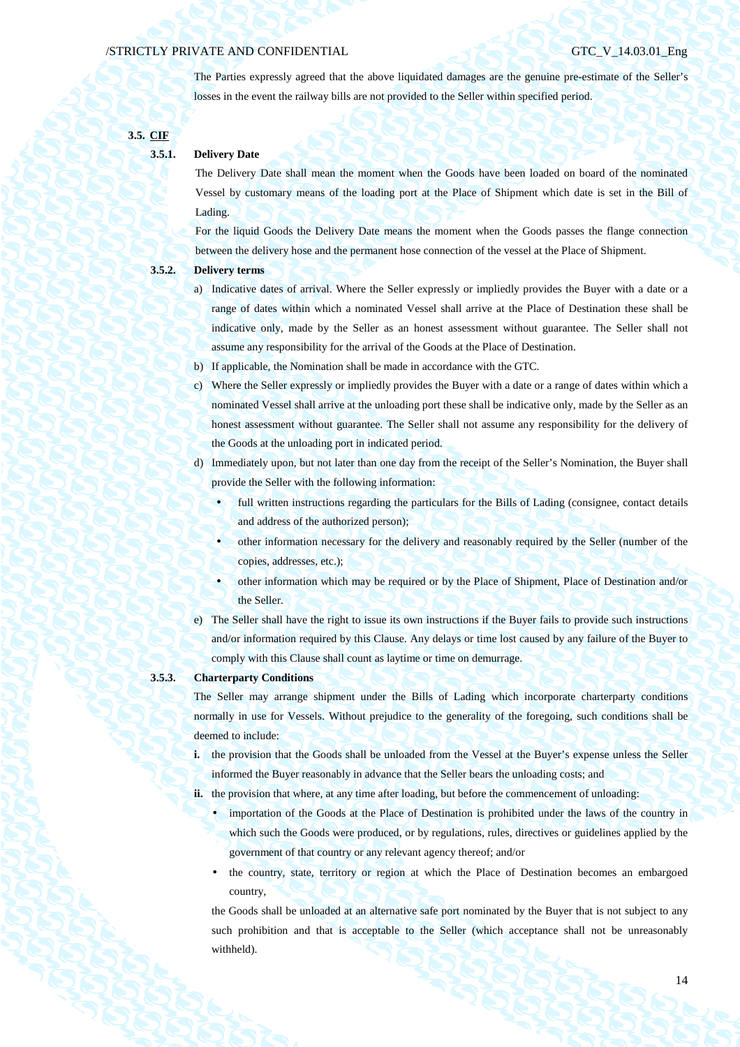The Parties expressly agreed that the above liquidated damages are the genuine pre-estimate of the Seller's losses in the event the railway bills are not provided to the Seller within specified period.

## 3.5. CIF

### 3.5.1. Delivery Date

The Delivery Date shall mean the moment when the Goods have been loaded on board of the nominated Vessel by customary means of the loading port at the Place of Shipment which date is set in the Bill of Lading.

For the liquid Goods the Delivery Date means the moment when the Goods passes the flange connection between the delivery hose and the permanent hose connection of the vessel at the Place of Shipment.

### 3.5.2. Delivery terms

a) Indicative dates of arrival. Where the Seller expressly or impliedly provides the Buyer with a date or a range of dates within which a nominated Vessel shall arrive at the Place of Destination these shall be indicative only, made by the Seller as an honest assessment without guarantee. The Seller shall not assume any responsibility for the arrival of the Goods at the Place of Destination.

b) If applicable, the Nomination shall be made in accordance with the GTC.

c) Where the Seller expressly or impliedly provides the Buyer with a date or a range of dates within which a nominated Vessel shall arrive at the unloading port these shall be indicative only, made by the Seller as an honest assessment without guarantee. The Seller shall not assume any responsibility for the delivery of the Goods at the unloading port in indicated period.

d) Immediately upon, but not later than one day from the receipt of the Seller's Nomination, the Buyer shall provide the Seller with the following information:

- full written instructions regarding the particulars for the Bills of Lading (consignee, contact details and address of the authorized person);
- other information necessary for the delivery and reasonably required by the Seller (number of the copies, addresses, etc.);
- other information which may be required or by the Place of Shipment, Place of Destination and/or the Seller.

e) The Seller shall have the right to issue its own instructions if the Buyer fails to provide such instructions and/or information required by this Clause. Any delays or time lost caused by any failure of the Buyer to comply with this Clause shall count as laytime or time on demurrage.

### 3.5.3. Charterparty Conditions

The Seller may arrange shipment under the Bills of Lading which incorporate charterparty conditions normally in use for Vessels. Without prejudice to the generality of the foregoing, such conditions shall be deemed to include:

**i.** the provision that the Goods shall be unloaded from the Vessel at the Buyer's expense unless the Seller informed the Buyer reasonably in advance that the Seller bears the unloading costs; and

**ii.** the provision that where, at any time after loading, but before the commencement of unloading:

- importation of the Goods at the Place of Destination is prohibited under the laws of the country in which such the Goods were produced, or by regulations, rules, directives or guidelines applied by the government of that country or any relevant agency thereof; and/or
- the country, state, territory or region at which the Place of Destination becomes an embargoed country,

the Goods shall be unloaded at an alternative safe port nominated by the Buyer that is not subject to any such prohibition and that is acceptable to the Seller (which acceptance shall not be unreasonably withheld).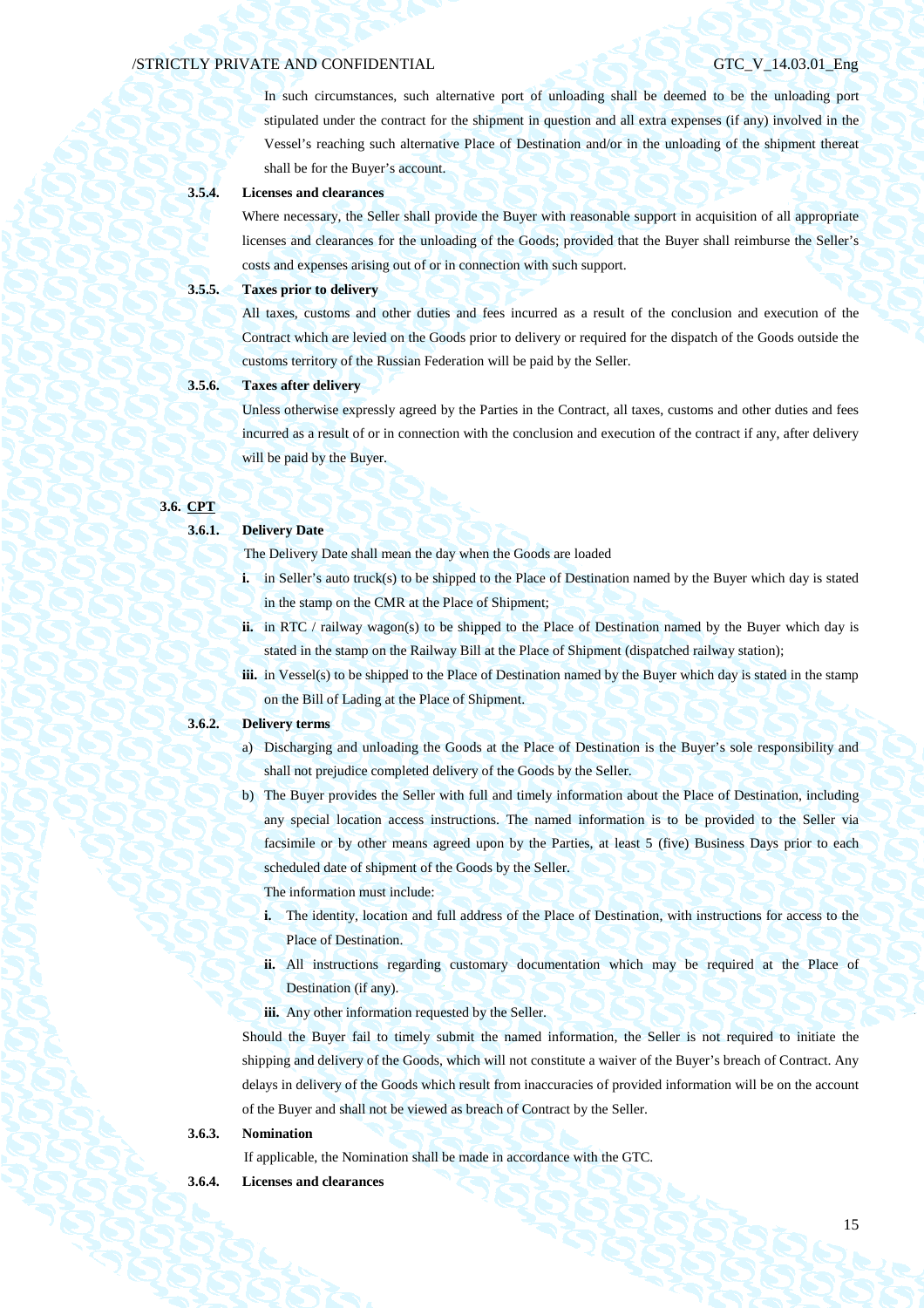In such circumstances, such alternative port of unloading shall be deemed to be the unloading port stipulated under the contract for the shipment in question and all extra expenses (if any) involved in the Vessel's reaching such alternative Place of Destination and/or in the unloading of the shipment thereat shall be for the Buyer's account.

**3.5.4. Licenses and clearances**

Where necessary, the Seller shall provide the Buyer with reasonable support in acquisition of all appropriate licenses and clearances for the unloading of the Goods; provided that the Buyer shall reimburse the Seller's costs and expenses arising out of or in connection with such support.

**3.5.5. Taxes prior to delivery**

All taxes, customs and other duties and fees incurred as a result of the conclusion and execution of the Contract which are levied on the Goods prior to delivery or required for the dispatch of the Goods outside the customs territory of the Russian Federation will be paid by the Seller.

**3.5.6. Taxes after delivery**

Unless otherwise expressly agreed by the Parties in the Contract, all taxes, customs and other duties and fees incurred as a result of or in connection with the conclusion and execution of the contract if any, after delivery will be paid by the Buyer.

## 3.6. CPT

**3.6.1. Delivery Date**

The Delivery Date shall mean the day when the Goods are loaded

- **i.** in Seller's auto truck(s) to be shipped to the Place of Destination named by the Buyer which day is stated in the stamp on the CMR at the Place of Shipment;
- **ii.** in RTC / railway wagon(s) to be shipped to the Place of Destination named by the Buyer which day is stated in the stamp on the Railway Bill at the Place of Shipment (dispatched railway station);
- **iii.** in Vessel(s) to be shipped to the Place of Destination named by the Buyer which day is stated in the stamp on the Bill of Lading at the Place of Shipment.

**3.6.2. Delivery terms**

a) Discharging and unloading the Goods at the Place of Destination is the Buyer's sole responsibility and shall not prejudice completed delivery of the Goods by the Seller.

b) The Buyer provides the Seller with full and timely information about the Place of Destination, including any special location access instructions. The named information is to be provided to the Seller via facsimile or by other means agreed upon by the Parties, at least 5 (five) Business Days prior to each scheduled date of shipment of the Goods by the Seller.

The information must include:

- **i.** The identity, location and full address of the Place of Destination, with instructions for access to the Place of Destination.
- **ii.** All instructions regarding customary documentation which may be required at the Place of Destination (if any).
- **iii.** Any other information requested by the Seller.

Should the Buyer fail to timely submit the named information, the Seller is not required to initiate the shipping and delivery of the Goods, which will not constitute a waiver of the Buyer's breach of Contract. Any delays in delivery of the Goods which result from inaccuracies of provided information will be on the account of the Buyer and shall not be viewed as breach of Contract by the Seller.

**3.6.3. Nomination**

If applicable, the Nomination shall be made in accordance with the GTC.

**3.6.4. Licenses and clearances**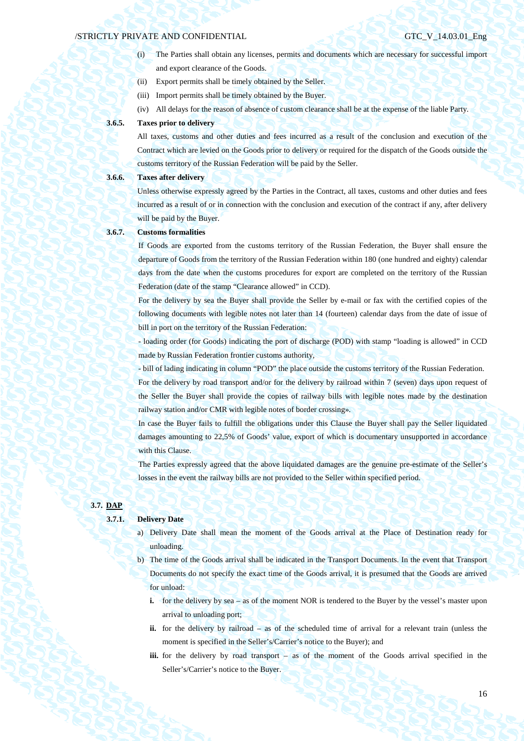(i) The Parties shall obtain any licenses, permits and documents which are necessary for successful import and export clearance of the Goods.

(ii) Export permits shall be timely obtained by the Seller.

(iii) Import permits shall be timely obtained by the Buyer.

(iv) All delays for the reason of absence of custom clearance shall be at the expense of the liable Party.

**3.6.5. Taxes prior to delivery**

All taxes, customs and other duties and fees incurred as a result of the conclusion and execution of the Contract which are levied on the Goods prior to delivery or required for the dispatch of the Goods outside the customs territory of the Russian Federation will be paid by the Seller.

**3.6.6. Taxes after delivery**

Unless otherwise expressly agreed by the Parties in the Contract, all taxes, customs and other duties and fees incurred as a result of or in connection with the conclusion and execution of the contract if any, after delivery will be paid by the Buyer.

**3.6.7. Customs formalities**

If Goods are exported from the customs territory of the Russian Federation, the Buyer shall ensure the departure of Goods from the territory of the Russian Federation within 180 (one hundred and eighty) calendar days from the date when the customs procedures for export are completed on the territory of the Russian Federation (date of the stamp "Clearance allowed" in CCD).

For the delivery by sea the Buyer shall provide the Seller by e-mail or fax with the certified copies of the following documents with legible notes not later than 14 (fourteen) calendar days from the date of issue of bill in port on the territory of the Russian Federation:

- loading order (for Goods) indicating the port of discharge (POD) with stamp "loading is allowed" in CCD made by Russian Federation frontier customs authority,

- bill of lading indicating in column "POD" the place outside the customs territory of the Russian Federation.

For the delivery by road transport and/or for the delivery by railroad within 7 (seven) days upon request of the Seller the Buyer shall provide the copies of railway bills with legible notes made by the destination railway station and/or CMR with legible notes of border crossing».

In case the Buyer fails to fulfill the obligations under this Clause the Buyer shall pay the Seller liquidated damages amounting to 22,5% of Goods' value, export of which is documentary unsupported in accordance with this Clause.

The Parties expressly agreed that the above liquidated damages are the genuine pre-estimate of the Seller's losses in the event the railway bills are not provided to the Seller within specified period.

## 3.7. DAP

**3.7.1. Delivery Date**

a) Delivery Date shall mean the moment of the Goods arrival at the Place of Destination ready for unloading.

b) The time of the Goods arrival shall be indicated in the Transport Documents. In the event that Transport Documents do not specify the exact time of the Goods arrival, it is presumed that the Goods are arrived for unload:

   **i.** for the delivery by sea – as of the moment NOR is tendered to the Buyer by the vessel's master upon arrival to unloading port;

   **ii.** for the delivery by railroad – as of the scheduled time of arrival for a relevant train (unless the moment is specified in the Seller's/Carrier's notice to the Buyer); and

   **iii.** for the delivery by road transport – as of the moment of the Goods arrival specified in the Seller's/Carrier's notice to the Buyer.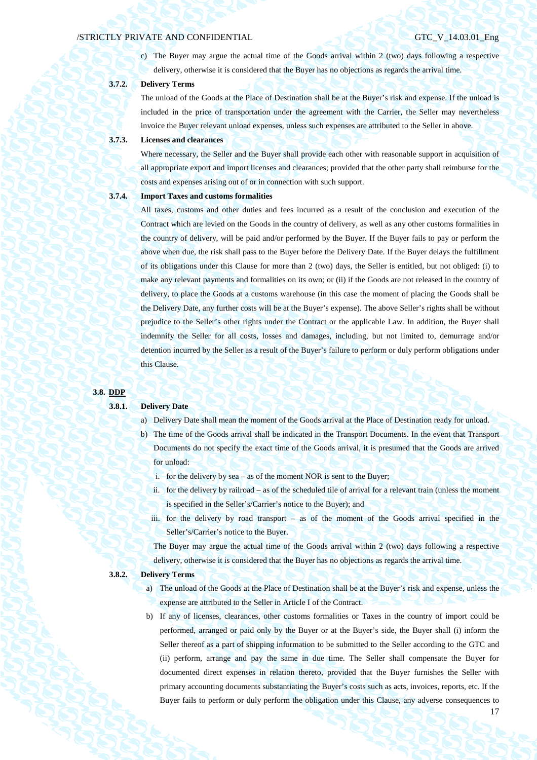c) The Buyer may argue the actual time of the Goods arrival within 2 (two) days following a respective delivery, otherwise it is considered that the Buyer has no objections as regards the arrival time.

**3.7.2. Delivery Terms**

The unload of the Goods at the Place of Destination shall be at the Buyer's risk and expense. If the unload is included in the price of transportation under the agreement with the Carrier, the Seller may nevertheless invoice the Buyer relevant unload expenses, unless such expenses are attributed to the Seller in above.

**3.7.3. Licenses and clearances**

Where necessary, the Seller and the Buyer shall provide each other with reasonable support in acquisition of all appropriate export and import licenses and clearances; provided that the other party shall reimburse for the costs and expenses arising out of or in connection with such support.

**3.7.4. Import Taxes and customs formalities**

All taxes, customs and other duties and fees incurred as a result of the conclusion and execution of the Contract which are levied on the Goods in the country of delivery, as well as any other customs formalities in the country of delivery, will be paid and/or performed by the Buyer. If the Buyer fails to pay or perform the above when due, the risk shall pass to the Buyer before the Delivery Date. If the Buyer delays the fulfillment of its obligations under this Clause for more than 2 (two) days, the Seller is entitled, but not obliged: (i) to make any relevant payments and formalities on its own; or (ii) if the Goods are not released in the country of delivery, to place the Goods at a customs warehouse (in this case the moment of placing the Goods shall be the Delivery Date, any further costs will be at the Buyer's expense). The above Seller's rights shall be without prejudice to the Seller's other rights under the Contract or the applicable Law. In addition, the Buyer shall indemnify the Seller for all costs, losses and damages, including, but not limited to, demurrage and/or detention incurred by the Seller as a result of the Buyer's failure to perform or duly perform obligations under this Clause.

## 3.8. DDP

**3.8.1. Delivery Date**

a) Delivery Date shall mean the moment of the Goods arrival at the Place of Destination ready for unload.

b) The time of the Goods arrival shall be indicated in the Transport Documents. In the event that Transport Documents do not specify the exact time of the Goods arrival, it is presumed that the Goods are arrived for unload:

   i. for the delivery by sea – as of the moment NOR is sent to the Buyer;

   ii. for the delivery by railroad – as of the scheduled tile of arrival for a relevant train (unless the moment is specified in the Seller's/Carrier's notice to the Buyer); and

   iii. for the delivery by road transport – as of the moment of the Goods arrival specified in the Seller's/Carrier's notice to the Buyer.

   The Buyer may argue the actual time of the Goods arrival within 2 (two) days following a respective delivery, otherwise it is considered that the Buyer has no objections as regards the arrival time.

**3.8.2. Delivery Terms**

a) The unload of the Goods at the Place of Destination shall be at the Buyer's risk and expense, unless the expense are attributed to the Seller in Article I of the Contract.

b) If any of licenses, clearances, other customs formalities or Taxes in the country of import could be performed, arranged or paid only by the Buyer or at the Buyer's side, the Buyer shall (i) inform the Seller thereof as a part of shipping information to be submitted to the Seller according to the GTC and (ii) perform, arrange and pay the same in due time. The Seller shall compensate the Buyer for documented direct expenses in relation thereto, provided that the Buyer furnishes the Seller with primary accounting documents substantiating the Buyer's costs such as acts, invoices, reports, etc. If the Buyer fails to perform or duly perform the obligation under this Clause, any adverse consequences to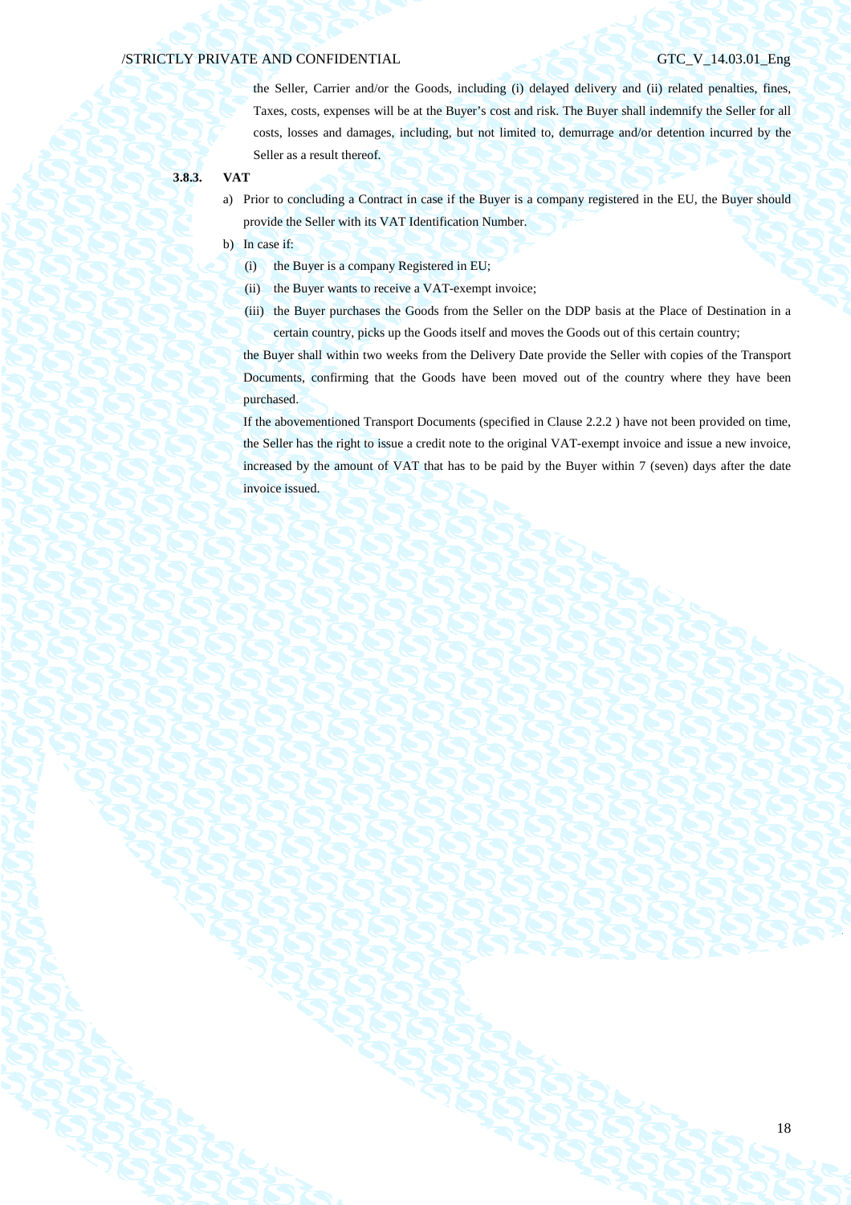the Seller, Carrier and/or the Goods, including (i) delayed delivery and (ii) related penalties, fines, Taxes, costs, expenses will be at the Buyer's cost and risk. The Buyer shall indemnify the Seller for all costs, losses and damages, including, but not limited to, demurrage and/or detention incurred by the Seller as a result thereof.

**3.8.3. VAT**

a) Prior to concluding a Contract in case if the Buyer is a company registered in the EU, the Buyer should provide the Seller with its VAT Identification Number.

b) In case if:

  (i) the Buyer is a company Registered in EU;

  (ii) the Buyer wants to receive a VAT-exempt invoice;

  (iii) the Buyer purchases the Goods from the Seller on the DDP basis at the Place of Destination in a certain country, picks up the Goods itself and moves the Goods out of this certain country;

  the Buyer shall within two weeks from the Delivery Date provide the Seller with copies of the Transport Documents, confirming that the Goods have been moved out of the country where they have been purchased.

  If the abovementioned Transport Documents (specified in Clause 2.2.2 ) have not been provided on time, the Seller has the right to issue a credit note to the original VAT-exempt invoice and issue a new invoice, increased by the amount of VAT that has to be paid by the Buyer within 7 (seven) days after the date invoice issued.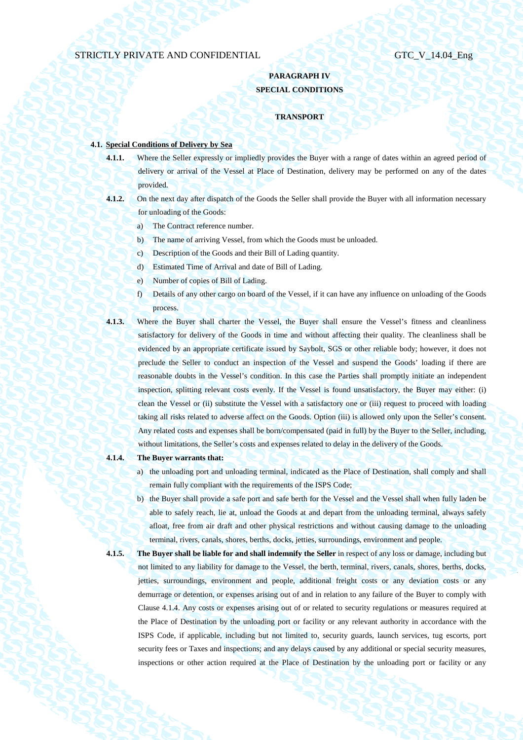**PARAGRAPH IV**

**SPECIAL CONDITIONS**

**TRANSPORT**

**4.1. Special Conditions of Delivery by Sea**

**4.1.1.** Where the Seller expressly or impliedly provides the Buyer with a range of dates within an agreed period of delivery or arrival of the Vessel at Place of Destination, delivery may be performed on any of the dates provided.

**4.1.2.** On the next day after dispatch of the Goods the Seller shall provide the Buyer with all information necessary for unloading of the Goods:

a) The Contract reference number.

b) The name of arriving Vessel, from which the Goods must be unloaded.

c) Description of the Goods and their Bill of Lading quantity.

d) Estimated Time of Arrival and date of Bill of Lading.

e) Number of copies of Bill of Lading.

f) Details of any other cargo on board of the Vessel, if it can have any influence on unloading of the Goods process.

**4.1.3.** Where the Buyer shall charter the Vessel, the Buyer shall ensure the Vessel's fitness and cleanliness satisfactory for delivery of the Goods in time and without affecting their quality. The cleanliness shall be evidenced by an appropriate certificate issued by Saybolt, SGS or other reliable body; however, it does not preclude the Seller to conduct an inspection of the Vessel and suspend the Goods' loading if there are reasonable doubts in the Vessel's condition. In this case the Parties shall promptly initiate an independent inspection, splitting relevant costs evenly. If the Vessel is found unsatisfactory, the Buyer may either: (i) clean the Vessel or (ii) substitute the Vessel with a satisfactory one or (iii) request to proceed with loading taking all risks related to adverse affect on the Goods. Option (iii) is allowed only upon the Seller's consent. Any related costs and expenses shall be born/compensated (paid in full) by the Buyer to the Seller, including, without limitations, the Seller's costs and expenses related to delay in the delivery of the Goods.

**4.1.4. The Buyer warrants that:**

a) the unloading port and unloading terminal, indicated as the Place of Destination, shall comply and shall remain fully compliant with the requirements of the ISPS Code;

b) the Buyer shall provide a safe port and safe berth for the Vessel and the Vessel shall when fully laden be able to safely reach, lie at, unload the Goods at and depart from the unloading terminal, always safely afloat, free from air draft and other physical restrictions and without causing damage to the unloading terminal, rivers, canals, shores, berths, docks, jetties, surroundings, environment and people.

**4.1.5. The Buyer shall be liable for and shall indemnify the Seller** in respect of any loss or damage, including but not limited to any liability for damage to the Vessel, the berth, terminal, rivers, canals, shores, berths, docks, jetties, surroundings, environment and people, additional freight costs or any deviation costs or any demurrage or detention, or expenses arising out of and in relation to any failure of the Buyer to comply with Clause 4.1.4. Any costs or expenses arising out of or related to security regulations or measures required at the Place of Destination by the unloading port or facility or any relevant authority in accordance with the ISPS Code, if applicable, including but not limited to, security guards, launch services, tug escorts, port security fees or Taxes and inspections; and any delays caused by any additional or special security measures, inspections or other action required at the Place of Destination by the unloading port or facility or any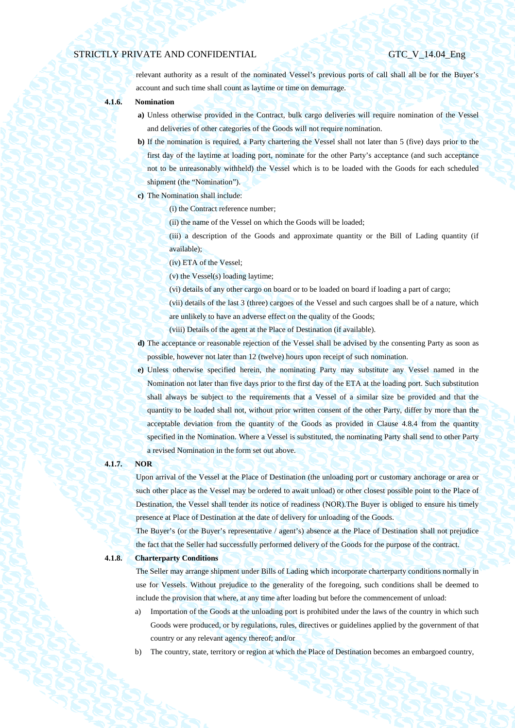relevant authority as a result of the nominated Vessel's previous ports of call shall all be for the Buyer's account and such time shall count as laytime or time on demurrage.

**4.1.6. Nomination**

**a)** Unless otherwise provided in the Contract, bulk cargo deliveries will require nomination of the Vessel and deliveries of other categories of the Goods will not require nomination.

**b)** If the nomination is required, a Party chartering the Vessel shall not later than 5 (five) days prior to the first day of the laytime at loading port, nominate for the other Party's acceptance (and such acceptance not to be unreasonably withheld) the Vessel which is to be loaded with the Goods for each scheduled shipment (the "Nomination").

**c)** The Nomination shall include:

(i) the Contract reference number;

(ii) the name of the Vessel on which the Goods will be loaded;

(iii) a description of the Goods and approximate quantity or the Bill of Lading quantity (if available);

(iv) ETA of the Vessel;

(v) the Vessel(s) loading laytime;

(vi) details of any other cargo on board or to be loaded on board if loading a part of cargo;

(vii) details of the last 3 (three) cargoes of the Vessel and such cargoes shall be of a nature, which are unlikely to have an adverse effect on the quality of the Goods;

(viii) Details of the agent at the Place of Destination (if available).

**d)** The acceptance or reasonable rejection of the Vessel shall be advised by the consenting Party as soon as possible, however not later than 12 (twelve) hours upon receipt of such nomination.

**e)** Unless otherwise specified herein, the nominating Party may substitute any Vessel named in the Nomination not later than five days prior to the first day of the ETA at the loading port. Such substitution shall always be subject to the requirements that a Vessel of a similar size be provided and that the quantity to be loaded shall not, without prior written consent of the other Party, differ by more than the acceptable deviation from the quantity of the Goods as provided in Clause 4.8.4 from the quantity specified in the Nomination. Where a Vessel is substituted, the nominating Party shall send to other Party a revised Nomination in the form set out above.

**4.1.7. NOR**

Upon arrival of the Vessel at the Place of Destination (the unloading port or customary anchorage or area or such other place as the Vessel may be ordered to await unload) or other closest possible point to the Place of Destination, the Vessel shall tender its notice of readiness (NOR).The Buyer is obliged to ensure his timely presence at Place of Destination at the date of delivery for unloading of the Goods.

The Buyer's (or the Buyer's representative / agent's) absence at the Place of Destination shall not prejudice the fact that the Seller had successfully performed delivery of the Goods for the purpose of the contract.

**4.1.8. Charterparty Conditions**

The Seller may arrange shipment under Bills of Lading which incorporate charterparty conditions normally in use for Vessels. Without prejudice to the generality of the foregoing, such conditions shall be deemed to include the provision that where, at any time after loading but before the commencement of unload:

a) Importation of the Goods at the unloading port is prohibited under the laws of the country in which such Goods were produced, or by regulations, rules, directives or guidelines applied by the government of that country or any relevant agency thereof; and/or

b) The country, state, territory or region at which the Place of Destination becomes an embargoed country,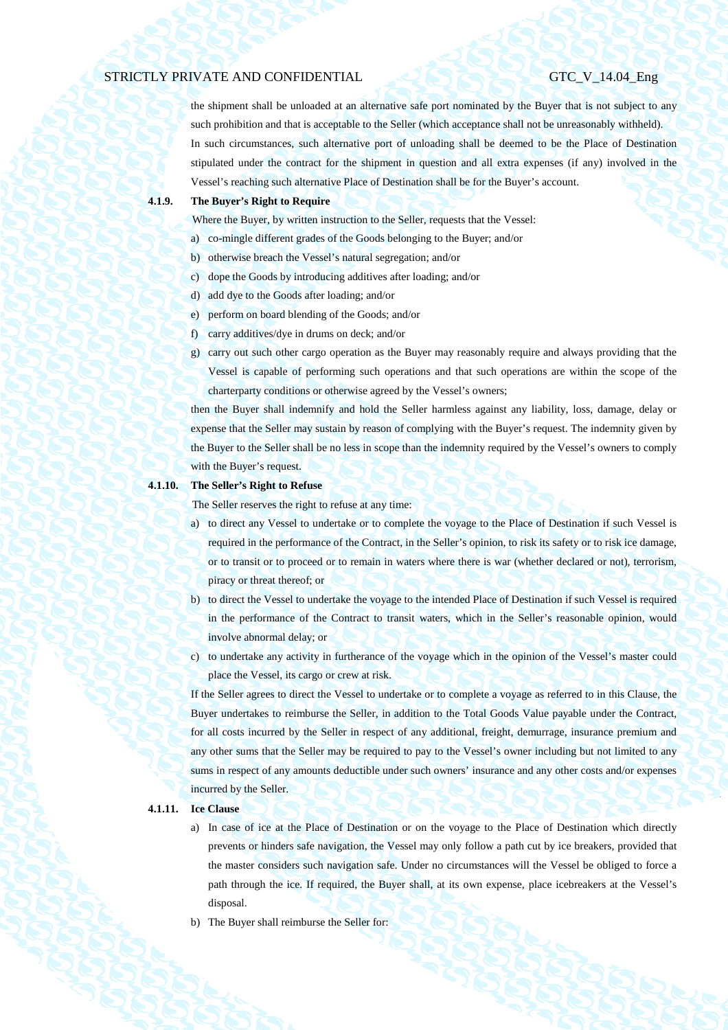the shipment shall be unloaded at an alternative safe port nominated by the Buyer that is not subject to any such prohibition and that is acceptable to the Seller (which acceptance shall not be unreasonably withheld).

In such circumstances, such alternative port of unloading shall be deemed to be the Place of Destination stipulated under the contract for the shipment in question and all extra expenses (if any) involved in the Vessel's reaching such alternative Place of Destination shall be for the Buyer's account.

**4.1.9. The Buyer's Right to Require**

Where the Buyer, by written instruction to the Seller, requests that the Vessel:

a) co-mingle different grades of the Goods belonging to the Buyer; and/or
b) otherwise breach the Vessel's natural segregation; and/or
c) dope the Goods by introducing additives after loading; and/or
d) add dye to the Goods after loading; and/or
e) perform on board blending of the Goods; and/or
f) carry additives/dye in drums on deck; and/or
g) carry out such other cargo operation as the Buyer may reasonably require and always providing that the Vessel is capable of performing such operations and that such operations are within the scope of the charterparty conditions or otherwise agreed by the Vessel's owners;

then the Buyer shall indemnify and hold the Seller harmless against any liability, loss, damage, delay or expense that the Seller may sustain by reason of complying with the Buyer's request. The indemnity given by the Buyer to the Seller shall be no less in scope than the indemnity required by the Vessel's owners to comply with the Buyer's request.

**4.1.10. The Seller's Right to Refuse**

The Seller reserves the right to refuse at any time:

a) to direct any Vessel to undertake or to complete the voyage to the Place of Destination if such Vessel is required in the performance of the Contract, in the Seller's opinion, to risk its safety or to risk ice damage, or to transit or to proceed or to remain in waters where there is war (whether declared or not), terrorism, piracy or threat thereof; or
b) to direct the Vessel to undertake the voyage to the intended Place of Destination if such Vessel is required in the performance of the Contract to transit waters, which in the Seller's reasonable opinion, would involve abnormal delay; or
c) to undertake any activity in furtherance of the voyage which in the opinion of the Vessel's master could place the Vessel, its cargo or crew at risk.

If the Seller agrees to direct the Vessel to undertake or to complete a voyage as referred to in this Clause, the Buyer undertakes to reimburse the Seller, in addition to the Total Goods Value payable under the Contract, for all costs incurred by the Seller in respect of any additional, freight, demurrage, insurance premium and any other sums that the Seller may be required to pay to the Vessel's owner including but not limited to any sums in respect of any amounts deductible under such owners' insurance and any other costs and/or expenses incurred by the Seller.

**4.1.11. Ice Clause**

a) In case of ice at the Place of Destination or on the voyage to the Place of Destination which directly prevents or hinders safe navigation, the Vessel may only follow a path cut by ice breakers, provided that the master considers such navigation safe. Under no circumstances will the Vessel be obliged to force a path through the ice. If required, the Buyer shall, at its own expense, place icebreakers at the Vessel's disposal.
b) The Buyer shall reimburse the Seller for: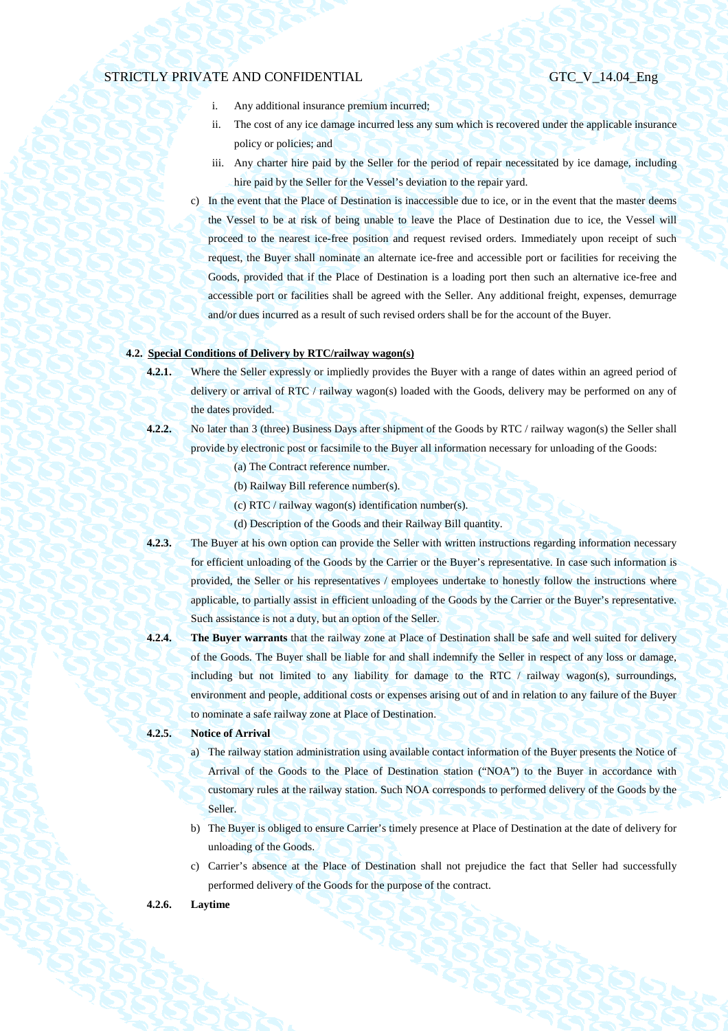i. Any additional insurance premium incurred;

ii. The cost of any ice damage incurred less any sum which is recovered under the applicable insurance policy or policies; and

iii. Any charter hire paid by the Seller for the period of repair necessitated by ice damage, including hire paid by the Seller for the Vessel's deviation to the repair yard.

c) In the event that the Place of Destination is inaccessible due to ice, or in the event that the master deems the Vessel to be at risk of being unable to leave the Place of Destination due to ice, the Vessel will proceed to the nearest ice-free position and request revised orders. Immediately upon receipt of such request, the Buyer shall nominate an alternate ice-free and accessible port or facilities for receiving the Goods, provided that if the Place of Destination is a loading port then such an alternative ice-free and accessible port or facilities shall be agreed with the Seller. Any additional freight, expenses, demurrage and/or dues incurred as a result of such revised orders shall be for the account of the Buyer.

**4.2. Special Conditions of Delivery by RTC/railway wagon(s)**

**4.2.1.** Where the Seller expressly or impliedly provides the Buyer with a range of dates within an agreed period of delivery or arrival of RTC / railway wagon(s) loaded with the Goods, delivery may be performed on any of the dates provided.

**4.2.2.** No later than 3 (three) Business Days after shipment of the Goods by RTC / railway wagon(s) the Seller shall provide by electronic post or facsimile to the Buyer all information necessary for unloading of the Goods:

(a) The Contract reference number.

(b) Railway Bill reference number(s).

(c) RTC / railway wagon(s) identification number(s).

(d) Description of the Goods and their Railway Bill quantity.

**4.2.3.** The Buyer at his own option can provide the Seller with written instructions regarding information necessary for efficient unloading of the Goods by the Carrier or the Buyer's representative. In case such information is provided, the Seller or his representatives / employees undertake to honestly follow the instructions where applicable, to partially assist in efficient unloading of the Goods by the Carrier or the Buyer's representative. Such assistance is not a duty, but an option of the Seller.

**4.2.4.** **The Buyer warrants** that the railway zone at Place of Destination shall be safe and well suited for delivery of the Goods. The Buyer shall be liable for and shall indemnify the Seller in respect of any loss or damage, including but not limited to any liability for damage to the RTC / railway wagon(s), surroundings, environment and people, additional costs or expenses arising out of and in relation to any failure of the Buyer to nominate a safe railway zone at Place of Destination.

**4.2.5.** **Notice of Arrival**

a) The railway station administration using available contact information of the Buyer presents the Notice of Arrival of the Goods to the Place of Destination station ("NOA") to the Buyer in accordance with customary rules at the railway station. Such NOA corresponds to performed delivery of the Goods by the Seller.

b) The Buyer is obliged to ensure Carrier's timely presence at Place of Destination at the date of delivery for unloading of the Goods.

c) Carrier's absence at the Place of Destination shall not prejudice the fact that Seller had successfully performed delivery of the Goods for the purpose of the contract.

**4.2.6.** **Laytime**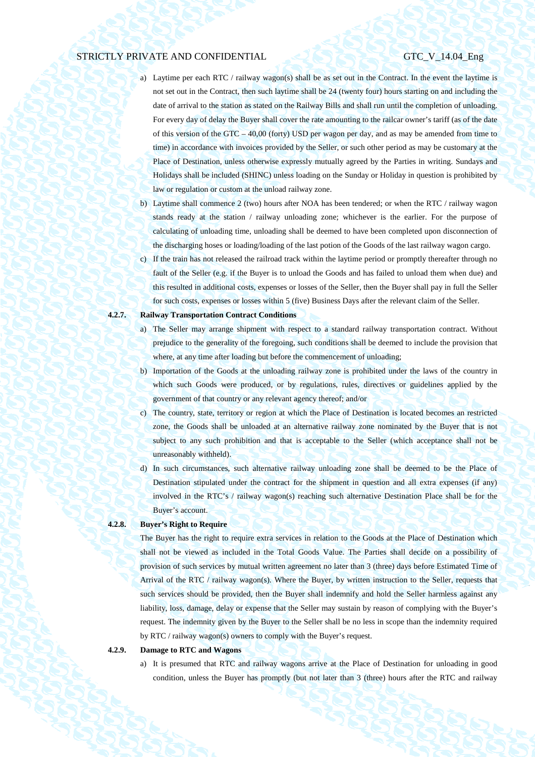a) Laytime per each RTC / railway wagon(s) shall be as set out in the Contract. In the event the laytime is not set out in the Contract, then such laytime shall be 24 (twenty four) hours starting on and including the date of arrival to the station as stated on the Railway Bills and shall run until the completion of unloading. For every day of delay the Buyer shall cover the rate amounting to the railcar owner's tariff (as of the date of this version of the GTC – 40,00 (forty) USD per wagon per day, and as may be amended from time to time) in accordance with invoices provided by the Seller, or such other period as may be customary at the Place of Destination, unless otherwise expressly mutually agreed by the Parties in writing. Sundays and Holidays shall be included (SHINC) unless loading on the Sunday or Holiday in question is prohibited by law or regulation or custom at the unload railway zone.

b) Laytime shall commence 2 (two) hours after NOA has been tendered; or when the RTC / railway wagon stands ready at the station / railway unloading zone; whichever is the earlier. For the purpose of calculating of unloading time, unloading shall be deemed to have been completed upon disconnection of the discharging hoses or loading/loading of the last potion of the Goods of the last railway wagon cargo.

c) If the train has not released the railroad track within the laytime period or promptly thereafter through no fault of the Seller (e.g. if the Buyer is to unload the Goods and has failed to unload them when due) and this resulted in additional costs, expenses or losses of the Seller, then the Buyer shall pay in full the Seller for such costs, expenses or losses within 5 (five) Business Days after the relevant claim of the Seller.

**4.2.7. Railway Transportation Contract Conditions**

a) The Seller may arrange shipment with respect to a standard railway transportation contract. Without prejudice to the generality of the foregoing, such conditions shall be deemed to include the provision that where, at any time after loading but before the commencement of unloading;

b) Importation of the Goods at the unloading railway zone is prohibited under the laws of the country in which such Goods were produced, or by regulations, rules, directives or guidelines applied by the government of that country or any relevant agency thereof; and/or

c) The country, state, territory or region at which the Place of Destination is located becomes an restricted zone, the Goods shall be unloaded at an alternative railway zone nominated by the Buyer that is not subject to any such prohibition and that is acceptable to the Seller (which acceptance shall not be unreasonably withheld).

d) In such circumstances, such alternative railway unloading zone shall be deemed to be the Place of Destination stipulated under the contract for the shipment in question and all extra expenses (if any) involved in the RTC's / railway wagon(s) reaching such alternative Destination Place shall be for the Buyer's account.

**4.2.8. Buyer's Right to Require**

The Buyer has the right to require extra services in relation to the Goods at the Place of Destination which shall not be viewed as included in the Total Goods Value. The Parties shall decide on a possibility of provision of such services by mutual written agreement no later than 3 (three) days before Estimated Time of Arrival of the RTC / railway wagon(s). Where the Buyer, by written instruction to the Seller, requests that such services should be provided, then the Buyer shall indemnify and hold the Seller harmless against any liability, loss, damage, delay or expense that the Seller may sustain by reason of complying with the Buyer's request. The indemnity given by the Buyer to the Seller shall be no less in scope than the indemnity required by RTC / railway wagon(s) owners to comply with the Buyer's request.

**4.2.9. Damage to RTC and Wagons**

a) It is presumed that RTC and railway wagons arrive at the Place of Destination for unloading in good condition, unless the Buyer has promptly (but not later than 3 (three) hours after the RTC and railway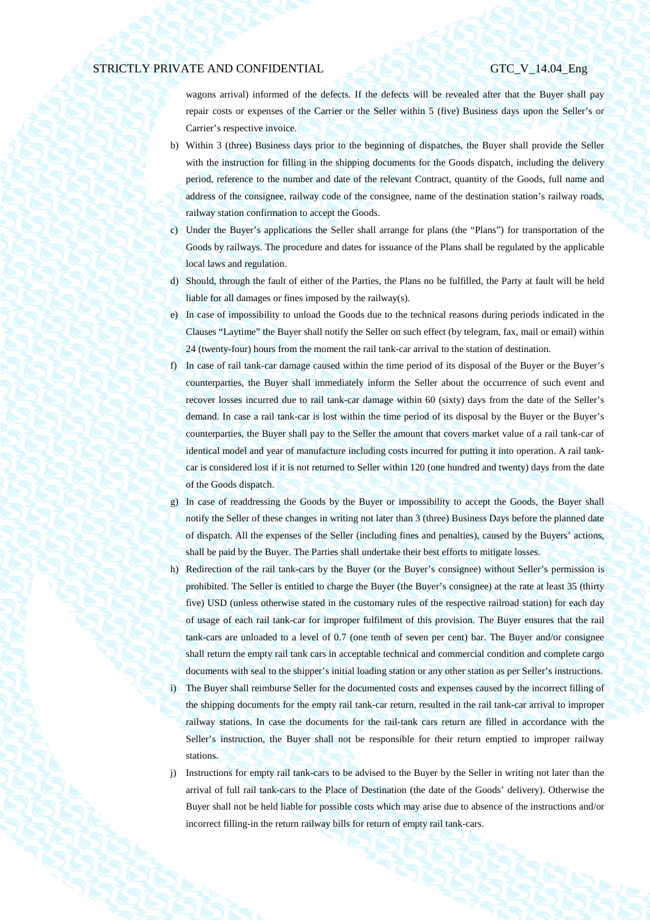wagons arrival) informed of the defects. If the defects will be revealed after that the Buyer shall pay repair costs or expenses of the Carrier or the Seller within 5 (five) Business days upon the Seller's or Carrier's respective invoice.

b) Within 3 (three) Business days prior to the beginning of dispatches, the Buyer shall provide the Seller with the instruction for filling in the shipping documents for the Goods dispatch, including the delivery period, reference to the number and date of the relevant Contract, quantity of the Goods, full name and address of the consignee, railway code of the consignee, name of the destination station's railway roads, railway station confirmation to accept the Goods.

c) Under the Buyer's applications the Seller shall arrange for plans (the "Plans") for transportation of the Goods by railways. The procedure and dates for issuance of the Plans shall be regulated by the applicable local laws and regulation.

d) Should, through the fault of either of the Parties, the Plans no be fulfilled, the Party at fault will be held liable for all damages or fines imposed by the railway(s).

e) In case of impossibility to unload the Goods due to the technical reasons during periods indicated in the Clauses "Laytime" the Buyer shall notify the Seller on such effect (by telegram, fax, mail or email) within 24 (twenty-four) hours from the moment the rail tank-car arrival to the station of destination.

f) In case of rail tank-car damage caused within the time period of its disposal of the Buyer or the Buyer's counterparties, the Buyer shall immediately inform the Seller about the occurrence of such event and recover losses incurred due to rail tank-car damage within 60 (sixty) days from the date of the Seller's demand. In case a rail tank-car is lost within the time period of its disposal by the Buyer or the Buyer's counterparties, the Buyer shall pay to the Seller the amount that covers market value of a rail tank-car of identical model and year of manufacture including costs incurred for putting it into operation. A rail tank-car is considered lost if it is not returned to Seller within 120 (one hundred and twenty) days from the date of the Goods dispatch.

g) In case of readdressing the Goods by the Buyer or impossibility to accept the Goods, the Buyer shall notify the Seller of these changes in writing not later than 3 (three) Business Days before the planned date of dispatch. All the expenses of the Seller (including fines and penalties), caused by the Buyers' actions, shall be paid by the Buyer. The Parties shall undertake their best efforts to mitigate losses.

h) Redirection of the rail tank-cars by the Buyer (or the Buyer's consignee) without Seller's permission is prohibited. The Seller is entitled to charge the Buyer (the Buyer's consignee) at the rate at least 35 (thirty five) USD (unless otherwise stated in the customary rules of the respective railroad station) for each day of usage of each rail tank-car for improper fulfilment of this provision. The Buyer ensures that the rail tank-cars are unloaded to a level of 0.7 (one tenth of seven per cent) bar. The Buyer and/or consignee shall return the empty rail tank cars in acceptable technical and commercial condition and complete cargo documents with seal to the shipper's initial loading station or any other station as per Seller's instructions.

i) The Buyer shall reimburse Seller for the documented costs and expenses caused by the incorrect filling of the shipping documents for the empty rail tank-car return, resulted in the rail tank-car arrival to improper railway stations. In case the documents for the rail-tank cars return are filled in accordance with the Seller's instruction, the Buyer shall not be responsible for their return emptied to improper railway stations.

j) Instructions for empty rail tank-cars to be advised to the Buyer by the Seller in writing not later than the arrival of full rail tank-cars to the Place of Destination (the date of the Goods' delivery). Otherwise the Buyer shall not be held liable for possible costs which may arise due to absence of the instructions and/or incorrect filling-in the return railway bills for return of empty rail tank-cars.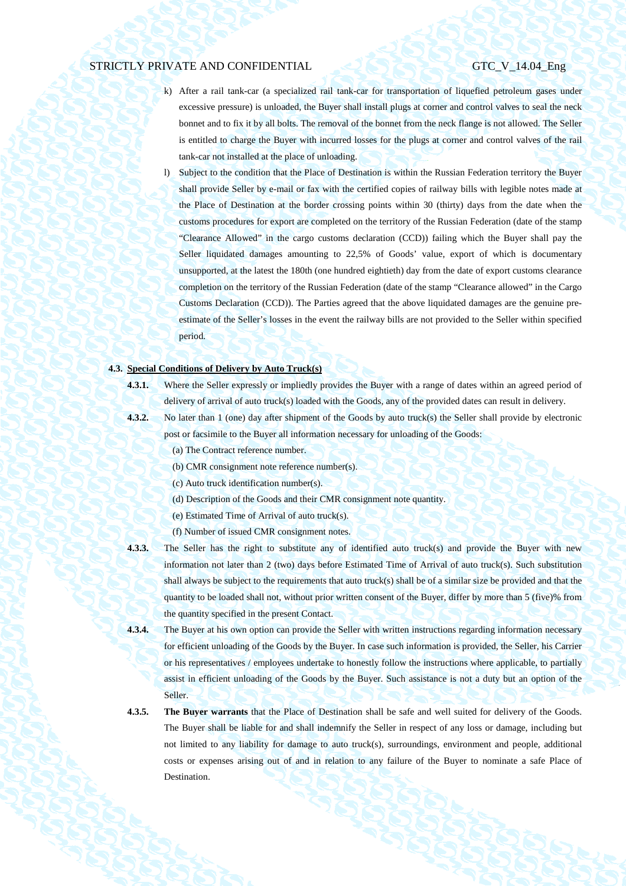k) After a rail tank-car (a specialized rail tank-car for transportation of liquefied petroleum gases under excessive pressure) is unloaded, the Buyer shall install plugs at corner and control valves to seal the neck bonnet and to fix it by all bolts. The removal of the bonnet from the neck flange is not allowed. The Seller is entitled to charge the Buyer with incurred losses for the plugs at corner and control valves of the rail tank-car not installed at the place of unloading.

l) Subject to the condition that the Place of Destination is within the Russian Federation territory the Buyer shall provide Seller by e-mail or fax with the certified copies of railway bills with legible notes made at the Place of Destination at the border crossing points within 30 (thirty) days from the date when the customs procedures for export are completed on the territory of the Russian Federation (date of the stamp "Clearance Allowed" in the cargo customs declaration (CCD)) failing which the Buyer shall pay the Seller liquidated damages amounting to 22,5% of Goods' value, export of which is documentary unsupported, at the latest the 180th (one hundred eightieth) day from the date of export customs clearance completion on the territory of the Russian Federation (date of the stamp "Clearance allowed" in the Cargo Customs Declaration (CCD)). The Parties agreed that the above liquidated damages are the genuine pre-estimate of the Seller's losses in the event the railway bills are not provided to the Seller within specified period.

**4.3. Special Conditions of Delivery by Auto Truck(s)**

**4.3.1.** Where the Seller expressly or impliedly provides the Buyer with a range of dates within an agreed period of delivery of arrival of auto truck(s) loaded with the Goods, any of the provided dates can result in delivery.

**4.3.2.** No later than 1 (one) day after shipment of the Goods by auto truck(s) the Seller shall provide by electronic post or facsimile to the Buyer all information necessary for unloading of the Goods:

(a) The Contract reference number.

(b) CMR consignment note reference number(s).

(c) Auto truck identification number(s).

(d) Description of the Goods and their CMR consignment note quantity.

(e) Estimated Time of Arrival of auto truck(s).

(f) Number of issued CMR consignment notes.

**4.3.3.** The Seller has the right to substitute any of identified auto truck(s) and provide the Buyer with new information not later than 2 (two) days before Estimated Time of Arrival of auto truck(s). Such substitution shall always be subject to the requirements that auto truck(s) shall be of a similar size be provided and that the quantity to be loaded shall not, without prior written consent of the Buyer, differ by more than 5 (five)% from the quantity specified in the present Contact.

**4.3.4.** The Buyer at his own option can provide the Seller with written instructions regarding information necessary for efficient unloading of the Goods by the Buyer. In case such information is provided, the Seller, his Carrier or his representatives / employees undertake to honestly follow the instructions where applicable, to partially assist in efficient unloading of the Goods by the Buyer. Such assistance is not a duty but an option of the Seller.

**4.3.5.** **The Buyer warrants** that the Place of Destination shall be safe and well suited for delivery of the Goods. The Buyer shall be liable for and shall indemnify the Seller in respect of any loss or damage, including but not limited to any liability for damage to auto truck(s), surroundings, environment and people, additional costs or expenses arising out of and in relation to any failure of the Buyer to nominate a safe Place of Destination.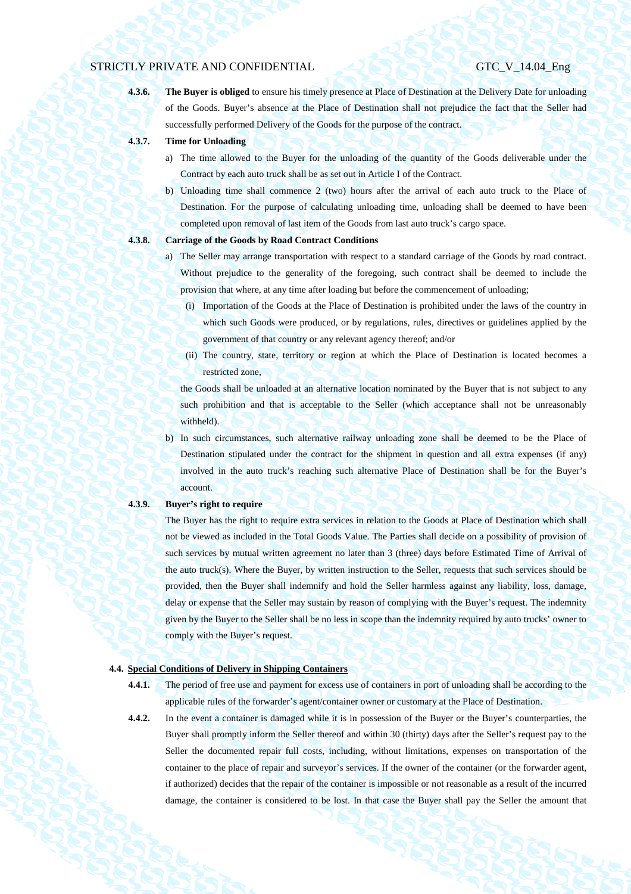**4.3.6.** **The Buyer is obliged** to ensure his timely presence at Place of Destination at the Delivery Date for unloading of the Goods. Buyer's absence at the Place of Destination shall not prejudice the fact that the Seller had successfully performed Delivery of the Goods for the purpose of the contract.

**4.3.7.** **Time for Unloading**

a) The time allowed to the Buyer for the unloading of the quantity of the Goods deliverable under the Contract by each auto truck shall be as set out in Article I of the Contract.

b) Unloading time shall commence 2 (two) hours after the arrival of each auto truck to the Place of Destination. For the purpose of calculating unloading time, unloading shall be deemed to have been completed upon removal of last item of the Goods from last auto truck's cargo space.

**4.3.8.** **Carriage of the Goods by Road Contract Conditions**

a) The Seller may arrange transportation with respect to a standard carriage of the Goods by road contract. Without prejudice to the generality of the foregoing, such contract shall be deemed to include the provision that where, at any time after loading but before the commencement of unloading;

(i) Importation of the Goods at the Place of Destination is prohibited under the laws of the country in which such Goods were produced, or by regulations, rules, directives or guidelines applied by the government of that country or any relevant agency thereof; and/or

(ii) The country, state, territory or region at which the Place of Destination is located becomes a restricted zone,

the Goods shall be unloaded at an alternative location nominated by the Buyer that is not subject to any such prohibition and that is acceptable to the Seller (which acceptance shall not be unreasonably withheld).

b) In such circumstances, such alternative railway unloading zone shall be deemed to be the Place of Destination stipulated under the contract for the shipment in question and all extra expenses (if any) involved in the auto truck's reaching such alternative Place of Destination shall be for the Buyer's account.

**4.3.9.** **Buyer's right to require**

The Buyer has the right to require extra services in relation to the Goods at Place of Destination which shall not be viewed as included in the Total Goods Value. The Parties shall decide on a possibility of provision of such services by mutual written agreement no later than 3 (three) days before Estimated Time of Arrival of the auto truck(s). Where the Buyer, by written instruction to the Seller, requests that such services should be provided, then the Buyer shall indemnify and hold the Seller harmless against any liability, loss, damage, delay or expense that the Seller may sustain by reason of complying with the Buyer's request. The indemnity given by the Buyer to the Seller shall be no less in scope than the indemnity required by auto trucks' owner to comply with the Buyer's request.

**4.4.** **Special Conditions of Delivery in Shipping Containers**

**4.4.1.** The period of free use and payment for excess use of containers in port of unloading shall be according to the applicable rules of the forwarder's agent/container owner or customary at the Place of Destination.

**4.4.2.** In the event a container is damaged while it is in possession of the Buyer or the Buyer's counterparties, the Buyer shall promptly inform the Seller thereof and within 30 (thirty) days after the Seller's request pay to the Seller the documented repair full costs, including, without limitations, expenses on transportation of the container to the place of repair and surveyor's services. If the owner of the container (or the forwarder agent, if authorized) decides that the repair of the container is impossible or not reasonable as a result of the incurred damage, the container is considered to be lost. In that case the Buyer shall pay the Seller the amount that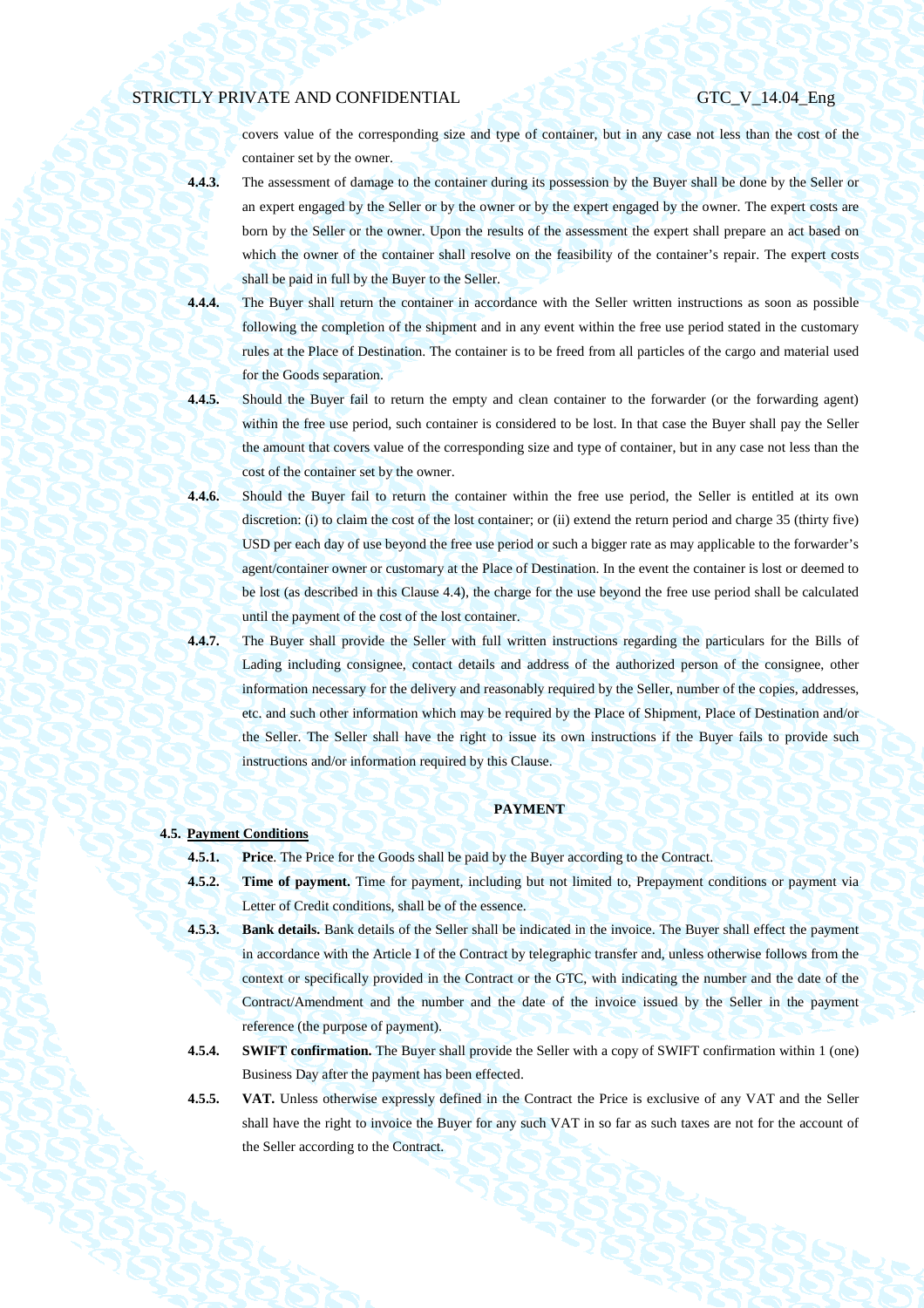covers value of the corresponding size and type of container, but in any case not less than the cost of the container set by the owner.

**4.4.3.** The assessment of damage to the container during its possession by the Buyer shall be done by the Seller or an expert engaged by the Seller or by the owner or by the expert engaged by the owner. The expert costs are born by the Seller or the owner. Upon the results of the assessment the expert shall prepare an act based on which the owner of the container shall resolve on the feasibility of the container's repair. The expert costs shall be paid in full by the Buyer to the Seller.

**4.4.4.** The Buyer shall return the container in accordance with the Seller written instructions as soon as possible following the completion of the shipment and in any event within the free use period stated in the customary rules at the Place of Destination. The container is to be freed from all particles of the cargo and material used for the Goods separation.

**4.4.5.** Should the Buyer fail to return the empty and clean container to the forwarder (or the forwarding agent) within the free use period, such container is considered to be lost. In that case the Buyer shall pay the Seller the amount that covers value of the corresponding size and type of container, but in any case not less than the cost of the container set by the owner.

**4.4.6.** Should the Buyer fail to return the container within the free use period, the Seller is entitled at its own discretion: (i) to claim the cost of the lost container; or (ii) extend the return period and charge 35 (thirty five) USD per each day of use beyond the free use period or such a bigger rate as may applicable to the forwarder's agent/container owner or customary at the Place of Destination. In the event the container is lost or deemed to be lost (as described in this Clause 4.4), the charge for the use beyond the free use period shall be calculated until the payment of the cost of the lost container.

**4.4.7.** The Buyer shall provide the Seller with full written instructions regarding the particulars for the Bills of Lading including consignee, contact details and address of the authorized person of the consignee, other information necessary for the delivery and reasonably required by the Seller, number of the copies, addresses, etc. and such other information which may be required by the Place of Shipment, Place of Destination and/or the Seller. The Seller shall have the right to issue its own instructions if the Buyer fails to provide such instructions and/or information required by this Clause.

## PAYMENT

**4.5. Payment Conditions**

**4.5.1.** **Price**. The Price for the Goods shall be paid by the Buyer according to the Contract.

**4.5.2.** **Time of payment.** Time for payment, including but not limited to, Prepayment conditions or payment via Letter of Credit conditions, shall be of the essence.

**4.5.3.** **Bank details.** Bank details of the Seller shall be indicated in the invoice. The Buyer shall effect the payment in accordance with the Article I of the Contract by telegraphic transfer and, unless otherwise follows from the context or specifically provided in the Contract or the GTC, with indicating the number and the date of the Contract/Amendment and the number and the date of the invoice issued by the Seller in the payment reference (the purpose of payment).

**4.5.4.** **SWIFT confirmation.** The Buyer shall provide the Seller with a copy of SWIFT confirmation within 1 (one) Business Day after the payment has been effected.

**4.5.5.** **VAT.** Unless otherwise expressly defined in the Contract the Price is exclusive of any VAT and the Seller shall have the right to invoice the Buyer for any such VAT in so far as such taxes are not for the account of the Seller according to the Contract.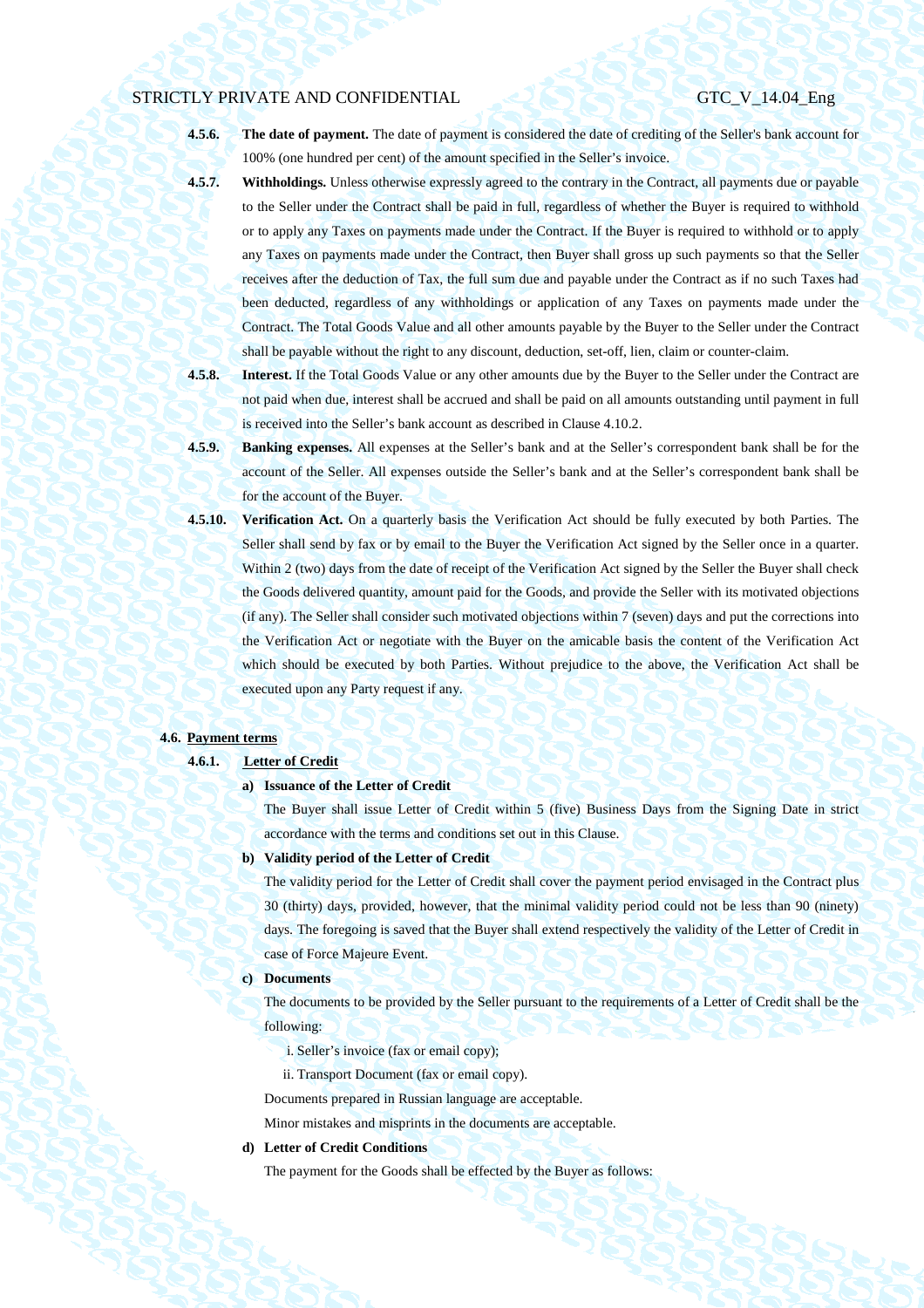**4.5.6. The date of payment.** The date of payment is considered the date of crediting of the Seller's bank account for 100% (one hundred per cent) of the amount specified in the Seller's invoice.

**4.5.7. Withholdings.** Unless otherwise expressly agreed to the contrary in the Contract, all payments due or payable to the Seller under the Contract shall be paid in full, regardless of whether the Buyer is required to withhold or to apply any Taxes on payments made under the Contract. If the Buyer is required to withhold or to apply any Taxes on payments made under the Contract, then Buyer shall gross up such payments so that the Seller receives after the deduction of Tax, the full sum due and payable under the Contract as if no such Taxes had been deducted, regardless of any withholdings or application of any Taxes on payments made under the Contract. The Total Goods Value and all other amounts payable by the Buyer to the Seller under the Contract shall be payable without the right to any discount, deduction, set-off, lien, claim or counter-claim.

**4.5.8. Interest.** If the Total Goods Value or any other amounts due by the Buyer to the Seller under the Contract are not paid when due, interest shall be accrued and shall be paid on all amounts outstanding until payment in full is received into the Seller's bank account as described in Clause 4.10.2.

**4.5.9. Banking expenses.** All expenses at the Seller's bank and at the Seller's correspondent bank shall be for the account of the Seller. All expenses outside the Seller's bank and at the Seller's correspondent bank shall be for the account of the Buyer.

**4.5.10. Verification Act.** On a quarterly basis the Verification Act should be fully executed by both Parties. The Seller shall send by fax or by email to the Buyer the Verification Act signed by the Seller once in a quarter. Within 2 (two) days from the date of receipt of the Verification Act signed by the Seller the Buyer shall check the Goods delivered quantity, amount paid for the Goods, and provide the Seller with its motivated objections (if any). The Seller shall consider such motivated objections within 7 (seven) days and put the corrections into the Verification Act or negotiate with the Buyer on the amicable basis the content of the Verification Act which should be executed by both Parties. Without prejudice to the above, the Verification Act shall be executed upon any Party request if any.

**4.6. Payment terms**

**4.6.1. Letter of Credit**

**a) Issuance of the Letter of Credit**

The Buyer shall issue Letter of Credit within 5 (five) Business Days from the Signing Date in strict accordance with the terms and conditions set out in this Clause.

**b) Validity period of the Letter of Credit**

The validity period for the Letter of Credit shall cover the payment period envisaged in the Contract plus 30 (thirty) days, provided, however, that the minimal validity period could not be less than 90 (ninety) days. The foregoing is saved that the Buyer shall extend respectively the validity of the Letter of Credit in case of Force Majeure Event.

**c) Documents**

The documents to be provided by the Seller pursuant to the requirements of a Letter of Credit shall be the following:

i. Seller's invoice (fax or email copy);

ii. Transport Document (fax or email copy).

Documents prepared in Russian language are acceptable.

Minor mistakes and misprints in the documents are acceptable.

**d) Letter of Credit Conditions**

The payment for the Goods shall be effected by the Buyer as follows: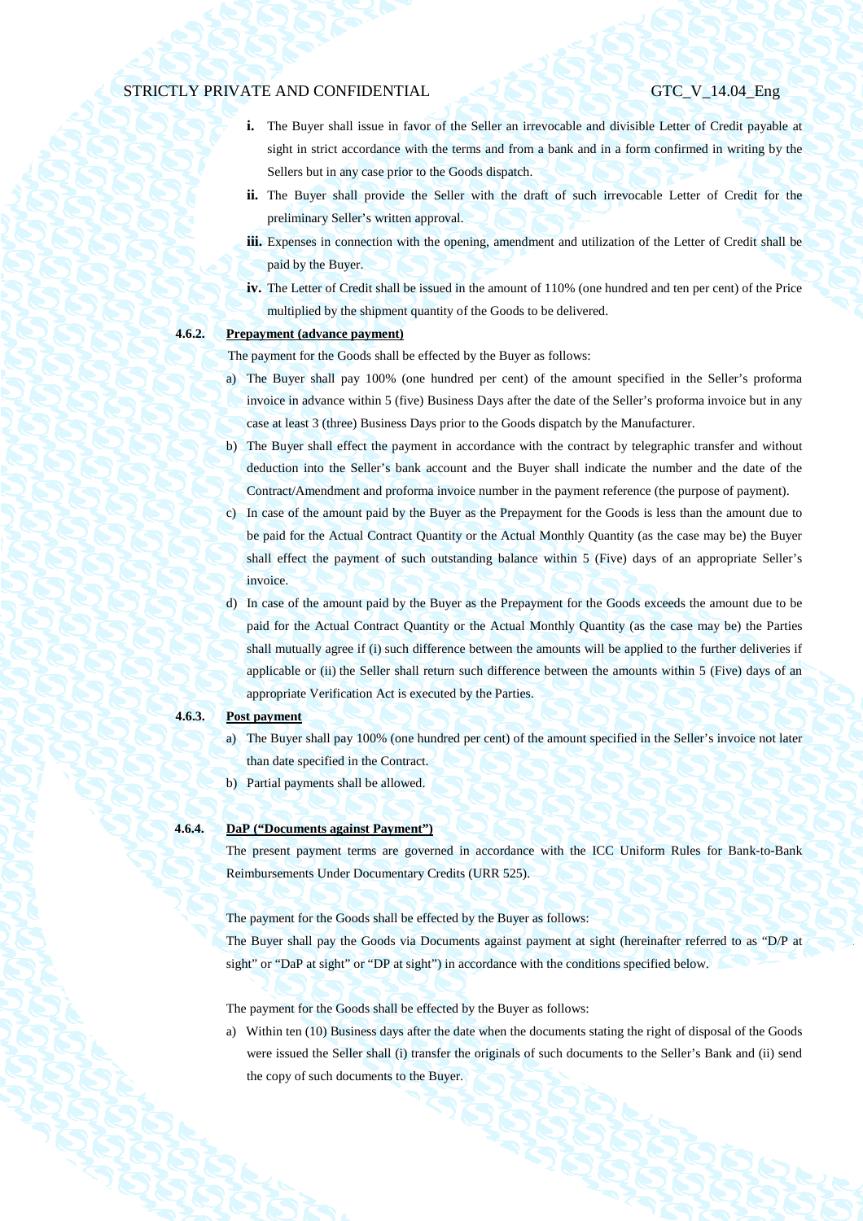**i.** The Buyer shall issue in favor of the Seller an irrevocable and divisible Letter of Credit payable at sight in strict accordance with the terms and from a bank and in a form confirmed in writing by the Sellers but in any case prior to the Goods dispatch.

**ii.** The Buyer shall provide the Seller with the draft of such irrevocable Letter of Credit for the preliminary Seller's written approval.

**iii.** Expenses in connection with the opening, amendment and utilization of the Letter of Credit shall be paid by the Buyer.

**iv.** The Letter of Credit shall be issued in the amount of 110% (one hundred and ten per cent) of the Price multiplied by the shipment quantity of the Goods to be delivered.

**4.6.2. Prepayment (advance payment)**

The payment for the Goods shall be effected by the Buyer as follows:

a) The Buyer shall pay 100% (one hundred per cent) of the amount specified in the Seller's proforma invoice in advance within 5 (five) Business Days after the date of the Seller's proforma invoice but in any case at least 3 (three) Business Days prior to the Goods dispatch by the Manufacturer.

b) The Buyer shall effect the payment in accordance with the contract by telegraphic transfer and without deduction into the Seller's bank account and the Buyer shall indicate the number and the date of the Contract/Amendment and proforma invoice number in the payment reference (the purpose of payment).

c) In case of the amount paid by the Buyer as the Prepayment for the Goods is less than the amount due to be paid for the Actual Contract Quantity or the Actual Monthly Quantity (as the case may be) the Buyer shall effect the payment of such outstanding balance within 5 (Five) days of an appropriate Seller's invoice.

d) In case of the amount paid by the Buyer as the Prepayment for the Goods exceeds the amount due to be paid for the Actual Contract Quantity or the Actual Monthly Quantity (as the case may be) the Parties shall mutually agree if (i) such difference between the amounts will be applied to the further deliveries if applicable or (ii) the Seller shall return such difference between the amounts within 5 (Five) days of an appropriate Verification Act is executed by the Parties.

**4.6.3. Post payment**

a) The Buyer shall pay 100% (one hundred per cent) of the amount specified in the Seller's invoice not later than date specified in the Contract.

b) Partial payments shall be allowed.

**4.6.4. DaP ("Documents against Payment")**

The present payment terms are governed in accordance with the ICC Uniform Rules for Bank-to-Bank Reimbursements Under Documentary Credits (URR 525).

The payment for the Goods shall be effected by the Buyer as follows:

The Buyer shall pay the Goods via Documents against payment at sight (hereinafter referred to as "D/P at sight" or "DaP at sight" or "DP at sight") in accordance with the conditions specified below.

The payment for the Goods shall be effected by the Buyer as follows:

a) Within ten (10) Business days after the date when the documents stating the right of disposal of the Goods were issued the Seller shall (i) transfer the originals of such documents to the Seller's Bank and (ii) send the copy of such documents to the Buyer.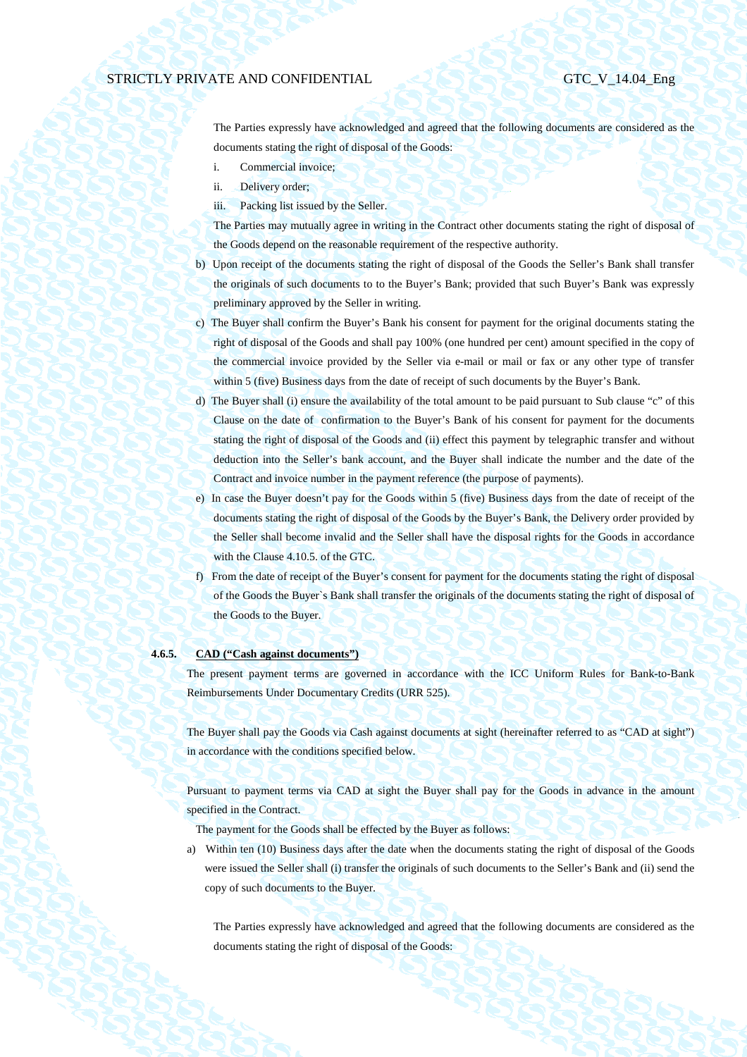The Parties expressly have acknowledged and agreed that the following documents are considered as the documents stating the right of disposal of the Goods:

i. Commercial invoice;

ii. Delivery order;

iii. Packing list issued by the Seller.

The Parties may mutually agree in writing in the Contract other documents stating the right of disposal of the Goods depend on the reasonable requirement of the respective authority.

b) Upon receipt of the documents stating the right of disposal of the Goods the Seller's Bank shall transfer the originals of such documents to to the Buyer's Bank; provided that such Buyer's Bank was expressly preliminary approved by the Seller in writing.

c) The Buyer shall confirm the Buyer's Bank his consent for payment for the original documents stating the right of disposal of the Goods and shall pay 100% (one hundred per cent) amount specified in the copy of the commercial invoice provided by the Seller via e-mail or mail or fax or any other type of transfer within 5 (five) Business days from the date of receipt of such documents by the Buyer's Bank.

d) The Buyer shall (i) ensure the availability of the total amount to be paid pursuant to Sub clause "c" of this Clause on the date of confirmation to the Buyer's Bank of his consent for payment for the documents stating the right of disposal of the Goods and (ii) effect this payment by telegraphic transfer and without deduction into the Seller's bank account, and the Buyer shall indicate the number and the date of the Contract and invoice number in the payment reference (the purpose of payments).

e) In case the Buyer doesn't pay for the Goods within 5 (five) Business days from the date of receipt of the documents stating the right of disposal of the Goods by the Buyer's Bank, the Delivery order provided by the Seller shall become invalid and the Seller shall have the disposal rights for the Goods in accordance with the Clause 4.10.5. of the GTC.

f) From the date of receipt of the Buyer's consent for payment for the documents stating the right of disposal of the Goods the Buyer`s Bank shall transfer the originals of the documents stating the right of disposal of the Goods to the Buyer.

**4.6.5. CAD ("Cash against documents")**

The present payment terms are governed in accordance with the ICC Uniform Rules for Bank-to-Bank Reimbursements Under Documentary Credits (URR 525).

The Buyer shall pay the Goods via Cash against documents at sight (hereinafter referred to as "CAD at sight") in accordance with the conditions specified below.

Pursuant to payment terms via CAD at sight the Buyer shall pay for the Goods in advance in the amount specified in the Contract.

The payment for the Goods shall be effected by the Buyer as follows:

a) Within ten (10) Business days after the date when the documents stating the right of disposal of the Goods were issued the Seller shall (i) transfer the originals of such documents to the Seller's Bank and (ii) send the copy of such documents to the Buyer.

The Parties expressly have acknowledged and agreed that the following documents are considered as the documents stating the right of disposal of the Goods: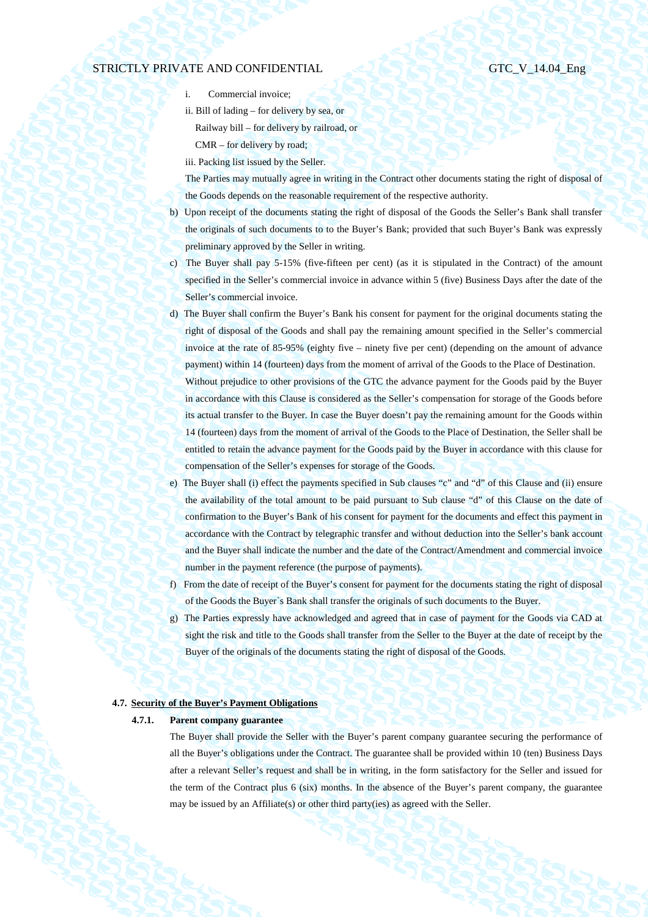i. Commercial invoice;

ii. Bill of lading – for delivery by sea, or

Railway bill – for delivery by railroad, or

CMR – for delivery by road;

iii. Packing list issued by the Seller.

The Parties may mutually agree in writing in the Contract other documents stating the right of disposal of the Goods depends on the reasonable requirement of the respective authority.

b) Upon receipt of the documents stating the right of disposal of the Goods the Seller's Bank shall transfer the originals of such documents to to the Buyer's Bank; provided that such Buyer's Bank was expressly preliminary approved by the Seller in writing.

c) The Buyer shall pay 5-15% (five-fifteen per cent) (as it is stipulated in the Contract) of the amount specified in the Seller's commercial invoice in advance within 5 (five) Business Days after the date of the Seller's commercial invoice.

d) The Buyer shall confirm the Buyer's Bank his consent for payment for the original documents stating the right of disposal of the Goods and shall pay the remaining amount specified in the Seller's commercial invoice at the rate of 85-95% (eighty five – ninety five per cent) (depending on the amount of advance payment) within 14 (fourteen) days from the moment of arrival of the Goods to the Place of Destination.

Without prejudice to other provisions of the GTC the advance payment for the Goods paid by the Buyer in accordance with this Clause is considered as the Seller's compensation for storage of the Goods before its actual transfer to the Buyer. In case the Buyer doesn't pay the remaining amount for the Goods within 14 (fourteen) days from the moment of arrival of the Goods to the Place of Destination, the Seller shall be entitled to retain the advance payment for the Goods paid by the Buyer in accordance with this clause for compensation of the Seller's expenses for storage of the Goods.

e) The Buyer shall (i) effect the payments specified in Sub clauses "c" and "d" of this Clause and (ii) ensure the availability of the total amount to be paid pursuant to Sub clause "d" of this Clause on the date of confirmation to the Buyer's Bank of his consent for payment for the documents and effect this payment in accordance with the Contract by telegraphic transfer and without deduction into the Seller's bank account and the Buyer shall indicate the number and the date of the Contract/Amendment and commercial invoice number in the payment reference (the purpose of payments).

f) From the date of receipt of the Buyer's consent for payment for the documents stating the right of disposal of the Goods the Buyer`s Bank shall transfer the originals of such documents to the Buyer.

g) The Parties expressly have acknowledged and agreed that in case of payment for the Goods via CAD at sight the risk and title to the Goods shall transfer from the Seller to the Buyer at the date of receipt by the Buyer of the originals of the documents stating the right of disposal of the Goods.

### 4.7. Security of the Buyer's Payment Obligations

#### 4.7.1. Parent company guarantee

The Buyer shall provide the Seller with the Buyer's parent company guarantee securing the performance of all the Buyer's obligations under the Contract. The guarantee shall be provided within 10 (ten) Business Days after a relevant Seller's request and shall be in writing, in the form satisfactory for the Seller and issued for the term of the Contract plus 6 (six) months. In the absence of the Buyer's parent company, the guarantee may be issued by an Affiliate(s) or other third party(ies) as agreed with the Seller.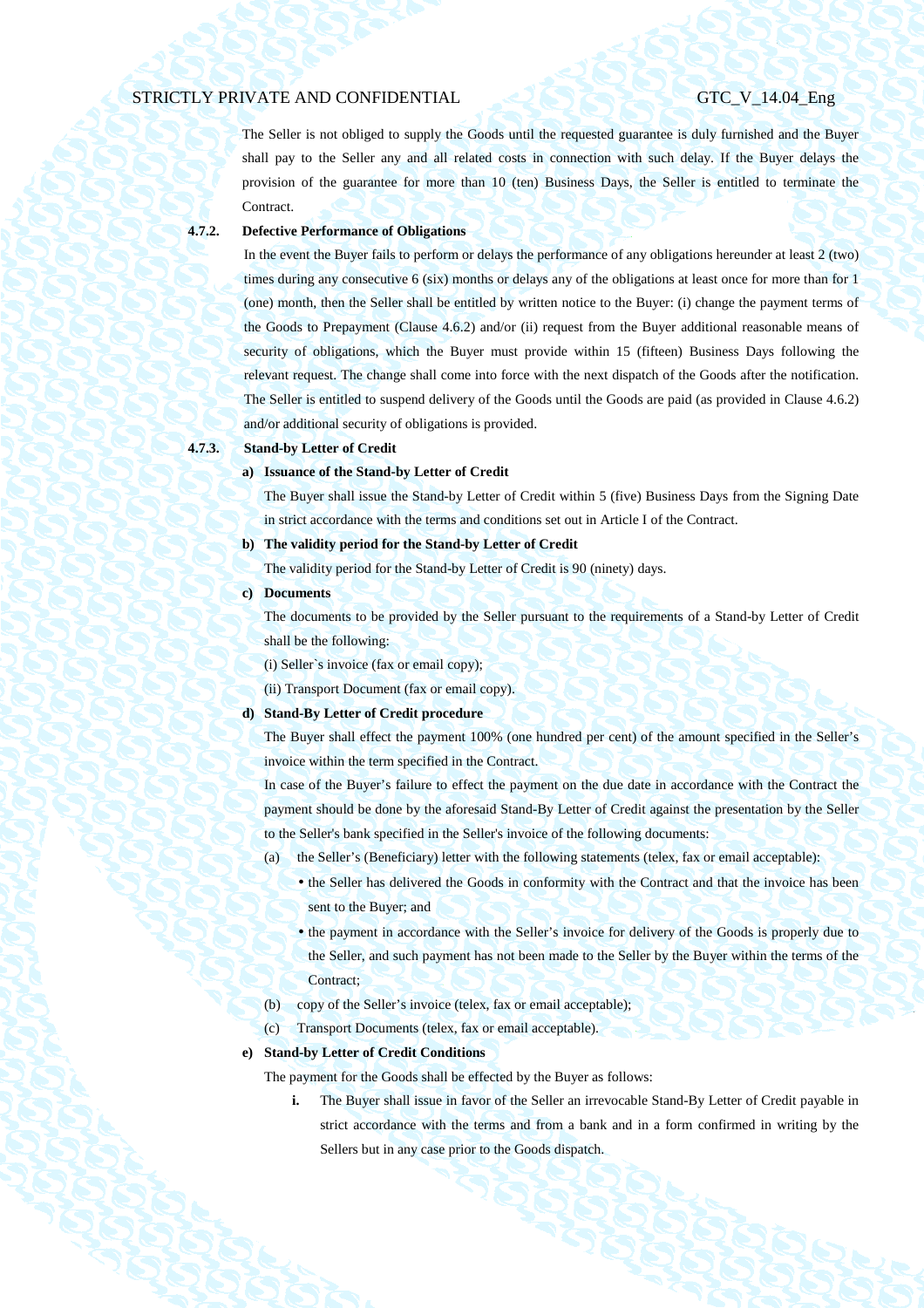The Seller is not obliged to supply the Goods until the requested guarantee is duly furnished and the Buyer shall pay to the Seller any and all related costs in connection with such delay. If the Buyer delays the provision of the guarantee for more than 10 (ten) Business Days, the Seller is entitled to terminate the Contract.

**4.7.2. Defective Performance of Obligations**

In the event the Buyer fails to perform or delays the performance of any obligations hereunder at least 2 (two) times during any consecutive 6 (six) months or delays any of the obligations at least once for more than for 1 (one) month, then the Seller shall be entitled by written notice to the Buyer: (i) change the payment terms of the Goods to Prepayment (Clause 4.6.2) and/or (ii) request from the Buyer additional reasonable means of security of obligations, which the Buyer must provide within 15 (fifteen) Business Days following the relevant request. The change shall come into force with the next dispatch of the Goods after the notification. The Seller is entitled to suspend delivery of the Goods until the Goods are paid (as provided in Clause 4.6.2) and/or additional security of obligations is provided.

**4.7.3. Stand-by Letter of Credit**

**a) Issuance of the Stand-by Letter of Credit**

The Buyer shall issue the Stand-by Letter of Credit within 5 (five) Business Days from the Signing Date in strict accordance with the terms and conditions set out in Article I of the Contract.

**b) The validity period for the Stand-by Letter of Credit**

The validity period for the Stand-by Letter of Credit is 90 (ninety) days.

**c) Documents**

The documents to be provided by the Seller pursuant to the requirements of a Stand-by Letter of Credit shall be the following:

(i) Seller`s invoice (fax or email copy);

(ii) Transport Document (fax or email copy).

**d) Stand-By Letter of Credit procedure**

The Buyer shall effect the payment 100% (one hundred per cent) of the amount specified in the Seller's invoice within the term specified in the Contract.

In case of the Buyer's failure to effect the payment on the due date in accordance with the Contract the payment should be done by the aforesaid Stand-By Letter of Credit against the presentation by the Seller to the Seller's bank specified in the Seller's invoice of the following documents:

(a) the Seller's (Beneficiary) letter with the following statements (telex, fax or email acceptable):

- the Seller has delivered the Goods in conformity with the Contract and that the invoice has been sent to the Buyer; and
- the payment in accordance with the Seller's invoice for delivery of the Goods is properly due to the Seller, and such payment has not been made to the Seller by the Buyer within the terms of the Contract;

(b) copy of the Seller's invoice (telex, fax or email acceptable);

(c) Transport Documents (telex, fax or email acceptable).

**e) Stand-by Letter of Credit Conditions**

The payment for the Goods shall be effected by the Buyer as follows:

**i.** The Buyer shall issue in favor of the Seller an irrevocable Stand-By Letter of Credit payable in strict accordance with the terms and from a bank and in a form confirmed in writing by the Sellers but in any case prior to the Goods dispatch.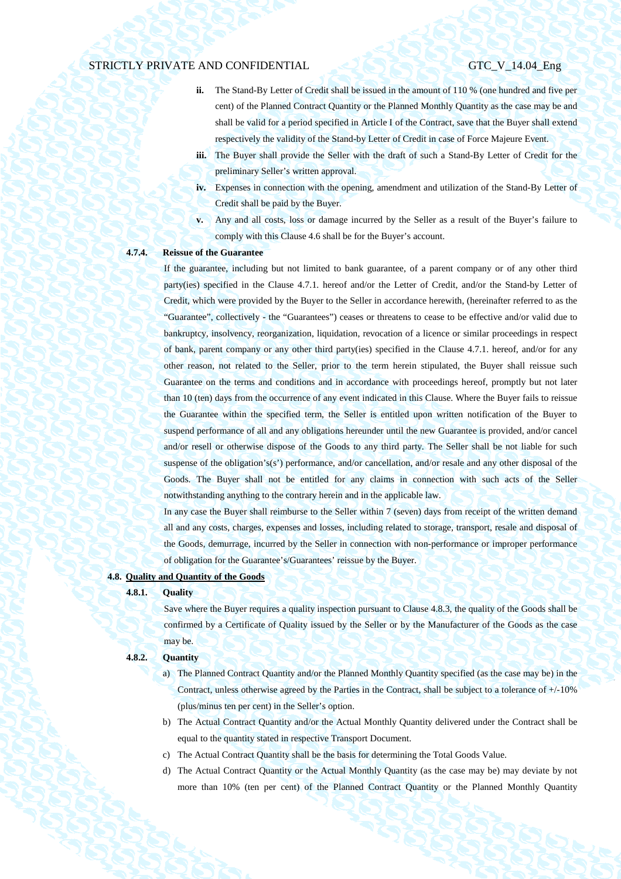ii. The Stand-By Letter of Credit shall be issued in the amount of 110 % (one hundred and five per cent) of the Planned Contract Quantity or the Planned Monthly Quantity as the case may be and shall be valid for a period specified in Article I of the Contract, save that the Buyer shall extend respectively the validity of the Stand-by Letter of Credit in case of Force Majeure Event.

iii. The Buyer shall provide the Seller with the draft of such a Stand-By Letter of Credit for the preliminary Seller's written approval.

iv. Expenses in connection with the opening, amendment and utilization of the Stand-By Letter of Credit shall be paid by the Buyer.

v. Any and all costs, loss or damage incurred by the Seller as a result of the Buyer's failure to comply with this Clause 4.6 shall be for the Buyer's account.

**4.7.4. Reissue of the Guarantee**

If the guarantee, including but not limited to bank guarantee, of a parent company or of any other third party(ies) specified in the Clause 4.7.1. hereof and/or the Letter of Credit, and/or the Stand-by Letter of Credit, which were provided by the Buyer to the Seller in accordance herewith, (hereinafter referred to as the "Guarantee", collectively - the "Guarantees") ceases or threatens to cease to be effective and/or valid due to bankruptcy, insolvency, reorganization, liquidation, revocation of a licence or similar proceedings in respect of bank, parent company or any other third party(ies) specified in the Clause 4.7.1. hereof, and/or for any other reason, not related to the Seller, prior to the term herein stipulated, the Buyer shall reissue such Guarantee on the terms and conditions and in accordance with proceedings hereof, promptly but not later than 10 (ten) days from the occurrence of any event indicated in this Clause. Where the Buyer fails to reissue the Guarantee within the specified term, the Seller is entitled upon written notification of the Buyer to suspend performance of all and any obligations hereunder until the new Guarantee is provided, and/or cancel and/or resell or otherwise dispose of the Goods to any third party. The Seller shall be not liable for such suspense of the obligation's(s') performance, and/or cancellation, and/or resale and any other disposal of the Goods. The Buyer shall not be entitled for any claims in connection with such acts of the Seller notwithstanding anything to the contrary herein and in the applicable law.

In any case the Buyer shall reimburse to the Seller within 7 (seven) days from receipt of the written demand all and any costs, charges, expenses and losses, including related to storage, transport, resale and disposal of the Goods, demurrage, incurred by the Seller in connection with non-performance or improper performance of obligation for the Guarantee's/Guarantees' reissue by the Buyer.

**4.8. Quality and Quantity of the Goods**

**4.8.1. Quality**

Save where the Buyer requires a quality inspection pursuant to Clause 4.8.3, the quality of the Goods shall be confirmed by a Certificate of Quality issued by the Seller or by the Manufacturer of the Goods as the case may be.

**4.8.2. Quantity**

a) The Planned Contract Quantity and/or the Planned Monthly Quantity specified (as the case may be) in the Contract, unless otherwise agreed by the Parties in the Contract, shall be subject to a tolerance of +/-10% (plus/minus ten per cent) in the Seller's option.

b) The Actual Contract Quantity and/or the Actual Monthly Quantity delivered under the Contract shall be equal to the quantity stated in respective Transport Document.

c) The Actual Contract Quantity shall be the basis for determining the Total Goods Value.

d) The Actual Contract Quantity or the Actual Monthly Quantity (as the case may be) may deviate by not more than 10% (ten per cent) of the Planned Contract Quantity or the Planned Monthly Quantity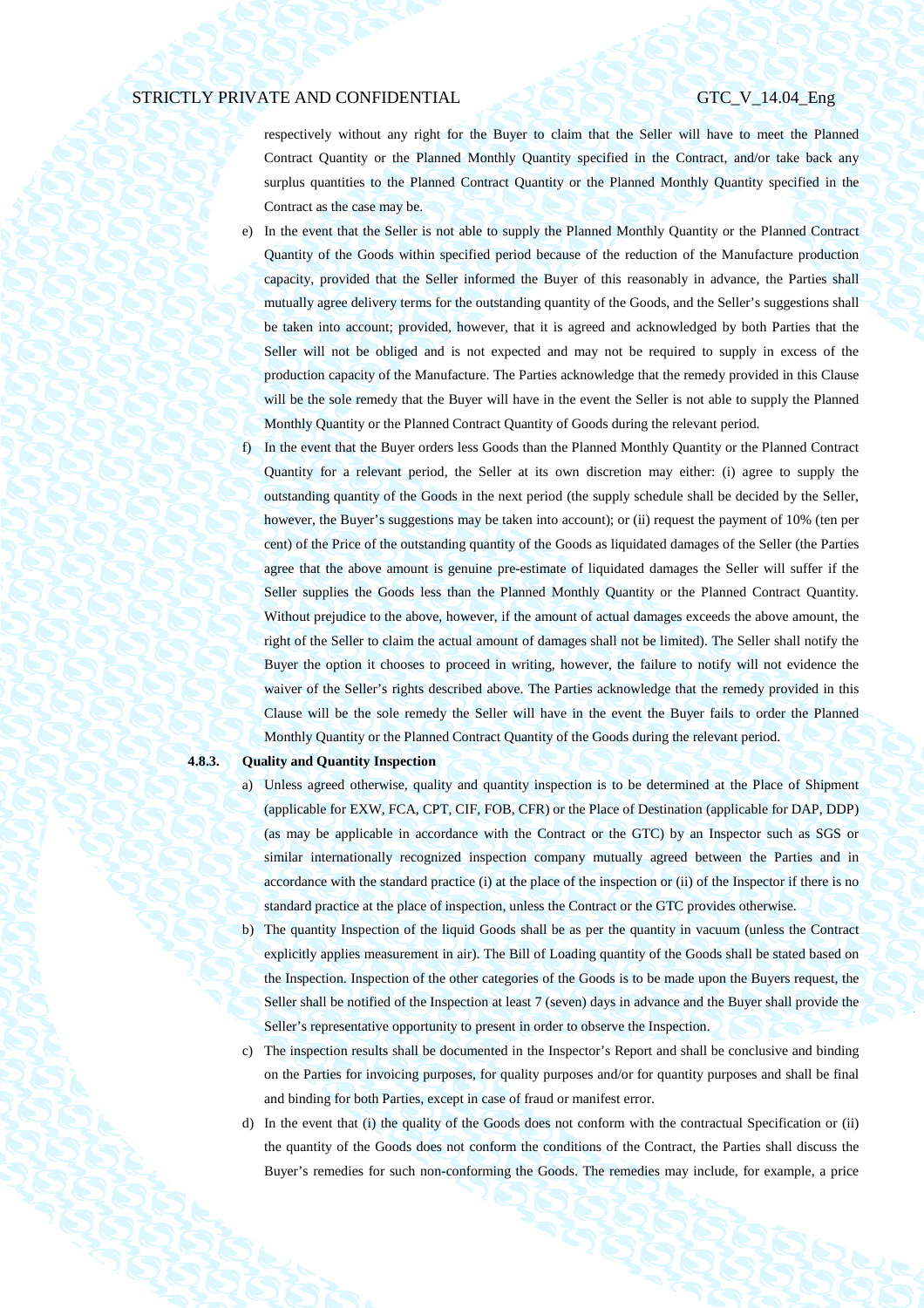respectively without any right for the Buyer to claim that the Seller will have to meet the Planned Contract Quantity or the Planned Monthly Quantity specified in the Contract, and/or take back any surplus quantities to the Planned Contract Quantity or the Planned Monthly Quantity specified in the Contract as the case may be.

e) In the event that the Seller is not able to supply the Planned Monthly Quantity or the Planned Contract Quantity of the Goods within specified period because of the reduction of the Manufacture production capacity, provided that the Seller informed the Buyer of this reasonably in advance, the Parties shall mutually agree delivery terms for the outstanding quantity of the Goods, and the Seller's suggestions shall be taken into account; provided, however, that it is agreed and acknowledged by both Parties that the Seller will not be obliged and is not expected and may not be required to supply in excess of the production capacity of the Manufacture. The Parties acknowledge that the remedy provided in this Clause will be the sole remedy that the Buyer will have in the event the Seller is not able to supply the Planned Monthly Quantity or the Planned Contract Quantity of Goods during the relevant period.

f) In the event that the Buyer orders less Goods than the Planned Monthly Quantity or the Planned Contract Quantity for a relevant period, the Seller at its own discretion may either: (i) agree to supply the outstanding quantity of the Goods in the next period (the supply schedule shall be decided by the Seller, however, the Buyer's suggestions may be taken into account); or (ii) request the payment of 10% (ten per cent) of the Price of the outstanding quantity of the Goods as liquidated damages of the Seller (the Parties agree that the above amount is genuine pre-estimate of liquidated damages the Seller will suffer if the Seller supplies the Goods less than the Planned Monthly Quantity or the Planned Contract Quantity. Without prejudice to the above, however, if the amount of actual damages exceeds the above amount, the right of the Seller to claim the actual amount of damages shall not be limited). The Seller shall notify the Buyer the option it chooses to proceed in writing, however, the failure to notify will not evidence the waiver of the Seller's rights described above. The Parties acknowledge that the remedy provided in this Clause will be the sole remedy the Seller will have in the event the Buyer fails to order the Planned Monthly Quantity or the Planned Contract Quantity of the Goods during the relevant period.

**4.8.3. Quality and Quantity Inspection**

a) Unless agreed otherwise, quality and quantity inspection is to be determined at the Place of Shipment (applicable for EXW, FCA, CPT, CIF, FOB, CFR) or the Place of Destination (applicable for DAP, DDP) (as may be applicable in accordance with the Contract or the GTC) by an Inspector such as SGS or similar internationally recognized inspection company mutually agreed between the Parties and in accordance with the standard practice (i) at the place of the inspection or (ii) of the Inspector if there is no standard practice at the place of inspection, unless the Contract or the GTC provides otherwise.

b) The quantity Inspection of the liquid Goods shall be as per the quantity in vacuum (unless the Contract explicitly applies measurement in air). The Bill of Loading quantity of the Goods shall be stated based on the Inspection. Inspection of the other categories of the Goods is to be made upon the Buyers request, the Seller shall be notified of the Inspection at least 7 (seven) days in advance and the Buyer shall provide the Seller's representative opportunity to present in order to observe the Inspection.

c) The inspection results shall be documented in the Inspector's Report and shall be conclusive and binding on the Parties for invoicing purposes, for quality purposes and/or for quantity purposes and shall be final and binding for both Parties, except in case of fraud or manifest error.

d) In the event that (i) the quality of the Goods does not conform with the contractual Specification or (ii) the quantity of the Goods does not conform the conditions of the Contract, the Parties shall discuss the Buyer's remedies for such non-conforming the Goods. The remedies may include, for example, a price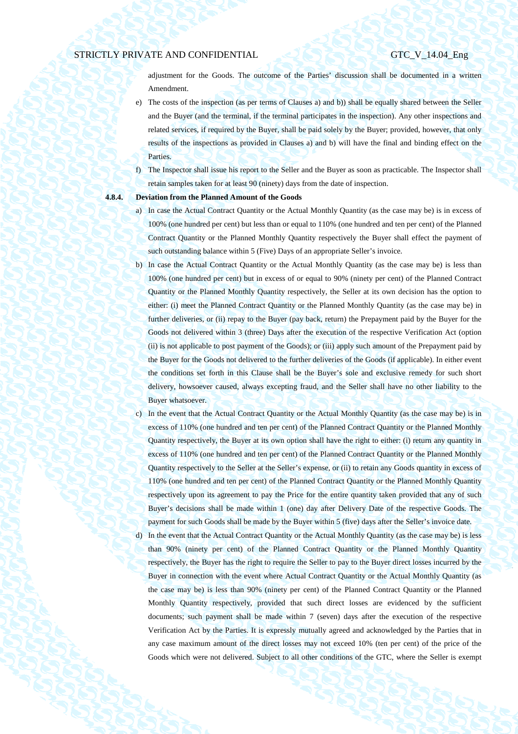adjustment for the Goods. The outcome of the Parties' discussion shall be documented in a written Amendment.

e) The costs of the inspection (as per terms of Clauses a) and b)) shall be equally shared between the Seller and the Buyer (and the terminal, if the terminal participates in the inspection). Any other inspections and related services, if required by the Buyer, shall be paid solely by the Buyer; provided, however, that only results of the inspections as provided in Clauses a) and b) will have the final and binding effect on the Parties.

f) The Inspector shall issue his report to the Seller and the Buyer as soon as practicable. The Inspector shall retain samples taken for at least 90 (ninety) days from the date of inspection.

**4.8.4. Deviation from the Planned Amount of the Goods**

a) In case the Actual Contract Quantity or the Actual Monthly Quantity (as the case may be) is in excess of 100% (one hundred per cent) but less than or equal to 110% (one hundred and ten per cent) of the Planned Contract Quantity or the Planned Monthly Quantity respectively the Buyer shall effect the payment of such outstanding balance within 5 (Five) Days of an appropriate Seller's invoice.

b) In case the Actual Contract Quantity or the Actual Monthly Quantity (as the case may be) is less than 100% (one hundred per cent) but in excess of or equal to 90% (ninety per cent) of the Planned Contract Quantity or the Planned Monthly Quantity respectively, the Seller at its own decision has the option to either: (i) meet the Planned Contract Quantity or the Planned Monthly Quantity (as the case may be) in further deliveries, or (ii) repay to the Buyer (pay back, return) the Prepayment paid by the Buyer for the Goods not delivered within 3 (three) Days after the execution of the respective Verification Act (option (ii) is not applicable to post payment of the Goods); or (iii) apply such amount of the Prepayment paid by the Buyer for the Goods not delivered to the further deliveries of the Goods (if applicable). In either event the conditions set forth in this Clause shall be the Buyer's sole and exclusive remedy for such short delivery, howsoever caused, always excepting fraud, and the Seller shall have no other liability to the Buyer whatsoever.

c) In the event that the Actual Contract Quantity or the Actual Monthly Quantity (as the case may be) is in excess of 110% (one hundred and ten per cent) of the Planned Contract Quantity or the Planned Monthly Quantity respectively, the Buyer at its own option shall have the right to either: (i) return any quantity in excess of 110% (one hundred and ten per cent) of the Planned Contract Quantity or the Planned Monthly Quantity respectively to the Seller at the Seller's expense, or (ii) to retain any Goods quantity in excess of 110% (one hundred and ten per cent) of the Planned Contract Quantity or the Planned Monthly Quantity respectively upon its agreement to pay the Price for the entire quantity taken provided that any of such Buyer's decisions shall be made within 1 (one) day after Delivery Date of the respective Goods. The payment for such Goods shall be made by the Buyer within 5 (five) days after the Seller's invoice date.

d) In the event that the Actual Contract Quantity or the Actual Monthly Quantity (as the case may be) is less than 90% (ninety per cent) of the Planned Contract Quantity or the Planned Monthly Quantity respectively, the Buyer has the right to require the Seller to pay to the Buyer direct losses incurred by the Buyer in connection with the event where Actual Contract Quantity or the Actual Monthly Quantity (as the case may be) is less than 90% (ninety per cent) of the Planned Contract Quantity or the Planned Monthly Quantity respectively, provided that such direct losses are evidenced by the sufficient documents; such payment shall be made within 7 (seven) days after the execution of the respective Verification Act by the Parties. It is expressly mutually agreed and acknowledged by the Parties that in any case maximum amount of the direct losses may not exceed 10% (ten per cent) of the price of the Goods which were not delivered. Subject to all other conditions of the GTC, where the Seller is exempt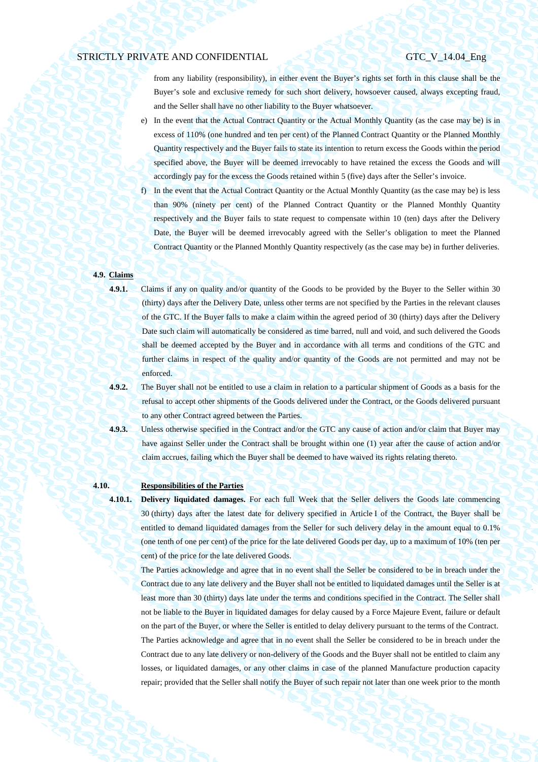from any liability (responsibility), in either event the Buyer's rights set forth in this clause shall be the Buyer's sole and exclusive remedy for such short delivery, howsoever caused, always excepting fraud, and the Seller shall have no other liability to the Buyer whatsoever.

e) In the event that the Actual Contract Quantity or the Actual Monthly Quantity (as the case may be) is in excess of 110% (one hundred and ten per cent) of the Planned Contract Quantity or the Planned Monthly Quantity respectively and the Buyer fails to state its intention to return excess the Goods within the period specified above, the Buyer will be deemed irrevocably to have retained the excess the Goods and will accordingly pay for the excess the Goods retained within 5 (five) days after the Seller's invoice.

f) In the event that the Actual Contract Quantity or the Actual Monthly Quantity (as the case may be) is less than 90% (ninety per cent) of the Planned Contract Quantity or the Planned Monthly Quantity respectively and the Buyer fails to state request to compensate within 10 (ten) days after the Delivery Date, the Buyer will be deemed irrevocably agreed with the Seller's obligation to meet the Planned Contract Quantity or the Planned Monthly Quantity respectively (as the case may be) in further deliveries.

**4.9. Claims**

**4.9.1.** Claims if any on quality and/or quantity of the Goods to be provided by the Buyer to the Seller within 30 (thirty) days after the Delivery Date, unless other terms are not specified by the Parties in the relevant clauses of the GTC. If the Buyer falls to make a claim within the agreed period of 30 (thirty) days after the Delivery Date such claim will automatically be considered as time barred, null and void, and such delivered the Goods shall be deemed accepted by the Buyer and in accordance with all terms and conditions of the GTC and further claims in respect of the quality and/or quantity of the Goods are not permitted and may not be enforced.

**4.9.2.** The Buyer shall not be entitled to use a claim in relation to a particular shipment of Goods as a basis for the refusal to accept other shipments of the Goods delivered under the Contract, or the Goods delivered pursuant to any other Contract agreed between the Parties.

**4.9.3.** Unless otherwise specified in the Contract and/or the GTC any cause of action and/or claim that Buyer may have against Seller under the Contract shall be brought within one (1) year after the cause of action and/or claim accrues, failing which the Buyer shall be deemed to have waived its rights relating thereto.

**4.10. Responsibilities of the Parties**

**4.10.1. Delivery liquidated damages.** For each full Week that the Seller delivers the Goods late commencing 30 (thirty) days after the latest date for delivery specified in Article I of the Contract, the Buyer shall be entitled to demand liquidated damages from the Seller for such delivery delay in the amount equal to 0.1% (one tenth of one per cent) of the price for the late delivered Goods per day, up to a maximum of 10% (ten per cent) of the price for the late delivered Goods.

The Parties acknowledge and agree that in no event shall the Seller be considered to be in breach under the Contract due to any late delivery and the Buyer shall not be entitled to liquidated damages until the Seller is at least more than 30 (thirty) days late under the terms and conditions specified in the Contract. The Seller shall not be liable to the Buyer in liquidated damages for delay caused by a Force Majeure Event, failure or default on the part of the Buyer, or where the Seller is entitled to delay delivery pursuant to the terms of the Contract.

The Parties acknowledge and agree that in no event shall the Seller be considered to be in breach under the Contract due to any late delivery or non-delivery of the Goods and the Buyer shall not be entitled to claim any losses, or liquidated damages, or any other claims in case of the planned Manufacture production capacity repair; provided that the Seller shall notify the Buyer of such repair not later than one week prior to the month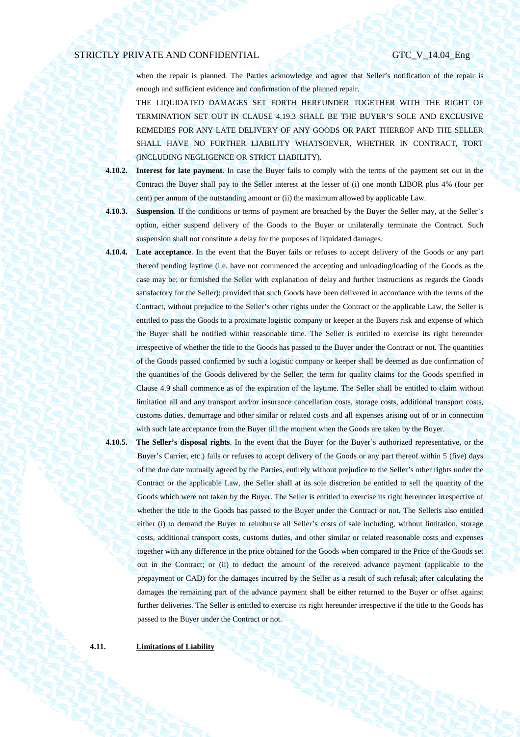when the repair is planned. The Parties acknowledge and agree that Seller's notification of the repair is enough and sufficient evidence and confirmation of the planned repair.

THE LIQUIDATED DAMAGES SET FORTH HEREUNDER TOGETHER WITH THE RIGHT OF TERMINATION SET OUT IN CLAUSE 4.19.3 SHALL BE THE BUYER'S SOLE AND EXCLUSIVE REMEDIES FOR ANY LATE DELIVERY OF ANY GOODS OR PART THEREOF AND THE SELLER SHALL HAVE NO FURTHER LIABILITY WHATSOEVER, WHETHER IN CONTRACT, TORT (INCLUDING NEGLIGENCE OR STRICT LIABILITY).

**4.10.2. Interest for late payment**. In case the Buyer fails to comply with the terms of the payment set out in the Contract the Buyer shall pay to the Seller interest at the lesser of (i) one month LIBOR plus 4% (four per cent) per annum of the outstanding amount or (ii) the maximum allowed by applicable Law.

**4.10.3. Suspension**. If the conditions or terms of payment are breached by the Buyer the Seller may, at the Seller's option, either suspend delivery of the Goods to the Buyer or unilaterally terminate the Contract. Such suspension shall not constitute a delay for the purposes of liquidated damages.

**4.10.4. Late acceptance**. In the event that the Buyer fails or refuses to accept delivery of the Goods or any part thereof pending laytime (i.e. have not commenced the accepting and unloading/loading of the Goods as the case may be; or furnished the Seller with explanation of delay and further instructions as regards the Goods satisfactory for the Seller); provided that such Goods have been delivered in accordance with the terms of the Contract, without prejudice to the Seller's other rights under the Contract or the applicable Law, the Seller is entitled to pass the Goods to a proximate logistic company or keeper at the Buyers risk and expense of which the Buyer shall be notified within reasonable time. The Seller is entitled to exercise its right hereunder irrespective of whether the title to the Goods has passed to the Buyer under the Contract or not. The quantities of the Goods passed confirmed by such a logistic company or keeper shall be deemed as due confirmation of the quantities of the Goods delivered by the Seller; the term for quality claims for the Goods specified in Clause 4.9 shall commence as of the expiration of the laytime. The Seller shall be entitled to claim without limitation all and any transport and/or insurance cancellation costs, storage costs, additional transport costs, customs duties, demurrage and other similar or related costs and all expenses arising out of or in connection with such late acceptance from the Buyer till the moment when the Goods are taken by the Buyer.

**4.10.5. The Seller's disposal rights**. In the event that the Buyer (or the Buyer's authorized representative, or the Buyer's Carrier, etc.) fails or refuses to accept delivery of the Goods or any part thereof within 5 (five) days of the due date mutually agreed by the Parties, entirely without prejudice to the Seller's other rights under the Contract or the applicable Law, the Seller shall at its sole discretion be entitled to sell the quantity of the Goods which were not taken by the Buyer. The Seller is entitled to exercise its right hereunder irrespective of whether the title to the Goods has passed to the Buyer under the Contract or not. The Selleris also entitled either (i) to demand the Buyer to reimburse all Seller's costs of sale including, without limitation, storage costs, additional transport costs, customs duties, and other similar or related reasonable costs and expenses together with any difference in the price obtained for the Goods when compared to the Price of the Goods set out in the Contract; or (ii) to deduct the amount of the received advance payment (applicable to the prepayment or CAD) for the damages incurred by the Seller as a result of such refusal; after calculating the damages the remaining part of the advance payment shall be either returned to the Buyer or offset against further deliveries. The Seller is entitled to exercise its right hereunder irrespective if the title to the Goods has passed to the Buyer under the Contract or not.

**4.11. <u>Limitations of Liability</u>**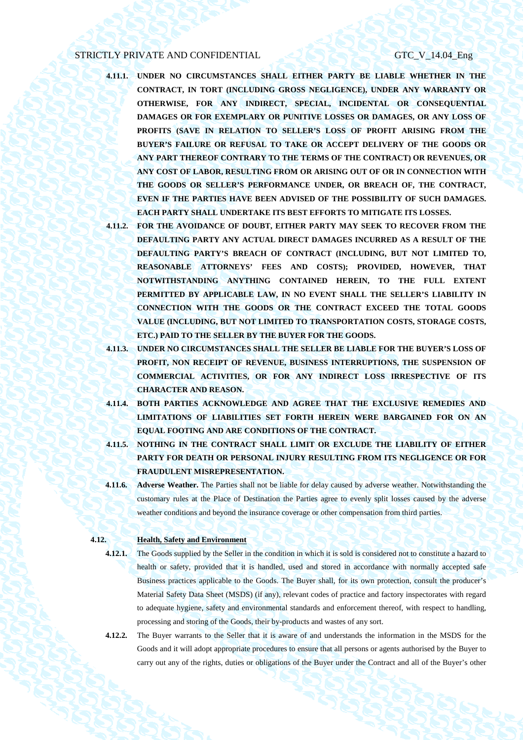**4.11.1.** **UNDER NO CIRCUMSTANCES SHALL EITHER PARTY BE LIABLE WHETHER IN THE CONTRACT, IN TORT (INCLUDING GROSS NEGLIGENCE), UNDER ANY WARRANTY OR OTHERWISE, FOR ANY INDIRECT, SPECIAL, INCIDENTAL OR CONSEQUENTIAL DAMAGES OR FOR EXEMPLARY OR PUNITIVE LOSSES OR DAMAGES, OR ANY LOSS OF PROFITS (SAVE IN RELATION TO SELLER'S LOSS OF PROFIT ARISING FROM THE BUYER'S FAILURE OR REFUSAL TO TAKE OR ACCEPT DELIVERY OF THE GOODS OR ANY PART THEREOF CONTRARY TO THE TERMS OF THE CONTRACT) OR REVENUES, OR ANY COST OF LABOR, RESULTING FROM OR ARISING OUT OF OR IN CONNECTION WITH THE GOODS OR SELLER'S PERFORMANCE UNDER, OR BREACH OF, THE CONTRACT, EVEN IF THE PARTIES HAVE BEEN ADVISED OF THE POSSIBILITY OF SUCH DAMAGES. EACH PARTY SHALL UNDERTAKE ITS BEST EFFORTS TO MITIGATE ITS LOSSES.**

**4.11.2.** **FOR THE AVOIDANCE OF DOUBT, EITHER PARTY MAY SEEK TO RECOVER FROM THE DEFAULTING PARTY ANY ACTUAL DIRECT DAMAGES INCURRED AS A RESULT OF THE DEFAULTING PARTY'S BREACH OF CONTRACT (INCLUDING, BUT NOT LIMITED TO, REASONABLE ATTORNEYS' FEES AND COSTS); PROVIDED, HOWEVER, THAT NOTWITHSTANDING ANYTHING CONTAINED HEREIN, TO THE FULL EXTENT PERMITTED BY APPLICABLE LAW, IN NO EVENT SHALL THE SELLER'S LIABILITY IN CONNECTION WITH THE GOODS OR THE CONTRACT EXCEED THE TOTAL GOODS VALUE (INCLUDING, BUT NOT LIMITED TO TRANSPORTATION COSTS, STORAGE COSTS, ETC.) PAID TO THE SELLER BY THE BUYER FOR THE GOODS.**

**4.11.3.** **UNDER NO CIRCUMSTANCES SHALL THE SELLER BE LIABLE FOR THE BUYER'S LOSS OF PROFIT, NON RECEIPT OF REVENUE, BUSINESS INTERRUPTIONS, THE SUSPENSION OF COMMERCIAL ACTIVITIES, OR FOR ANY INDIRECT LOSS IRRESPECTIVE OF ITS CHARACTER AND REASON.**

**4.11.4.** **BOTH PARTIES ACKNOWLEDGE AND AGREE THAT THE EXCLUSIVE REMEDIES AND LIMITATIONS OF LIABILITIES SET FORTH HEREIN WERE BARGAINED FOR ON AN EQUAL FOOTING AND ARE CONDITIONS OF THE CONTRACT.**

**4.11.5.** **NOTHING IN THE CONTRACT SHALL LIMIT OR EXCLUDE THE LIABILITY OF EITHER PARTY FOR DEATH OR PERSONAL INJURY RESULTING FROM ITS NEGLIGENCE OR FOR FRAUDULENT MISREPRESENTATION.**

**4.11.6.** **Adverse Weather.** The Parties shall not be liable for delay caused by adverse weather. Notwithstanding the customary rules at the Place of Destination the Parties agree to evenly split losses caused by the adverse weather conditions and beyond the insurance coverage or other compensation from third parties.

**4.12.** **Health, Safety and Environment**

**4.12.1.** The Goods supplied by the Seller in the condition in which it is sold is considered not to constitute a hazard to health or safety, provided that it is handled, used and stored in accordance with normally accepted safe Business practices applicable to the Goods. The Buyer shall, for its own protection, consult the producer's Material Safety Data Sheet (MSDS) (if any), relevant codes of practice and factory inspectorates with regard to adequate hygiene, safety and environmental standards and enforcement thereof, with respect to handling, processing and storing of the Goods, their by-products and wastes of any sort.

**4.12.2.** The Buyer warrants to the Seller that it is aware of and understands the information in the MSDS for the Goods and it will adopt appropriate procedures to ensure that all persons or agents authorised by the Buyer to carry out any of the rights, duties or obligations of the Buyer under the Contract and all of the Buyer's other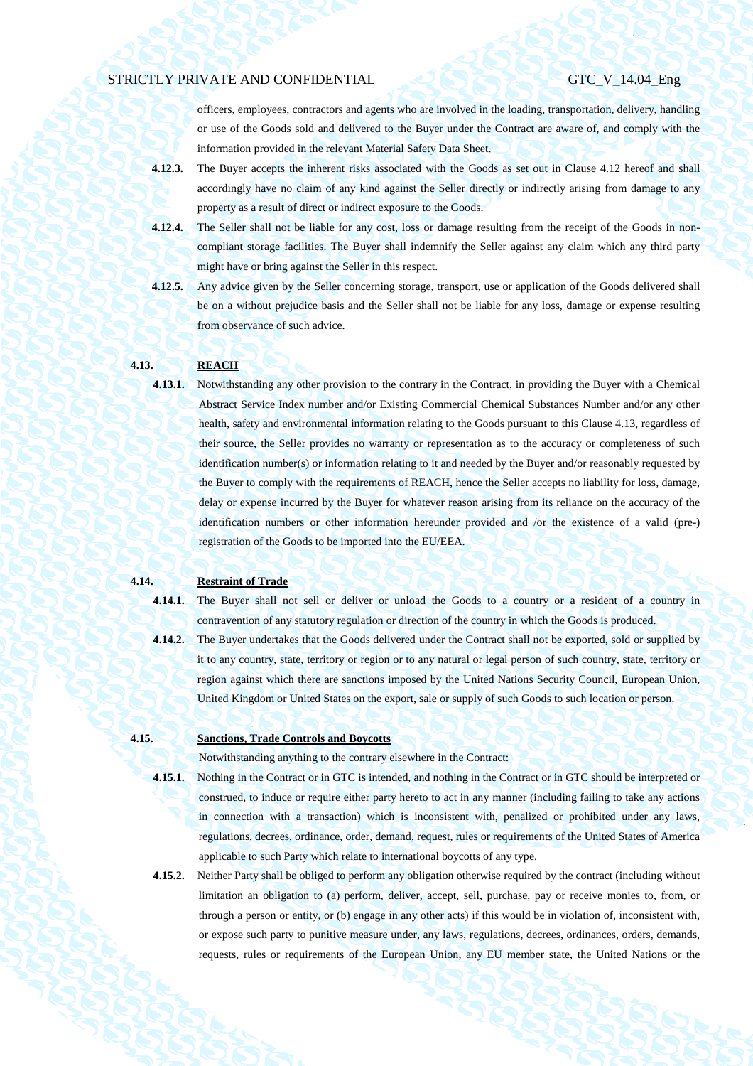officers, employees, contractors and agents who are involved in the loading, transportation, delivery, handling or use of the Goods sold and delivered to the Buyer under the Contract are aware of, and comply with the information provided in the relevant Material Safety Data Sheet.

**4.12.3.** The Buyer accepts the inherent risks associated with the Goods as set out in Clause 4.12 hereof and shall accordingly have no claim of any kind against the Seller directly or indirectly arising from damage to any property as a result of direct or indirect exposure to the Goods.

**4.12.4.** The Seller shall not be liable for any cost, loss or damage resulting from the receipt of the Goods in non-compliant storage facilities. The Buyer shall indemnify the Seller against any claim which any third party might have or bring against the Seller in this respect.

**4.12.5.** Any advice given by the Seller concerning storage, transport, use or application of the Goods delivered shall be on a without prejudice basis and the Seller shall not be liable for any loss, damage or expense resulting from observance of such advice.

**4.13. <u>REACH</u>**

**4.13.1.** Notwithstanding any other provision to the contrary in the Contract, in providing the Buyer with a Chemical Abstract Service Index number and/or Existing Commercial Chemical Substances Number and/or any other health, safety and environmental information relating to the Goods pursuant to this Clause 4.13, regardless of their source, the Seller provides no warranty or representation as to the accuracy or completeness of such identification number(s) or information relating to it and needed by the Buyer and/or reasonably requested by the Buyer to comply with the requirements of REACH, hence the Seller accepts no liability for loss, damage, delay or expense incurred by the Buyer for whatever reason arising from its reliance on the accuracy of the identification numbers or other information hereunder provided and /or the existence of a valid (pre-) registration of the Goods to be imported into the EU/EEA.

**4.14. <u>Restraint of Trade</u>**

**4.14.1.** The Buyer shall not sell or deliver or unload the Goods to a country or a resident of a country in contravention of any statutory regulation or direction of the country in which the Goods is produced.

**4.14.2.** The Buyer undertakes that the Goods delivered under the Contract shall not be exported, sold or supplied by it to any country, state, territory or region or to any natural or legal person of such country, state, territory or region against which there are sanctions imposed by the United Nations Security Council, European Union, United Kingdom or United States on the export, sale or supply of such Goods to such location or person.

**4.15. <u>Sanctions, Trade Controls and Boycotts</u>**

Notwithstanding anything to the contrary elsewhere in the Contract:

**4.15.1.** Nothing in the Contract or in GTC is intended, and nothing in the Contract or in GTC should be interpreted or construed, to induce or require either party hereto to act in any manner (including failing to take any actions in connection with a transaction) which is inconsistent with, penalized or prohibited under any laws, regulations, decrees, ordinance, order, demand, request, rules or requirements of the United States of America applicable to such Party which relate to international boycotts of any type.

**4.15.2.** Neither Party shall be obliged to perform any obligation otherwise required by the contract (including without limitation an obligation to (a) perform, deliver, accept, sell, purchase, pay or receive monies to, from, or through a person or entity, or (b) engage in any other acts) if this would be in violation of, inconsistent with, or expose such party to punitive measure under, any laws, regulations, decrees, ordinances, orders, demands, requests, rules or requirements of the European Union, any EU member state, the United Nations or the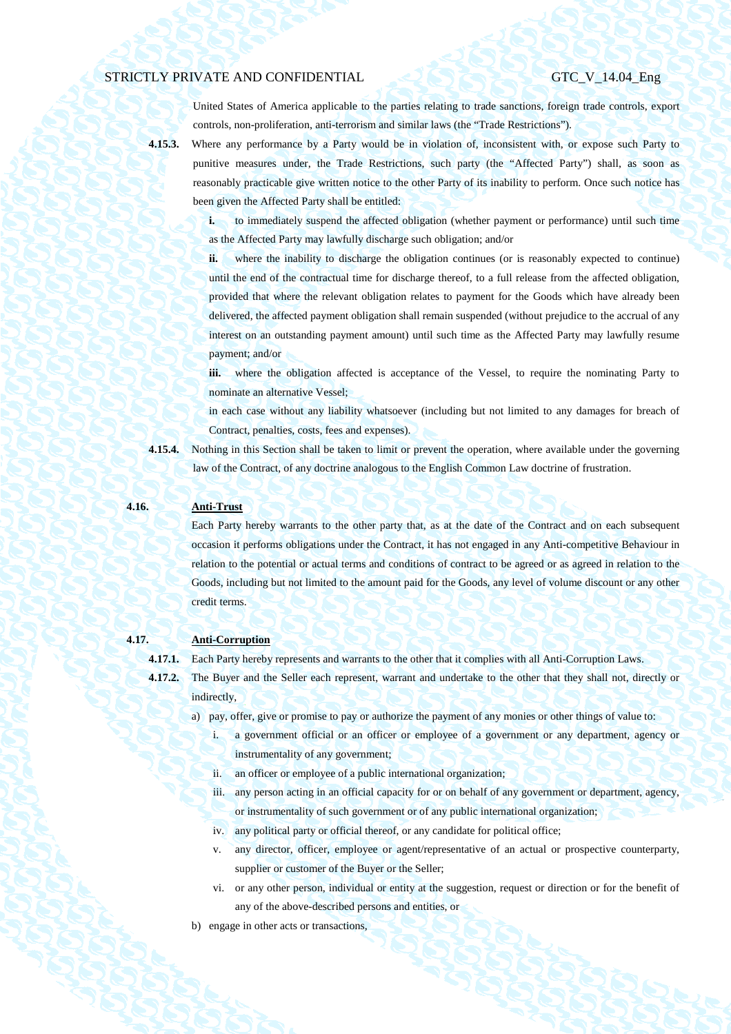United States of America applicable to the parties relating to trade sanctions, foreign trade controls, export controls, non-proliferation, anti-terrorism and similar laws (the "Trade Restrictions").

**4.15.3.** Where any performance by a Party would be in violation of, inconsistent with, or expose such Party to punitive measures under, the Trade Restrictions, such party (the "Affected Party") shall, as soon as reasonably practicable give written notice to the other Party of its inability to perform. Once such notice has been given the Affected Party shall be entitled:

**i.** to immediately suspend the affected obligation (whether payment or performance) until such time as the Affected Party may lawfully discharge such obligation; and/or

**ii.** where the inability to discharge the obligation continues (or is reasonably expected to continue) until the end of the contractual time for discharge thereof, to a full release from the affected obligation, provided that where the relevant obligation relates to payment for the Goods which have already been delivered, the affected payment obligation shall remain suspended (without prejudice to the accrual of any interest on an outstanding payment amount) until such time as the Affected Party may lawfully resume payment; and/or

**iii.** where the obligation affected is acceptance of the Vessel, to require the nominating Party to nominate an alternative Vessel;

in each case without any liability whatsoever (including but not limited to any damages for breach of Contract, penalties, costs, fees and expenses).

**4.15.4.** Nothing in this Section shall be taken to limit or prevent the operation, where available under the governing law of the Contract, of any doctrine analogous to the English Common Law doctrine of frustration.

**4.16. Anti-Trust**

Each Party hereby warrants to the other party that, as at the date of the Contract and on each subsequent occasion it performs obligations under the Contract, it has not engaged in any Anti-competitive Behaviour in relation to the potential or actual terms and conditions of contract to be agreed or as agreed in relation to the Goods, including but not limited to the amount paid for the Goods, any level of volume discount or any other credit terms.

**4.17. Anti-Corruption**

**4.17.1.** Each Party hereby represents and warrants to the other that it complies with all Anti-Corruption Laws.

**4.17.2.** The Buyer and the Seller each represent, warrant and undertake to the other that they shall not, directly or indirectly,

a) pay, offer, give or promise to pay or authorize the payment of any monies or other things of value to:

   i. a government official or an officer or employee of a government or any department, agency or instrumentality of any government;

   ii. an officer or employee of a public international organization;

   iii. any person acting in an official capacity for or on behalf of any government or department, agency, or instrumentality of such government or of any public international organization;

   iv. any political party or official thereof, or any candidate for political office;

   v. any director, officer, employee or agent/representative of an actual or prospective counterparty, supplier or customer of the Buyer or the Seller;

   vi. or any other person, individual or entity at the suggestion, request or direction or for the benefit of any of the above-described persons and entities, or

b) engage in other acts or transactions,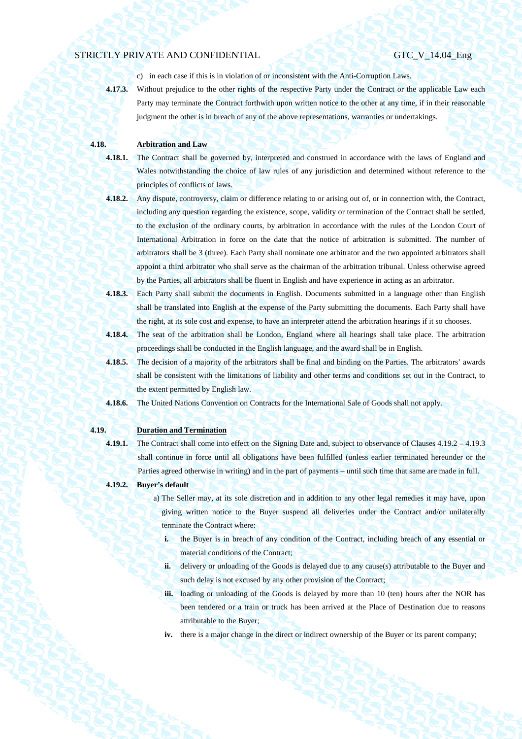c) in each case if this is in violation of or inconsistent with the Anti-Corruption Laws.

**4.17.3.** Without prejudice to the other rights of the respective Party under the Contract or the applicable Law each Party may terminate the Contract forthwith upon written notice to the other at any time, if in their reasonable judgment the other is in breach of any of the above representations, warranties or undertakings.

**4.18. Arbitration and Law**

**4.18.1.** The Contract shall be governed by, interpreted and construed in accordance with the laws of England and Wales notwithstanding the choice of law rules of any jurisdiction and determined without reference to the principles of conflicts of laws.

**4.18.2.** Any dispute, controversy, claim or difference relating to or arising out of, or in connection with, the Contract, including any question regarding the existence, scope, validity or termination of the Contract shall be settled, to the exclusion of the ordinary courts, by arbitration in accordance with the rules of the London Court of International Arbitration in force on the date that the notice of arbitration is submitted. The number of arbitrators shall be 3 (three). Each Party shall nominate one arbitrator and the two appointed arbitrators shall appoint a third arbitrator who shall serve as the chairman of the arbitration tribunal. Unless otherwise agreed by the Parties, all arbitrators shall be fluent in English and have experience in acting as an arbitrator.

**4.18.3.** Each Party shall submit the documents in English. Documents submitted in a language other than English shall be translated into English at the expense of the Party submitting the documents. Each Party shall have the right, at its sole cost and expense, to have an interpreter attend the arbitration hearings if it so chooses.

**4.18.4.** The seat of the arbitration shall be London, England where all hearings shall take place. The arbitration proceedings shall be conducted in the English language, and the award shall be in English.

**4.18.5.** The decision of a majority of the arbitrators shall be final and binding on the Parties. The arbitrators' awards shall be consistent with the limitations of liability and other terms and conditions set out in the Contract, to the extent permitted by English law.

**4.18.6.** The United Nations Convention on Contracts for the International Sale of Goods shall not apply.

**4.19. Duration and Termination**

**4.19.1.** The Contract shall come into effect on the Signing Date and, subject to observance of Clauses 4.19.2 – 4.19.3 shall continue in force until all obligations have been fulfilled (unless earlier terminated hereunder or the Parties agreed otherwise in writing) and in the part of payments – until such time that same are made in full.

**4.19.2. Buyer's default**

a) The Seller may, at its sole discretion and in addition to any other legal remedies it may have, upon giving written notice to the Buyer suspend all deliveries under the Contract and/or unilaterally terminate the Contract where:

   **i.** the Buyer is in breach of any condition of the Contract, including breach of any essential or material conditions of the Contract;

   **ii.** delivery or unloading of the Goods is delayed due to any cause(s) attributable to the Buyer and such delay is not excused by any other provision of the Contract;

   **iii.** loading or unloading of the Goods is delayed by more than 10 (ten) hours after the NOR has been tendered or a train or truck has been arrived at the Place of Destination due to reasons attributable to the Buyer;

   **iv.** there is a major change in the direct or indirect ownership of the Buyer or its parent company;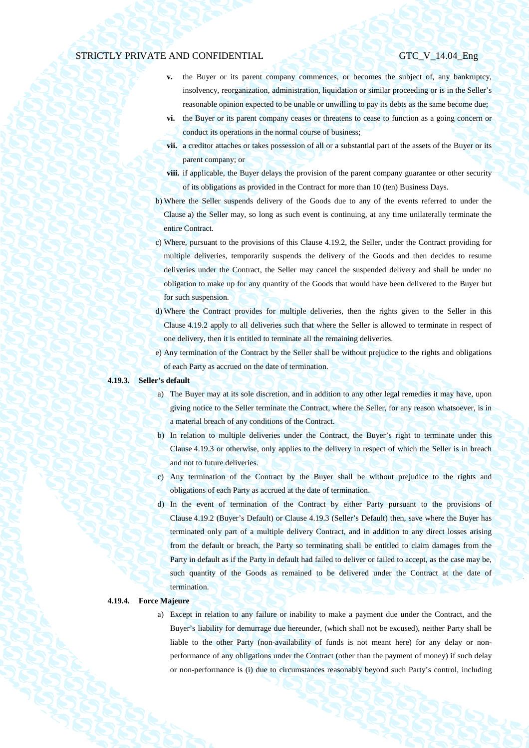- **v.** the Buyer or its parent company commences, or becomes the subject of, any bankruptcy, insolvency, reorganization, administration, liquidation or similar proceeding or is in the Seller's reasonable opinion expected to be unable or unwilling to pay its debts as the same become due;
- **vi.** the Buyer or its parent company ceases or threatens to cease to function as a going concern or conduct its operations in the normal course of business;
- **vii.** a creditor attaches or takes possession of all or a substantial part of the assets of the Buyer or its parent company; or
- **viii.** if applicable, the Buyer delays the provision of the parent company guarantee or other security of its obligations as provided in the Contract for more than 10 (ten) Business Days.

b) Where the Seller suspends delivery of the Goods due to any of the events referred to under the Clause a) the Seller may, so long as such event is continuing, at any time unilaterally terminate the entire Contract.

c) Where, pursuant to the provisions of this Clause 4.19.2, the Seller, under the Contract providing for multiple deliveries, temporarily suspends the delivery of the Goods and then decides to resume deliveries under the Contract, the Seller may cancel the suspended delivery and shall be under no obligation to make up for any quantity of the Goods that would have been delivered to the Buyer but for such suspension.

d) Where the Contract provides for multiple deliveries, then the rights given to the Seller in this Clause 4.19.2 apply to all deliveries such that where the Seller is allowed to terminate in respect of one delivery, then it is entitled to terminate all the remaining deliveries.

e) Any termination of the Contract by the Seller shall be without prejudice to the rights and obligations of each Party as accrued on the date of termination.

**4.19.3. Seller's default**

a) The Buyer may at its sole discretion, and in addition to any other legal remedies it may have, upon giving notice to the Seller terminate the Contract, where the Seller, for any reason whatsoever, is in a material breach of any conditions of the Contract.

b) In relation to multiple deliveries under the Contract, the Buyer's right to terminate under this Clause 4.19.3 or otherwise, only applies to the delivery in respect of which the Seller is in breach and not to future deliveries.

c) Any termination of the Contract by the Buyer shall be without prejudice to the rights and obligations of each Party as accrued at the date of termination.

d) In the event of termination of the Contract by either Party pursuant to the provisions of Clause 4.19.2 (Buyer's Default) or Clause 4.19.3 (Seller's Default) then, save where the Buyer has terminated only part of a multiple delivery Contract, and in addition to any direct losses arising from the default or breach, the Party so terminating shall be entitled to claim damages from the Party in default as if the Party in default had failed to deliver or failed to accept, as the case may be, such quantity of the Goods as remained to be delivered under the Contract at the date of termination.

**4.19.4. Force Majeure**

a) Except in relation to any failure or inability to make a payment due under the Contract, and the Buyer's liability for demurrage due hereunder, (which shall not be excused), neither Party shall be liable to the other Party (non-availability of funds is not meant here) for any delay or non-performance of any obligations under the Contract (other than the payment of money) if such delay or non-performance is (i) due to circumstances reasonably beyond such Party's control, including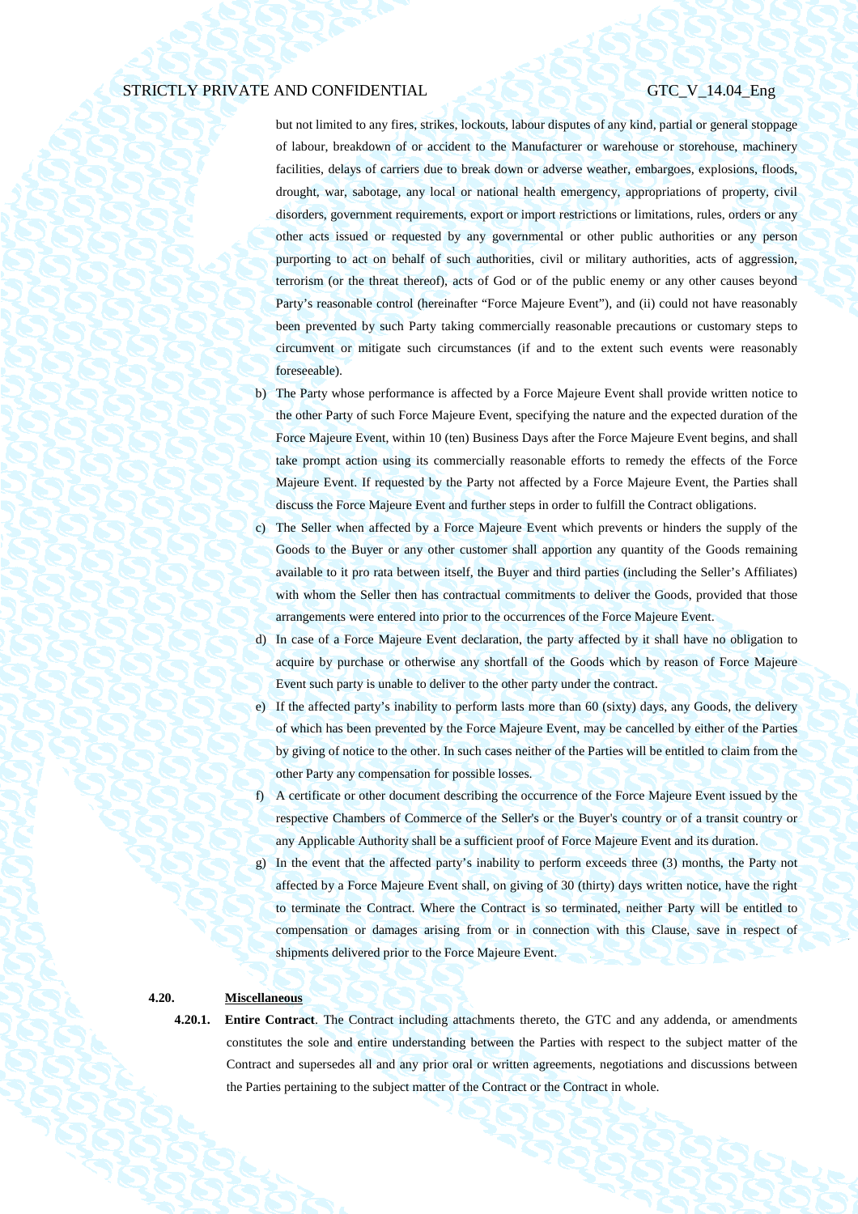but not limited to any fires, strikes, lockouts, labour disputes of any kind, partial or general stoppage of labour, breakdown of or accident to the Manufacturer or warehouse or storehouse, machinery facilities, delays of carriers due to break down or adverse weather, embargoes, explosions, floods, drought, war, sabotage, any local or national health emergency, appropriations of property, civil disorders, government requirements, export or import restrictions or limitations, rules, orders or any other acts issued or requested by any governmental or other public authorities or any person purporting to act on behalf of such authorities, civil or military authorities, acts of aggression, terrorism (or the threat thereof), acts of God or of the public enemy or any other causes beyond Party's reasonable control (hereinafter "Force Majeure Event"), and (ii) could not have reasonably been prevented by such Party taking commercially reasonable precautions or customary steps to circumvent or mitigate such circumstances (if and to the extent such events were reasonably foreseeable).

b) The Party whose performance is affected by a Force Majeure Event shall provide written notice to the other Party of such Force Majeure Event, specifying the nature and the expected duration of the Force Majeure Event, within 10 (ten) Business Days after the Force Majeure Event begins, and shall take prompt action using its commercially reasonable efforts to remedy the effects of the Force Majeure Event. If requested by the Party not affected by a Force Majeure Event, the Parties shall discuss the Force Majeure Event and further steps in order to fulfill the Contract obligations.

c) The Seller when affected by a Force Majeure Event which prevents or hinders the supply of the Goods to the Buyer or any other customer shall apportion any quantity of the Goods remaining available to it pro rata between itself, the Buyer and third parties (including the Seller's Affiliates) with whom the Seller then has contractual commitments to deliver the Goods, provided that those arrangements were entered into prior to the occurrences of the Force Majeure Event.

d) In case of a Force Majeure Event declaration, the party affected by it shall have no obligation to acquire by purchase or otherwise any shortfall of the Goods which by reason of Force Majeure Event such party is unable to deliver to the other party under the contract.

e) If the affected party's inability to perform lasts more than 60 (sixty) days, any Goods, the delivery of which has been prevented by the Force Majeure Event, may be cancelled by either of the Parties by giving of notice to the other. In such cases neither of the Parties will be entitled to claim from the other Party any compensation for possible losses.

f) A certificate or other document describing the occurrence of the Force Majeure Event issued by the respective Chambers of Commerce of the Seller's or the Buyer's country or of a transit country or any Applicable Authority shall be a sufficient proof of Force Majeure Event and its duration.

g) In the event that the affected party's inability to perform exceeds three (3) months, the Party not affected by a Force Majeure Event shall, on giving of 30 (thirty) days written notice, have the right to terminate the Contract. Where the Contract is so terminated, neither Party will be entitled to compensation or damages arising from or in connection with this Clause, save in respect of shipments delivered prior to the Force Majeure Event.

**4.20. Miscellaneous**

**4.20.1. Entire Contract**. The Contract including attachments thereto, the GTC and any addenda, or amendments constitutes the sole and entire understanding between the Parties with respect to the subject matter of the Contract and supersedes all and any prior oral or written agreements, negotiations and discussions between the Parties pertaining to the subject matter of the Contract or the Contract in whole.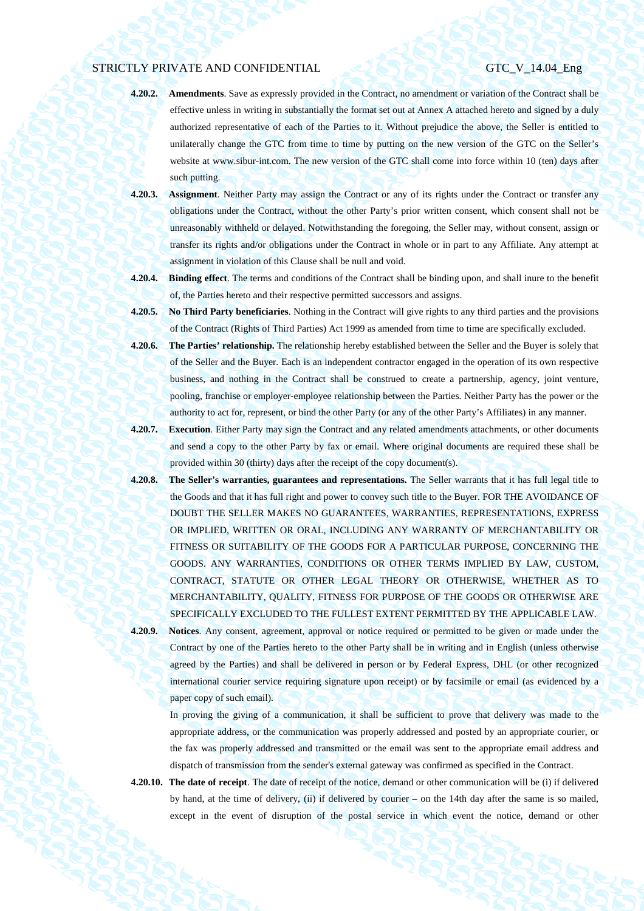**4.20.2. Amendments**. Save as expressly provided in the Contract, no amendment or variation of the Contract shall be effective unless in writing in substantially the format set out at Annex A attached hereto and signed by a duly authorized representative of each of the Parties to it. Without prejudice the above, the Seller is entitled to unilaterally change the GTC from time to time by putting on the new version of the GTC on the Seller's website at www.sibur-int.com. The new version of the GTC shall come into force within 10 (ten) days after such putting.

**4.20.3. Assignment**. Neither Party may assign the Contract or any of its rights under the Contract or transfer any obligations under the Contract, without the other Party's prior written consent, which consent shall not be unreasonably withheld or delayed. Notwithstanding the foregoing, the Seller may, without consent, assign or transfer its rights and/or obligations under the Contract in whole or in part to any Affiliate. Any attempt at assignment in violation of this Clause shall be null and void.

**4.20.4. Binding effect**. The terms and conditions of the Contract shall be binding upon, and shall inure to the benefit of, the Parties hereto and their respective permitted successors and assigns.

**4.20.5. No Third Party beneficiaries**. Nothing in the Contract will give rights to any third parties and the provisions of the Contract (Rights of Third Parties) Act 1999 as amended from time to time are specifically excluded.

**4.20.6. The Parties' relationship.** The relationship hereby established between the Seller and the Buyer is solely that of the Seller and the Buyer. Each is an independent contractor engaged in the operation of its own respective business, and nothing in the Contract shall be construed to create a partnership, agency, joint venture, pooling, franchise or employer-employee relationship between the Parties. Neither Party has the power or the authority to act for, represent, or bind the other Party (or any of the other Party's Affiliates) in any manner.

**4.20.7. Execution**. Either Party may sign the Contract and any related amendments attachments, or other documents and send a copy to the other Party by fax or email. Where original documents are required these shall be provided within 30 (thirty) days after the receipt of the copy document(s).

**4.20.8. The Seller's warranties, guarantees and representations.** The Seller warrants that it has full legal title to the Goods and that it has full right and power to convey such title to the Buyer. FOR THE AVOIDANCE OF DOUBT THE SELLER MAKES NO GUARANTEES, WARRANTIES, REPRESENTATIONS, EXPRESS OR IMPLIED, WRITTEN OR ORAL, INCLUDING ANY WARRANTY OF MERCHANTABILITY OR FITNESS OR SUITABILITY OF THE GOODS FOR A PARTICULAR PURPOSE, CONCERNING THE GOODS. ANY WARRANTIES, CONDITIONS OR OTHER TERMS IMPLIED BY LAW, CUSTOM, CONTRACT, STATUTE OR OTHER LEGAL THEORY OR OTHERWISE, WHETHER AS TO MERCHANTABILITY, QUALITY, FITNESS FOR PURPOSE OF THE GOODS OR OTHERWISE ARE SPECIFICALLY EXCLUDED TO THE FULLEST EXTENT PERMITTED BY THE APPLICABLE LAW.

**4.20.9. Notices**. Any consent, agreement, approval or notice required or permitted to be given or made under the Contract by one of the Parties hereto to the other Party shall be in writing and in English (unless otherwise agreed by the Parties) and shall be delivered in person or by Federal Express, DHL (or other recognized international courier service requiring signature upon receipt) or by facsimile or email (as evidenced by a paper copy of such email).

In proving the giving of a communication, it shall be sufficient to prove that delivery was made to the appropriate address, or the communication was properly addressed and posted by an appropriate courier, or the fax was properly addressed and transmitted or the email was sent to the appropriate email address and dispatch of transmission from the sender's external gateway was confirmed as specified in the Contract.

**4.20.10. The date of receipt**. The date of receipt of the notice, demand or other communication will be (i) if delivered by hand, at the time of delivery, (ii) if delivered by courier – on the 14th day after the same is so mailed, except in the event of disruption of the postal service in which event the notice, demand or other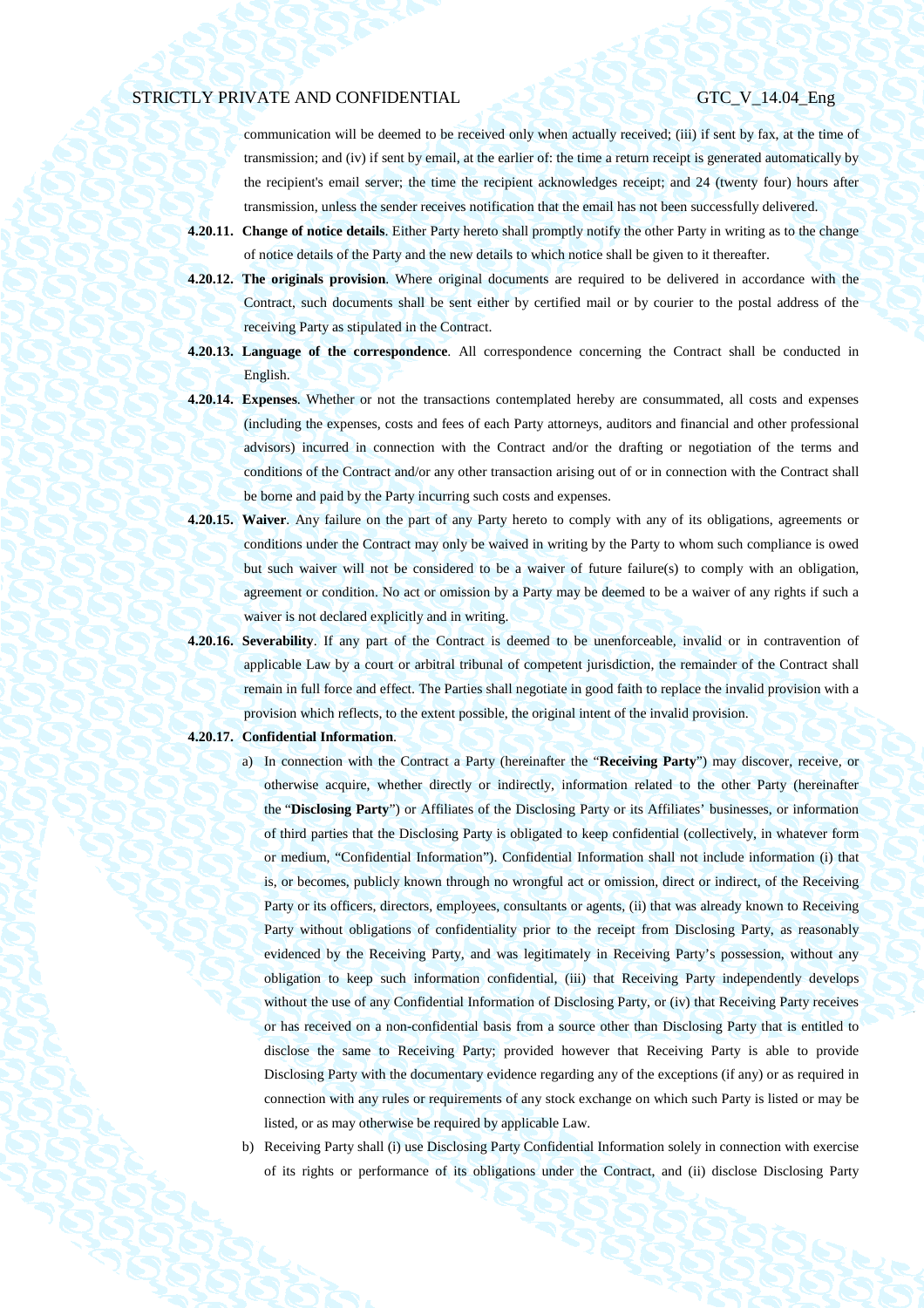communication will be deemed to be received only when actually received; (iii) if sent by fax, at the time of transmission; and (iv) if sent by email, at the earlier of: the time a return receipt is generated automatically by the recipient's email server; the time the recipient acknowledges receipt; and 24 (twenty four) hours after transmission, unless the sender receives notification that the email has not been successfully delivered.

**4.20.11. Change of notice details**. Either Party hereto shall promptly notify the other Party in writing as to the change of notice details of the Party and the new details to which notice shall be given to it thereafter.

**4.20.12. The originals provision**. Where original documents are required to be delivered in accordance with the Contract, such documents shall be sent either by certified mail or by courier to the postal address of the receiving Party as stipulated in the Contract.

**4.20.13. Language of the correspondence**. All correspondence concerning the Contract shall be conducted in English.

**4.20.14. Expenses**. Whether or not the transactions contemplated hereby are consummated, all costs and expenses (including the expenses, costs and fees of each Party attorneys, auditors and financial and other professional advisors) incurred in connection with the Contract and/or the drafting or negotiation of the terms and conditions of the Contract and/or any other transaction arising out of or in connection with the Contract shall be borne and paid by the Party incurring such costs and expenses.

**4.20.15. Waiver**. Any failure on the part of any Party hereto to comply with any of its obligations, agreements or conditions under the Contract may only be waived in writing by the Party to whom such compliance is owed but such waiver will not be considered to be a waiver of future failure(s) to comply with an obligation, agreement or condition. No act or omission by a Party may be deemed to be a waiver of any rights if such a waiver is not declared explicitly and in writing.

**4.20.16. Severability**. If any part of the Contract is deemed to be unenforceable, invalid or in contravention of applicable Law by a court or arbitral tribunal of competent jurisdiction, the remainder of the Contract shall remain in full force and effect. The Parties shall negotiate in good faith to replace the invalid provision with a provision which reflects, to the extent possible, the original intent of the invalid provision.

**4.20.17. Confidential Information**.

a) In connection with the Contract a Party (hereinafter the "**Receiving Party**") may discover, receive, or otherwise acquire, whether directly or indirectly, information related to the other Party (hereinafter the "**Disclosing Party**") or Affiliates of the Disclosing Party or its Affiliates' businesses, or information of third parties that the Disclosing Party is obligated to keep confidential (collectively, in whatever form or medium, "Confidential Information"). Confidential Information shall not include information (i) that is, or becomes, publicly known through no wrongful act or omission, direct or indirect, of the Receiving Party or its officers, directors, employees, consultants or agents, (ii) that was already known to Receiving Party without obligations of confidentiality prior to the receipt from Disclosing Party, as reasonably evidenced by the Receiving Party, and was legitimately in Receiving Party's possession, without any obligation to keep such information confidential, (iii) that Receiving Party independently develops without the use of any Confidential Information of Disclosing Party, or (iv) that Receiving Party receives or has received on a non-confidential basis from a source other than Disclosing Party that is entitled to disclose the same to Receiving Party; provided however that Receiving Party is able to provide Disclosing Party with the documentary evidence regarding any of the exceptions (if any) or as required in connection with any rules or requirements of any stock exchange on which such Party is listed or may be listed, or as may otherwise be required by applicable Law.

b) Receiving Party shall (i) use Disclosing Party Confidential Information solely in connection with exercise of its rights or performance of its obligations under the Contract, and (ii) disclose Disclosing Party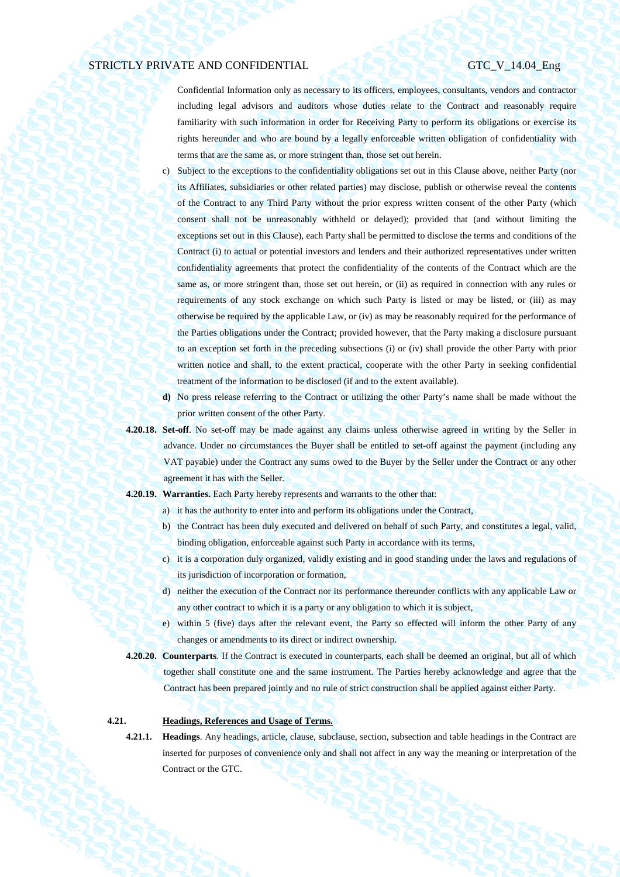Confidential Information only as necessary to its officers, employees, consultants, vendors and contractor including legal advisors and auditors whose duties relate to the Contract and reasonably require familiarity with such information in order for Receiving Party to perform its obligations or exercise its rights hereunder and who are bound by a legally enforceable written obligation of confidentiality with terms that are the same as, or more stringent than, those set out herein.

c) Subject to the exceptions to the confidentiality obligations set out in this Clause above, neither Party (nor its Affiliates, subsidiaries or other related parties) may disclose, publish or otherwise reveal the contents of the Contract to any Third Party without the prior express written consent of the other Party (which consent shall not be unreasonably withheld or delayed); provided that (and without limiting the exceptions set out in this Clause), each Party shall be permitted to disclose the terms and conditions of the Contract (i) to actual or potential investors and lenders and their authorized representatives under written confidentiality agreements that protect the confidentiality of the contents of the Contract which are the same as, or more stringent than, those set out herein, or (ii) as required in connection with any rules or requirements of any stock exchange on which such Party is listed or may be listed, or (iii) as may otherwise be required by the applicable Law, or (iv) as may be reasonably required for the performance of the Parties obligations under the Contract; provided however, that the Party making a disclosure pursuant to an exception set forth in the preceding subsections (i) or (iv) shall provide the other Party with prior written notice and shall, to the extent practical, cooperate with the other Party in seeking confidential treatment of the information to be disclosed (if and to the extent available).

**d)** No press release referring to the Contract or utilizing the other Party's name shall be made without the prior written consent of the other Party.

**4.20.18. Set-off**. No set-off may be made against any claims unless otherwise agreed in writing by the Seller in advance. Under no circumstances the Buyer shall be entitled to set-off against the payment (including any VAT payable) under the Contract any sums owed to the Buyer by the Seller under the Contract or any other agreement it has with the Seller.

**4.20.19. Warranties.** Each Party hereby represents and warrants to the other that:

a) it has the authority to enter into and perform its obligations under the Contract,

b) the Contract has been duly executed and delivered on behalf of such Party, and constitutes a legal, valid, binding obligation, enforceable against such Party in accordance with its terms,

c) it is a corporation duly organized, validly existing and in good standing under the laws and regulations of its jurisdiction of incorporation or formation,

d) neither the execution of the Contract nor its performance thereunder conflicts with any applicable Law or any other contract to which it is a party or any obligation to which it is subject,

e) within 5 (five) days after the relevant event, the Party so effected will inform the other Party of any changes or amendments to its direct or indirect ownership.

**4.20.20. Counterparts**. If the Contract is executed in counterparts, each shall be deemed an original, but all of which together shall constitute one and the same instrument. The Parties hereby acknowledge and agree that the Contract has been prepared jointly and no rule of strict construction shall be applied against either Party.

## 4.21. Headings, References and Usage of Terms.

**4.21.1. Headings**. Any headings, article, clause, subclause, section, subsection and table headings in the Contract are inserted for purposes of convenience only and shall not affect in any way the meaning or interpretation of the Contract or the GTC.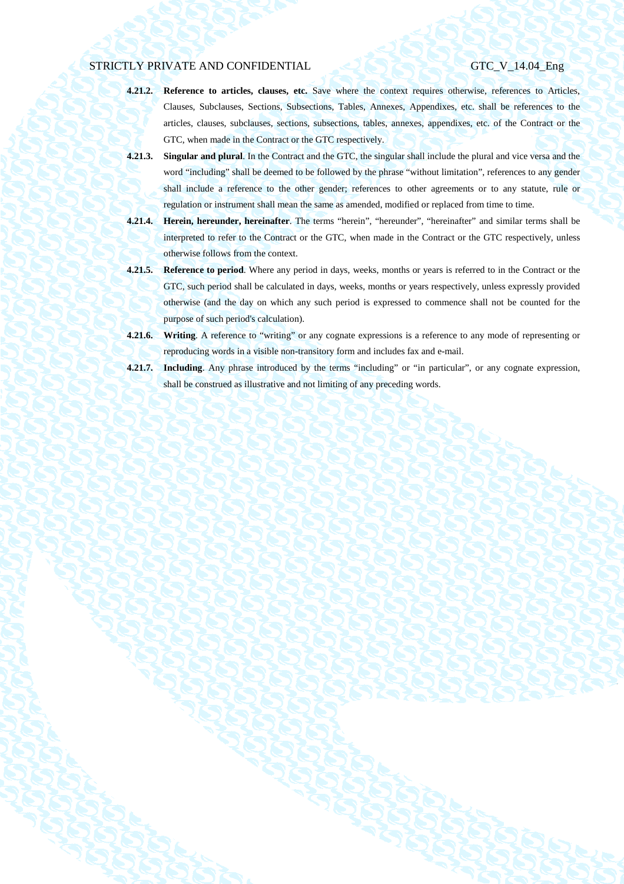**4.21.2. Reference to articles, clauses, etc.** Save where the context requires otherwise, references to Articles, Clauses, Subclauses, Sections, Subsections, Tables, Annexes, Appendixes, etc. shall be references to the articles, clauses, subclauses, sections, subsections, tables, annexes, appendixes, etc. of the Contract or the GTC, when made in the Contract or the GTC respectively.

**4.21.3. Singular and plural**. In the Contract and the GTC, the singular shall include the plural and vice versa and the word "including" shall be deemed to be followed by the phrase "without limitation", references to any gender shall include a reference to the other gender; references to other agreements or to any statute, rule or regulation or instrument shall mean the same as amended, modified or replaced from time to time.

**4.21.4. Herein, hereunder, hereinafter**. The terms "herein", "hereunder", "hereinafter" and similar terms shall be interpreted to refer to the Contract or the GTC, when made in the Contract or the GTC respectively, unless otherwise follows from the context.

**4.21.5. Reference to period**. Where any period in days, weeks, months or years is referred to in the Contract or the GTC, such period shall be calculated in days, weeks, months or years respectively, unless expressly provided otherwise (and the day on which any such period is expressed to commence shall not be counted for the purpose of such period's calculation).

**4.21.6. Writing**. A reference to "writing" or any cognate expressions is a reference to any mode of representing or reproducing words in a visible non-transitory form and includes fax and e-mail.

**4.21.7. Including**. Any phrase introduced by the terms "including" or "in particular", or any cognate expression, shall be construed as illustrative and not limiting of any preceding words.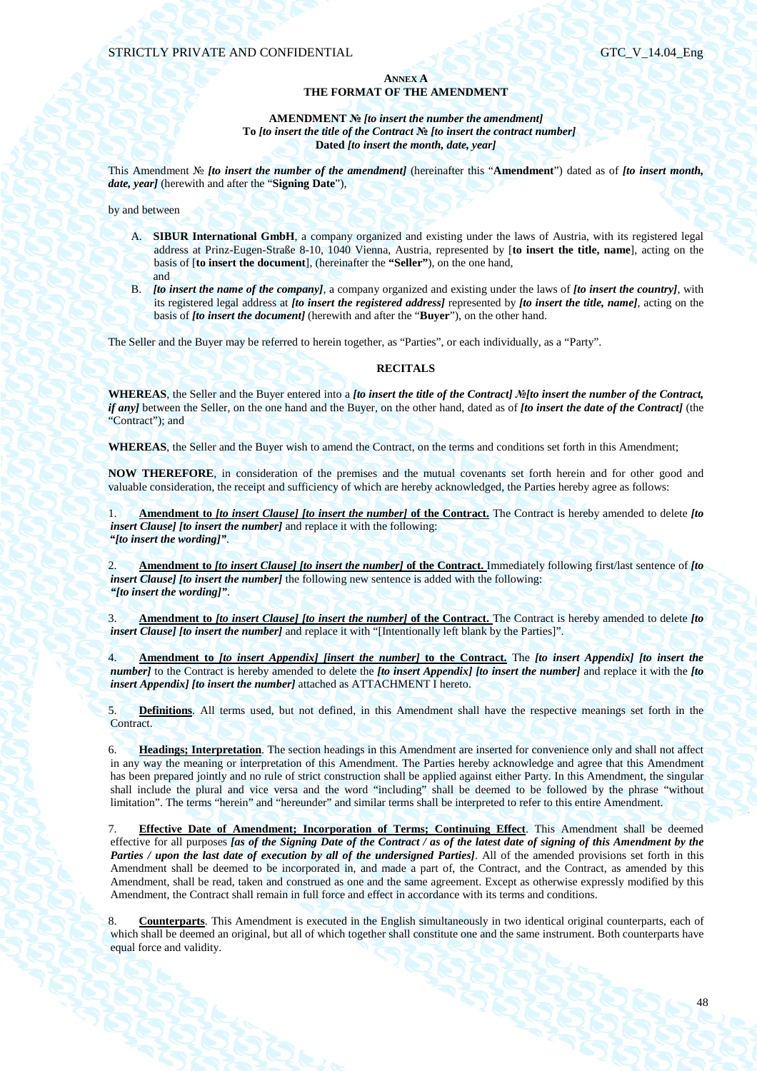**ANNEX A**
**THE FORMAT OF THE AMENDMENT**

**AMENDMENT №** ***[to insert the number the amendment]***
**To** ***[to insert the title of the Contract № [to insert the contract number]***
**Dated** ***[to insert the month, date, year]***

This Amendment № ***[to insert the number of the amendment]*** (hereinafter this "**Amendment**") dated as of ***[to insert month, date, year]*** (herewith and after the "**Signing Date**"),

by and between

A. **SIBUR International GmbH**, a company organized and existing under the laws of Austria, with its registered legal address at Prinz-Eugen-Straße 8-10, 1040 Vienna, Austria, represented by [**to insert the title, name**], acting on the basis of [**to insert the document**], (hereinafter the **"Seller"**), on the one hand,
and

B. ***[to insert the name of the company]***, a company organized and existing under the laws of ***[to insert the country]***, with its registered legal address at ***[to insert the registered address]*** represented by ***[to insert the title, name]***, acting on the basis of ***[to insert the document]*** (herewith and after the "**Buyer**"), on the other hand.

The Seller and the Buyer may be referred to herein together, as "Parties", or each individually, as a "Party".

**RECITALS**

**WHEREAS**, the Seller and the Buyer entered into a ***[to insert the title of the Contract] №[to insert the number of the Contract, if any]*** between the Seller, on the one hand and the Buyer, on the other hand, dated as of ***[to insert the date of the Contract]*** (the "Contract"); and

**WHEREAS**, the Seller and the Buyer wish to amend the Contract, on the terms and conditions set forth in this Amendment;

**NOW THEREFORE**, in consideration of the premises and the mutual covenants set forth herein and for other good and valuable consideration, the receipt and sufficiency of which are hereby acknowledged, the Parties hereby agree as follows:

1. **Amendment to** ***[to insert Clause] [to insert the number]*** **of the Contract.** The Contract is hereby amended to delete ***[to insert Clause] [to insert the number]*** and replace it with the following:
***"[to insert the wording]"***.

2. **Amendment to** ***[to insert Clause] [to insert the number]*** **of the Contract.** Immediately following first/last sentence of ***[to insert Clause] [to insert the number]*** the following new sentence is added with the following:
***"[to insert the wording]"***.

3. **Amendment to** ***[to insert Clause] [to insert the number]*** **of the Contract.** The Contract is hereby amended to delete ***[to insert Clause] [to insert the number]*** and replace it with "[Intentionally left blank by the Parties]".

4. **Amendment to** ***[to insert Appendix] [insert the number]*** **to the Contract.** The ***[to insert Appendix] [to insert the number]*** to the Contract is hereby amended to delete the ***[to insert Appendix] [to insert the number]*** and replace it with the ***[to insert Appendix] [to insert the number]*** attached as ATTACHMENT I hereto.

5. **Definitions**. All terms used, but not defined, in this Amendment shall have the respective meanings set forth in the Contract.

6. **Headings; Interpretation**. The section headings in this Amendment are inserted for convenience only and shall not affect in any way the meaning or interpretation of this Amendment. The Parties hereby acknowledge and agree that this Amendment has been prepared jointly and no rule of strict construction shall be applied against either Party. In this Amendment, the singular shall include the plural and vice versa and the word "including" shall be deemed to be followed by the phrase "without limitation". The terms "herein" and "hereunder" and similar terms shall be interpreted to refer to this entire Amendment.

7. **Effective Date of Amendment; Incorporation of Terms; Continuing Effect**. This Amendment shall be deemed effective for all purposes ***[as of the Signing Date of the Contract / as of the latest date of signing of this Amendment by the Parties / upon the last date of execution by all of the undersigned Parties]***. All of the amended provisions set forth in this Amendment shall be deemed to be incorporated in, and made a part of, the Contract, and the Contract, as amended by this Amendment, shall be read, taken and construed as one and the same agreement. Except as otherwise expressly modified by this Amendment, the Contract shall remain in full force and effect in accordance with its terms and conditions.

8. **Counterparts**. This Amendment is executed in the English simultaneously in two identical original counterparts, each of which shall be deemed an original, but all of which together shall constitute one and the same instrument. Both counterparts have equal force and validity.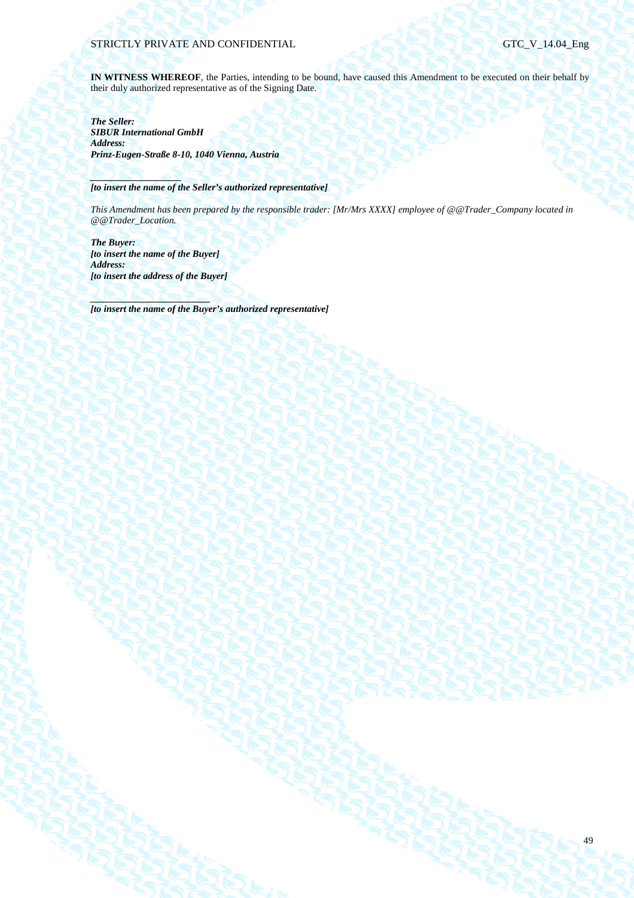**IN WITNESS WHEREOF**, the Parties, intending to be bound, have caused this Amendment to be executed on their behalf by their duly authorized representative as of the Signing Date.

***The Seller:***
***SIBUR International GmbH***
***Address:***
***Prinz-Eugen-Straße 8-10, 1040 Vienna, Austria***

___________________
***[to insert the name of the Seller's authorized representative]***

*This Amendment has been prepared by the responsible trader: [Mr/Mrs XXXX] employee of @@Trader_Company located in @@Trader_Location.*

***The Buyer:***
***[to insert the name of the Buyer]***
***Address:***
***[to insert the address of the Buyer]***

_________________________
***[to insert the name of the Buyer's authorized representative]***